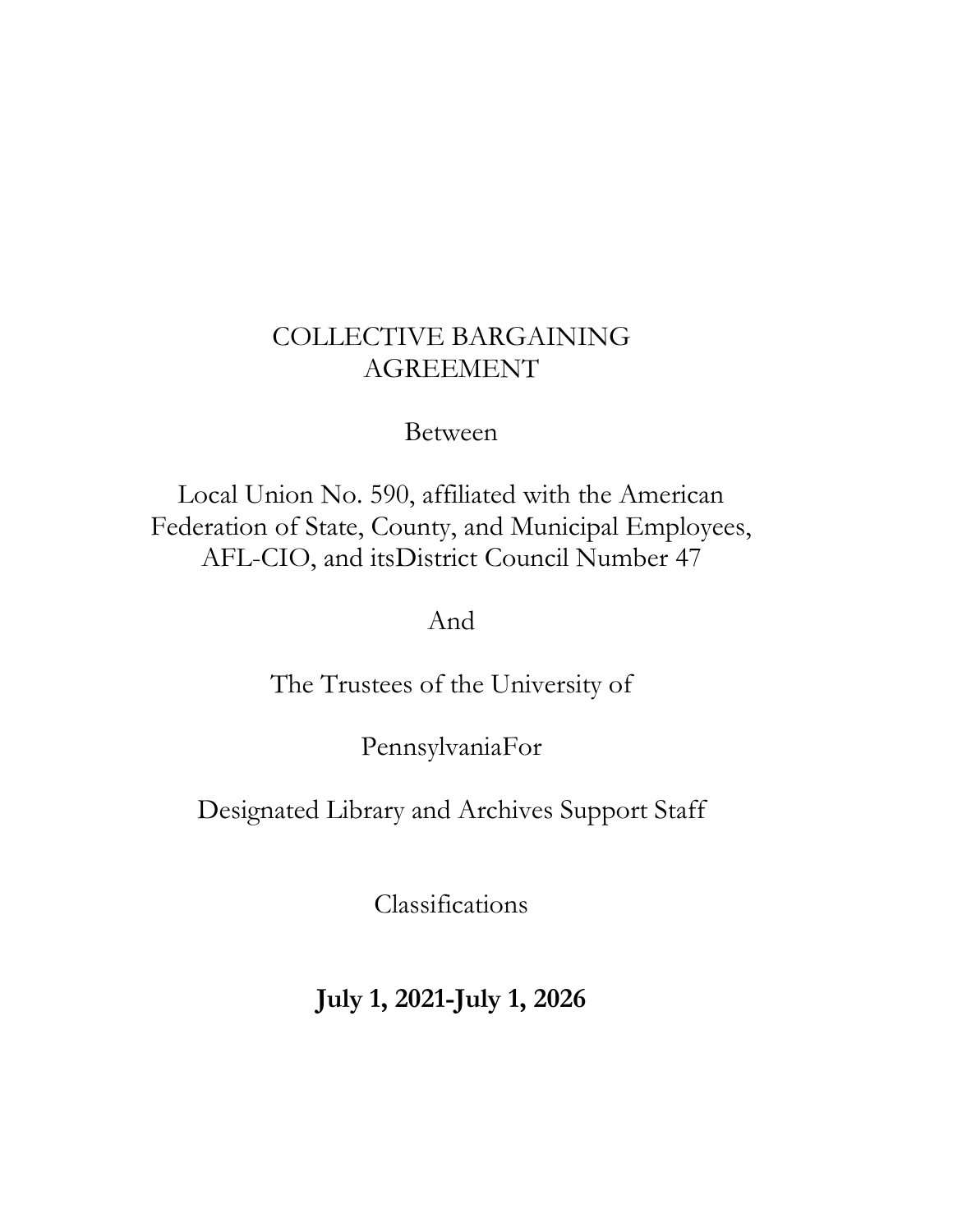COLLECTIVE BARGAINING AGREEMENT

Between

Local Union No. 590, affiliated with the American Federation of State, County, and Municipal Employees, AFL-CIO, and itsDistrict Council Number 47

And

The Trustees of the University of

PennsylvaniaFor

Designated Library and Archives Support Staff

Classifications

**July 1, 2021-July 1, 2026**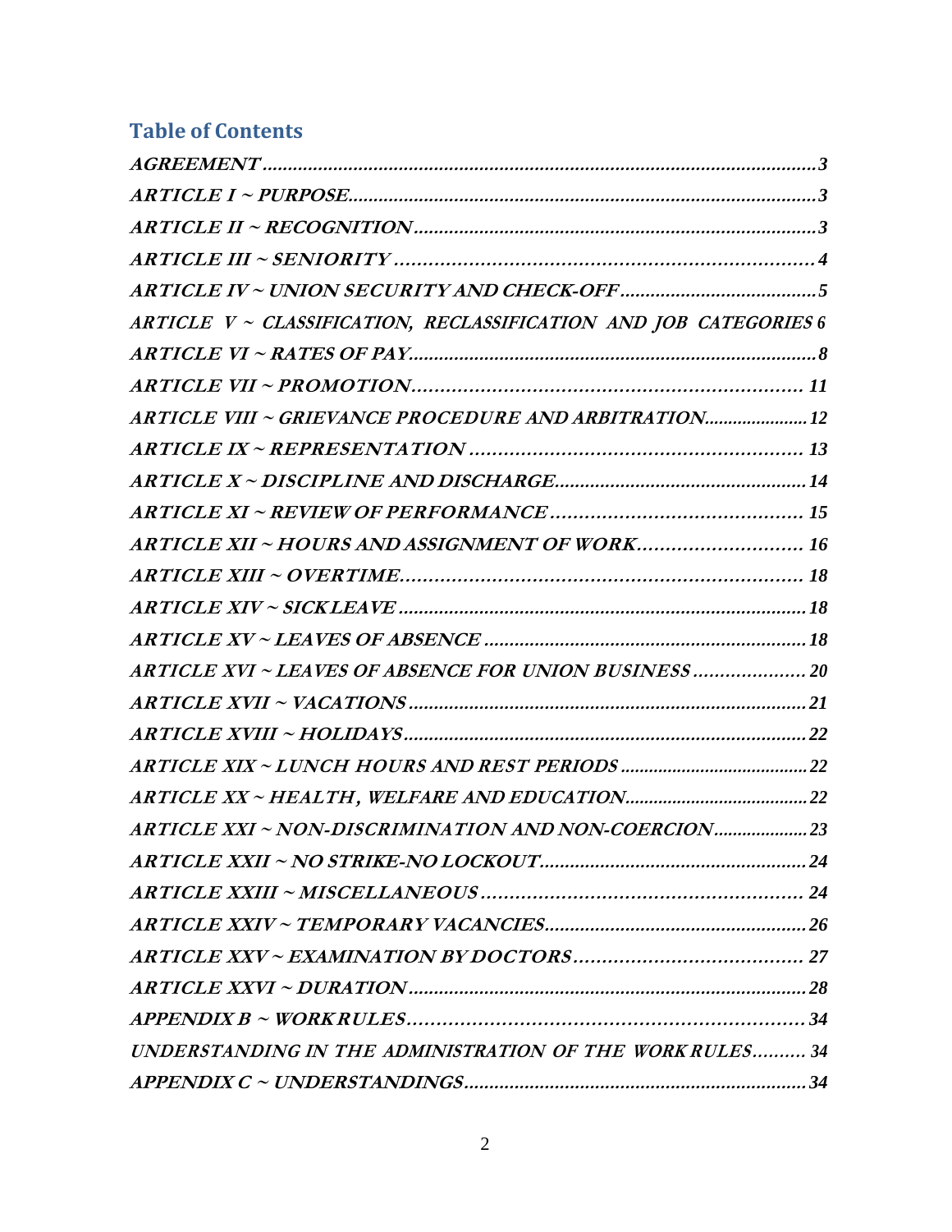## Table of Contents

*AGREEMENT* .......... 3
*ARTICLE I ~ PURPOSE* .......... 3
*ARTICLE II ~ RECOGNITION* .......... 3
*ARTICLE III ~ SENIORITY* .......... 4
*ARTICLE IV ~ UNION SECURITY AND CHECK-OFF* .......... 5
*ARTICLE V ~ CLASSIFICATION, RECLASSIFICATION AND JOB CATEGORIES* 6
*ARTICLE VI ~ RATES OF PAY* .......... 8
*ARTICLE VII ~ PROMOTION* .......... 11
*ARTICLE VIII ~ GRIEVANCE PROCEDURE AND ARBITRATION* .......... 12
*ARTICLE IX ~ REPRESENTATION* .......... 13
*ARTICLE X ~ DISCIPLINE AND DISCHARGE* .......... 14
*ARTICLE XI ~ REVIEW OF PERFORMANCE* .......... 15
*ARTICLE XII ~ HOURS AND ASSIGNMENT OF WORK* .......... 16
*ARTICLE XIII ~ OVERTIME* .......... 18
*ARTICLE XIV ~ SICK LEAVE* .......... 18
*ARTICLE XV ~ LEAVES OF ABSENCE* .......... 18
*ARTICLE XVI ~ LEAVES OF ABSENCE FOR UNION BUSINESS* .......... 20
*ARTICLE XVII ~ VACATIONS* .......... 21
*ARTICLE XVIII ~ HOLIDAYS* .......... 22
*ARTICLE XIX ~ LUNCH HOURS AND REST PERIODS* .......... 22
*ARTICLE XX ~ HEALTH, WELFARE AND EDUCATION* .......... 22
*ARTICLE XXI ~ NON-DISCRIMINATION AND NON-COERCION* .......... 23
*ARTICLE XXII ~ NO STRIKE-NO LOCKOUT* .......... 24
*ARTICLE XXIII ~ MISCELLANEOUS* .......... 24
*ARTICLE XXIV ~ TEMPORARY VACANCIES* .......... 26
*ARTICLE XXV ~ EXAMINATION BY DOCTORS* .......... 27
*ARTICLE XXVI ~ DURATION* .......... 28
*APPENDIX B ~ WORK RULES* .......... 34
*UNDERSTANDING IN THE ADMINISTRATION OF THE WORK RULES* .......... 34
*APPENDIX C ~ UNDERSTANDINGS* .......... 34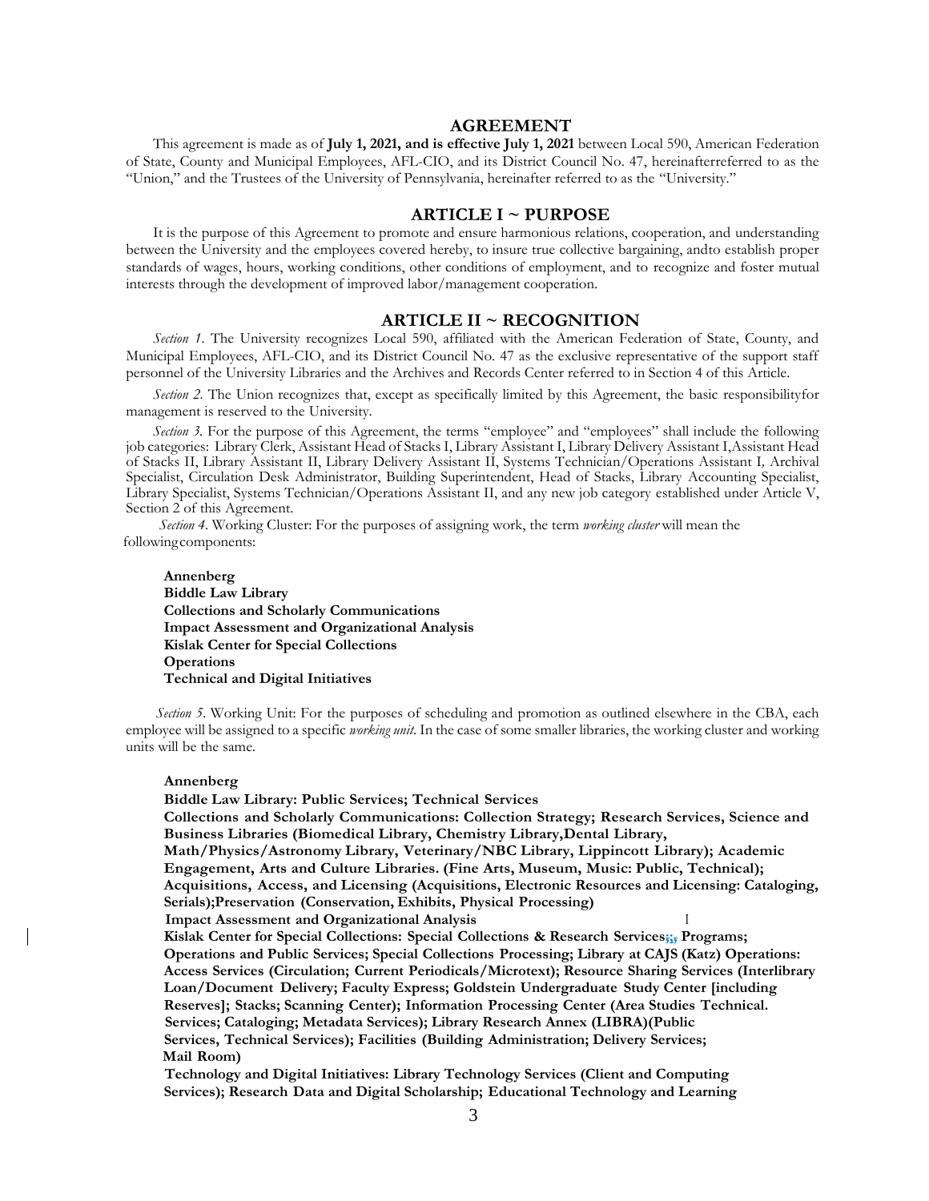# AGREEMENT

This agreement is made as of **July 1, 2021, and is effective July 1, 2021** between Local 590, American Federation of State, County and Municipal Employees, AFL-CIO, and its District Council No. 47, hereinafterreferred to as the "Union," and the Trustees of the University of Pennsylvania, hereinafter referred to as the "University."

## ARTICLE I ~ PURPOSE

It is the purpose of this Agreement to promote and ensure harmonious relations, cooperation, and understanding between the University and the employees covered hereby, to insure true collective bargaining, andto establish proper standards of wages, hours, working conditions, other conditions of employment, and to recognize and foster mutual interests through the development of improved labor/management cooperation.

## ARTICLE II ~ RECOGNITION

*Section 1*. The University recognizes Local 590, affiliated with the American Federation of State, County, and Municipal Employees, AFL-CIO, and its District Council No. 47 as the exclusive representative of the support staff personnel of the University Libraries and the Archives and Records Center referred to in Section 4 of this Article.

*Section 2*. The Union recognizes that, except as specifically limited by this Agreement, the basic responsibilityfor management is reserved to the University.

*Section 3*. For the purpose of this Agreement, the terms "employee" and "employees" shall include the following job categories: Library Clerk, Assistant Head of Stacks I, Library Assistant I, Library Delivery Assistant I,Assistant Head of Stacks II, Library Assistant II, Library Delivery Assistant II, Systems Technician/Operations Assistant I*,* Archival Specialist, Circulation Desk Administrator, Building Superintendent, Head of Stacks, Library Accounting Specialist, Library Specialist, Systems Technician/Operations Assistant II, and any new job category established under Article V, Section 2 of this Agreement.

*Section 4*. Working Cluster: For the purposes of assigning work, the term *working cluster* will mean the followingcomponents:

**Annenberg**
**Biddle Law Library**
**Collections and Scholarly Communications**
**Impact Assessment and Organizational Analysis**
**Kislak Center for Special Collections**
**Operations**
**Technical and Digital Initiatives**

*Section 5*. Working Unit: For the purposes of scheduling and promotion as outlined elsewhere in the CBA, each employee will be assigned to a specific *working unit*. In the case of some smaller libraries, the working cluster and working units will be the same.

**Annenberg**
**Biddle Law Library: Public Services; Technical Services**
**Collections and Scholarly Communications: Collection Strategy; Research Services, Science and Business Libraries (Biomedical Library, Chemistry Library,Dental Library, Math/Physics/Astronomy Library, Veterinary/NBC Library, Lippincott Library); Academic Engagement, Arts and Culture Libraries. (Fine Arts, Museum, Music: Public, Technical); Acquisitions, Access, and Licensing (Acquisitions, Electronic Resources and Licensing: Cataloging, Serials);Preservation (Conservation, Exhibits, Physical Processing)**
**Impact Assessment and Organizational Analysis**
**Kislak Center for Special Collections: Special Collections & Research Services; Programs; Operations and Public Services; Special Collections Processing; Library at CAJS (Katz) Operations: Access Services (Circulation; Current Periodicals/Microtext); Resource Sharing Services (Interlibrary Loan/Document Delivery; Faculty Express; Goldstein Undergraduate Study Center [including Reserves]; Stacks; Scanning Center); Information Processing Center (Area Studies Technical. Services; Cataloging; Metadata Services); Library Research Annex (LIBRA)(Public Services, Technical Services); Facilities (Building Administration; Delivery Services; Mail Room)**
**Technology and Digital Initiatives: Library Technology Services (Client and Computing Services); Research Data and Digital Scholarship; Educational Technology and Learning**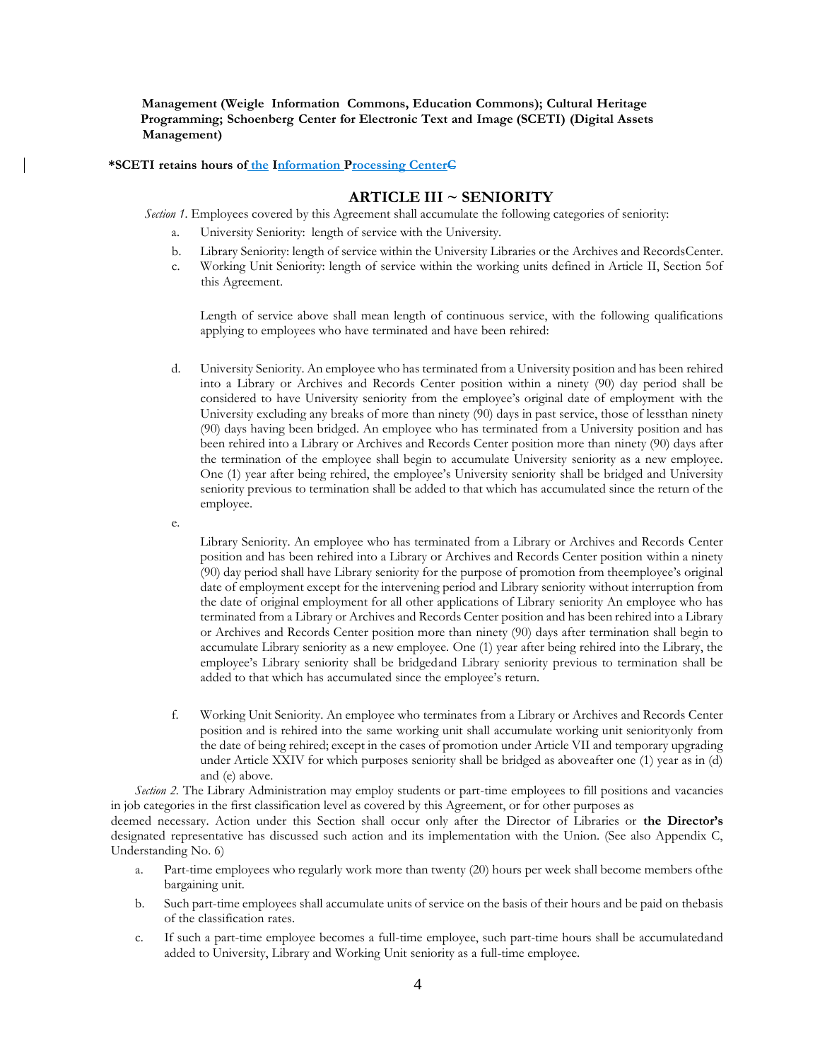**Management (Weigle Information Commons, Education Commons); Cultural Heritage Programming; Schoenberg Center for Electronic Text and Image (SCETI) (Digital Assets Management)**

**\*SCETI retains hours of the Information Processing Center**

## ARTICLE III ~ SENIORITY

*Section 1.* Employees covered by this Agreement shall accumulate the following categories of seniority:

a. University Seniority: length of service with the University.

b. Library Seniority: length of service within the University Libraries or the Archives and Records Center.

c. Working Unit Seniority: length of service within the working units defined in Article II, Section 5 of this Agreement.

Length of service above shall mean length of continuous service, with the following qualifications applying to employees who have terminated and have been rehired:

d. University Seniority. An employee who has terminated from a University position and has been rehired into a Library or Archives and Records Center position within a ninety (90) day period shall be considered to have University seniority from the employee's original date of employment with the University excluding any breaks of more than ninety (90) days in past service, those of less than ninety (90) days having been bridged. An employee who has terminated from a University position and has been rehired into a Library or Archives and Records Center position more than ninety (90) days after the termination of the employee shall begin to accumulate University seniority as a new employee. One (1) year after being rehired, the employee's University seniority shall be bridged and University seniority previous to termination shall be added to that which has accumulated since the return of the employee.

e. Library Seniority. An employee who has terminated from a Library or Archives and Records Center position and has been rehired into a Library or Archives and Records Center position within a ninety (90) day period shall have Library seniority for the purpose of promotion from the employee's original date of employment except for the intervening period and Library seniority without interruption from the date of original employment for all other applications of Library seniority An employee who has terminated from a Library or Archives and Records Center position and has been rehired into a Library or Archives and Records Center position more than ninety (90) days after termination shall begin to accumulate Library seniority as a new employee. One (1) year after being rehired into the Library, the employee's Library seniority shall be bridged and Library seniority previous to termination shall be added to that which has accumulated since the employee's return.

f. Working Unit Seniority. An employee who terminates from a Library or Archives and Records Center position and is rehired into the same working unit shall accumulate working unit seniority only from the date of being rehired; except in the cases of promotion under Article VII and temporary upgrading under Article XXIV for which purposes seniority shall be bridged as above after one (1) year as in (d) and (e) above.

*Section 2.* The Library Administration may employ students or part-time employees to fill positions and vacancies in job categories in the first classification level as covered by this Agreement, or for other purposes as deemed necessary. Action under this Section shall occur only after the Director of Libraries or **the Director's** designated representative has discussed such action and its implementation with the Union. (See also Appendix C, Understanding No. 6)

a. Part-time employees who regularly work more than twenty (20) hours per week shall become members of the bargaining unit.

b. Such part-time employees shall accumulate units of service on the basis of their hours and be paid on the basis of the classification rates.

c. If such a part-time employee becomes a full-time employee, such part-time hours shall be accumulated and added to University, Library and Working Unit seniority as a full-time employee.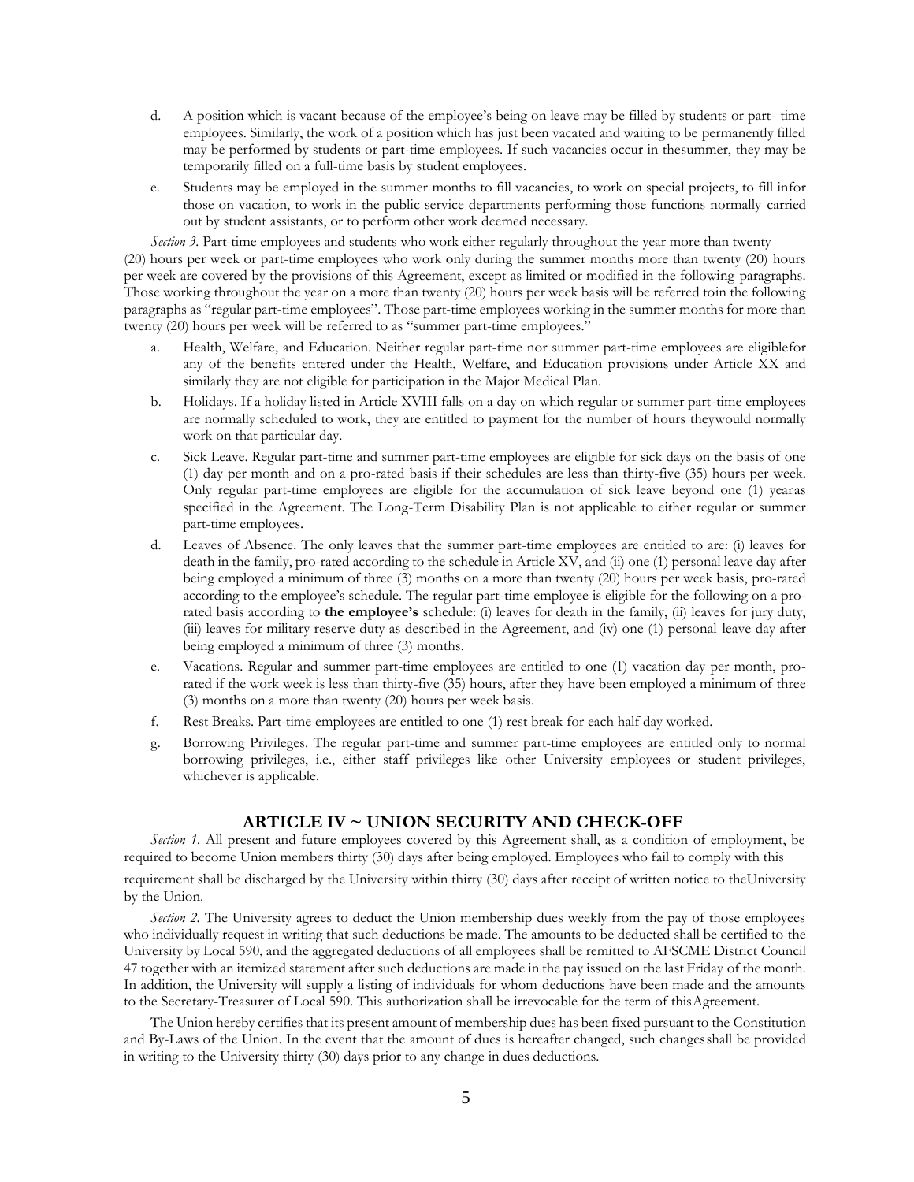d. A position which is vacant because of the employee's being on leave may be filled by students or part- time employees. Similarly, the work of a position which has just been vacated and waiting to be permanently filled may be performed by students or part-time employees. If such vacancies occur in thesummer, they may be temporarily filled on a full-time basis by student employees.

e. Students may be employed in the summer months to fill vacancies, to work on special projects, to fill infor those on vacation, to work in the public service departments performing those functions normally carried out by student assistants, or to perform other work deemed necessary.

*Section 3.* Part-time employees and students who work either regularly throughout the year more than twenty (20) hours per week or part-time employees who work only during the summer months more than twenty (20) hours per week are covered by the provisions of this Agreement, except as limited or modified in the following paragraphs. Those working throughout the year on a more than twenty (20) hours per week basis will be referred toin the following paragraphs as "regular part-time employees". Those part-time employees working in the summer months for more than twenty (20) hours per week will be referred to as "summer part-time employees."

a. Health, Welfare, and Education. Neither regular part-time nor summer part-time employees are eligiblefor any of the benefits entered under the Health, Welfare, and Education provisions under Article XX and similarly they are not eligible for participation in the Major Medical Plan.

b. Holidays. If a holiday listed in Article XVIII falls on a day on which regular or summer part-time employees are normally scheduled to work, they are entitled to payment for the number of hours theywould normally work on that particular day.

c. Sick Leave. Regular part-time and summer part-time employees are eligible for sick days on the basis of one (1) day per month and on a pro-rated basis if their schedules are less than thirty-five (35) hours per week. Only regular part-time employees are eligible for the accumulation of sick leave beyond one (1) yearas specified in the Agreement. The Long-Term Disability Plan is not applicable to either regular or summer part-time employees.

d. Leaves of Absence. The only leaves that the summer part-time employees are entitled to are: (i) leaves for death in the family, pro-rated according to the schedule in Article XV, and (ii) one (1) personal leave day after being employed a minimum of three (3) months on a more than twenty (20) hours per week basis, pro-rated according to the employee's schedule. The regular part-time employee is eligible for the following on a pro-rated basis according to **the employee's** schedule: (i) leaves for death in the family, (ii) leaves for jury duty, (iii) leaves for military reserve duty as described in the Agreement, and (iv) one (1) personal leave day after being employed a minimum of three (3) months.

e. Vacations. Regular and summer part-time employees are entitled to one (1) vacation day per month, pro-rated if the work week is less than thirty-five (35) hours, after they have been employed a minimum of three (3) months on a more than twenty (20) hours per week basis.

f. Rest Breaks. Part-time employees are entitled to one (1) rest break for each half day worked.

g. Borrowing Privileges. The regular part-time and summer part-time employees are entitled only to normal borrowing privileges, i.e., either staff privileges like other University employees or student privileges, whichever is applicable.

## ARTICLE IV ~ UNION SECURITY AND CHECK-OFF

*Section 1.* All present and future employees covered by this Agreement shall, as a condition of employment, be required to become Union members thirty (30) days after being employed. Employees who fail to comply with this requirement shall be discharged by the University within thirty (30) days after receipt of written notice to theUniversity by the Union.

*Section 2.* The University agrees to deduct the Union membership dues weekly from the pay of those employees who individually request in writing that such deductions be made. The amounts to be deducted shall be certified to the University by Local 590, and the aggregated deductions of all employees shall be remitted to AFSCME District Council 47 together with an itemized statement after such deductions are made in the pay issued on the last Friday of the month. In addition, the University will supply a listing of individuals for whom deductions have been made and the amounts to the Secretary-Treasurer of Local 590. This authorization shall be irrevocable for the term of thisAgreement.

The Union hereby certifies that its present amount of membership dues has been fixed pursuant to the Constitution and By-Laws of the Union. In the event that the amount of dues is hereafter changed, such changesshall be provided in writing to the University thirty (30) days prior to any change in dues deductions.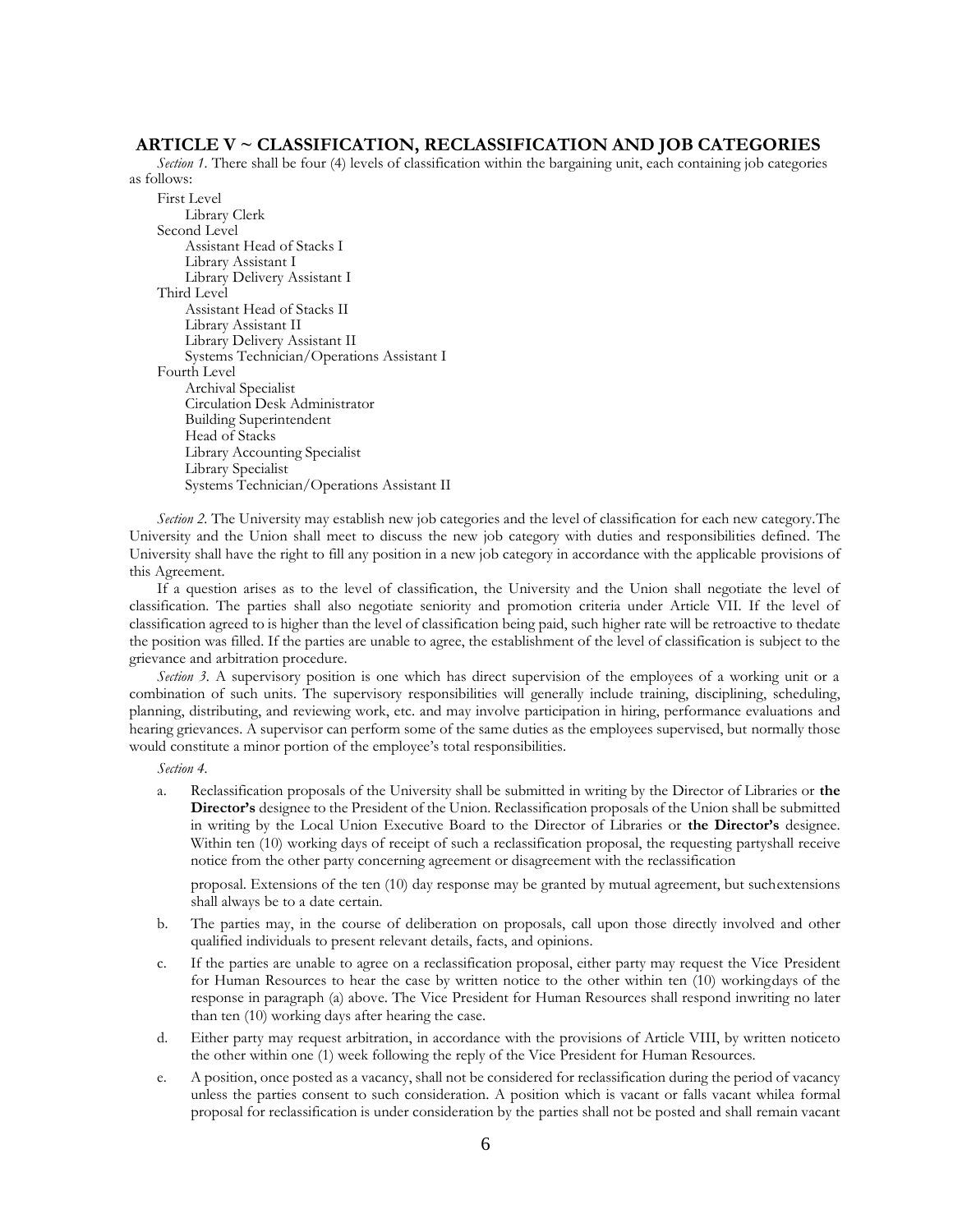## ARTICLE V ~ CLASSIFICATION, RECLASSIFICATION AND JOB CATEGORIES

*Section 1.* There shall be four (4) levels of classification within the bargaining unit, each containing job categories as follows:

- First Level
  - Library Clerk
- Second Level
  - Assistant Head of Stacks I
  - Library Assistant I
  - Library Delivery Assistant I
- Third Level
  - Assistant Head of Stacks II
  - Library Assistant II
  - Library Delivery Assistant II
  - Systems Technician/Operations Assistant I
- Fourth Level
  - Archival Specialist
  - Circulation Desk Administrator
  - Building Superintendent
  - Head of Stacks
  - Library Accounting Specialist
  - Library Specialist
  - Systems Technician/Operations Assistant II

*Section 2.* The University may establish new job categories and the level of classification for each new category.The University and the Union shall meet to discuss the new job category with duties and responsibilities defined. The University shall have the right to fill any position in a new job category in accordance with the applicable provisions of this Agreement.

If a question arises as to the level of classification, the University and the Union shall negotiate the level of classification. The parties shall also negotiate seniority and promotion criteria under Article VII. If the level of classification agreed to is higher than the level of classification being paid, such higher rate will be retroactive to thedate the position was filled. If the parties are unable to agree, the establishment of the level of classification is subject to the grievance and arbitration procedure.

*Section 3.* A supervisory position is one which has direct supervision of the employees of a working unit or a combination of such units. The supervisory responsibilities will generally include training, disciplining, scheduling, planning, distributing, and reviewing work, etc. and may involve participation in hiring, performance evaluations and hearing grievances. A supervisor can perform some of the same duties as the employees supervised, but normally those would constitute a minor portion of the employee's total responsibilities.

*Section 4.*

a. Reclassification proposals of the University shall be submitted in writing by the Director of Libraries or **the Director's** designee to the President of the Union. Reclassification proposals of the Union shall be submitted in writing by the Local Union Executive Board to the Director of Libraries or **the Director's** designee. Within ten (10) working days of receipt of such a reclassification proposal, the requesting partyshall receive notice from the other party concerning agreement or disagreement with the reclassification

   proposal. Extensions of the ten (10) day response may be granted by mutual agreement, but suchextensions shall always be to a date certain.

b. The parties may, in the course of deliberation on proposals, call upon those directly involved and other qualified individuals to present relevant details, facts, and opinions.

c. If the parties are unable to agree on a reclassification proposal, either party may request the Vice President for Human Resources to hear the case by written notice to the other within ten (10) workingdays of the response in paragraph (a) above. The Vice President for Human Resources shall respond inwriting no later than ten (10) working days after hearing the case.

d. Either party may request arbitration, in accordance with the provisions of Article VIII, by written noticeto the other within one (1) week following the reply of the Vice President for Human Resources.

e. A position, once posted as a vacancy, shall not be considered for reclassification during the period of vacancy unless the parties consent to such consideration. A position which is vacant or falls vacant whilea formal proposal for reclassification is under consideration by the parties shall not be posted and shall remain vacant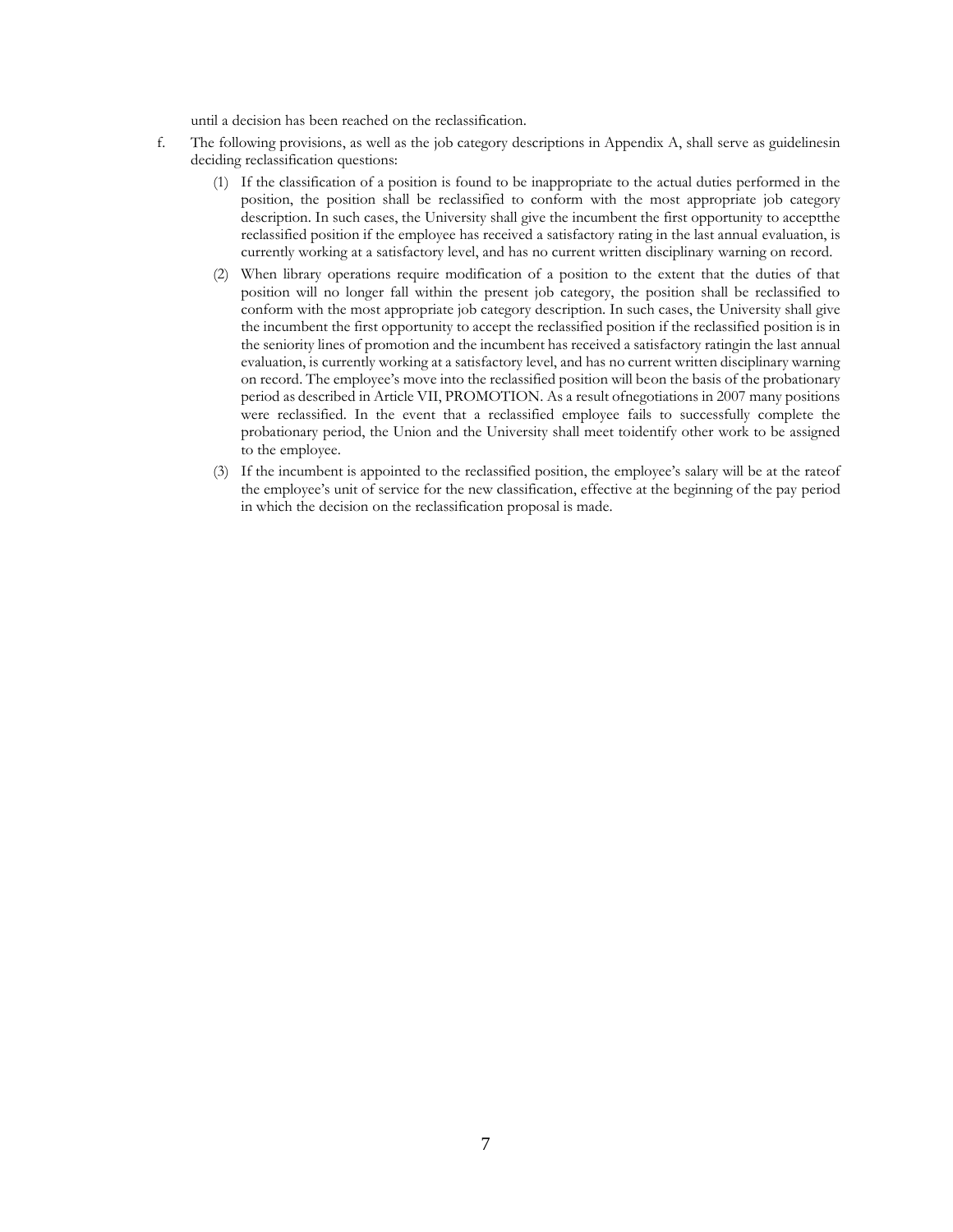until a decision has been reached on the reclassification.

f. The following provisions, as well as the job category descriptions in Appendix A, shall serve as guidelinesin deciding reclassification questions:

   (1) If the classification of a position is found to be inappropriate to the actual duties performed in the position, the position shall be reclassified to conform with the most appropriate job category description. In such cases, the University shall give the incumbent the first opportunity to acceptthe reclassified position if the employee has received a satisfactory rating in the last annual evaluation, is currently working at a satisfactory level, and has no current written disciplinary warning on record.

   (2) When library operations require modification of a position to the extent that the duties of that position will no longer fall within the present job category, the position shall be reclassified to conform with the most appropriate job category description. In such cases, the University shall give the incumbent the first opportunity to accept the reclassified position if the reclassified position is in the seniority lines of promotion and the incumbent has received a satisfactory ratingin the last annual evaluation, is currently working at a satisfactory level, and has no current written disciplinary warning on record. The employee's move into the reclassified position will beon the basis of the probationary period as described in Article VII, PROMOTION. As a result ofnegotiations in 2007 many positions were reclassified. In the event that a reclassified employee fails to successfully complete the probationary period, the Union and the University shall meet toidentify other work to be assigned to the employee.

   (3) If the incumbent is appointed to the reclassified position, the employee's salary will be at the rateof the employee's unit of service for the new classification, effective at the beginning of the pay period in which the decision on the reclassification proposal is made.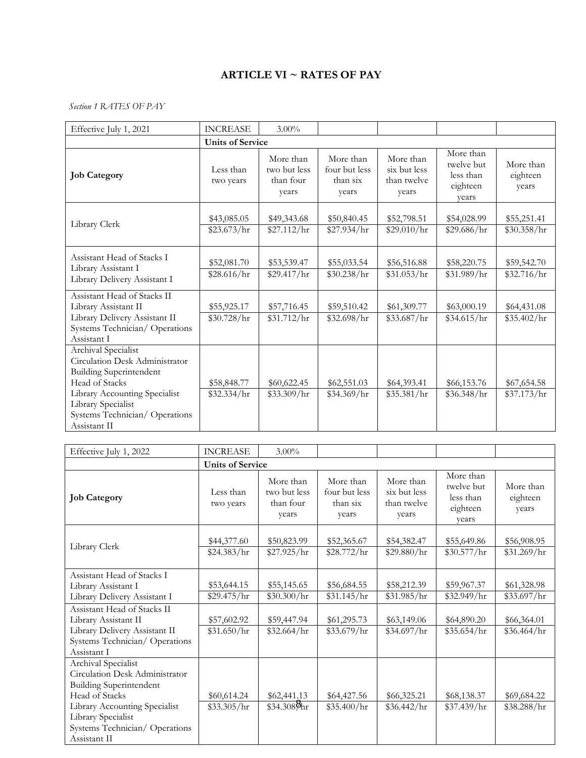## ARTICLE VI ~ RATES OF PAY

*Section 1 RATES OF PAY*

| Effective July 1, 2021 | INCREASE | 3.00% | | | | |
|---|---|---|---|---|---|---|
| | **Units of Service** | | | | | |
| **Job Category** | Less than two years | More than two but less than four years | More than four but less than six years | More than six but less than twelve years | More than twelve but less than eighteen years | More than eighteen years |
| Library Clerk | $43,085.05<br>$23.673/hr | $49,343.68<br>$27.112/hr | $50,840.45<br>$27.934/hr | $52,798.51<br>$29.010/hr | $54,028.99<br>$29.686/hr | $55,251.41<br>$30.358/hr |
| Assistant Head of Stacks I<br>Library Assistant I<br>Library Delivery Assistant I | $52,081.70<br>$28.616/hr | $53,539.47<br>$29.417/hr | $55,033.54<br>$30.238/hr | $56,516.88<br>$31.053/hr | $58,220.75<br>$31.989/hr | $59,542.70<br>$32.716/hr |
| Assistant Head of Stacks II<br>Library Assistant II<br>Library Delivery Assistant II<br>Systems Technician/ Operations Assistant I | $55,925.17<br>$30.728/hr | $57,716.45<br>$31.712/hr | $59,510.42<br>$32.698/hr | $61,309.77<br>$33.687/hr | $63,000.19<br>$34.615/hr | $64,431.08<br>$35.402/hr |
| Archival Specialist<br>Circulation Desk Administrator<br>Building Superintendent<br>Head of Stacks<br>Library Accounting Specialist<br>Library Specialist<br>Systems Technician/ Operations Assistant II | $58,848.77<br>$32.334/hr | $60,622.45<br>$33.309/hr | $62,551.03<br>$34.369/hr | $64,393.41<br>$35.381/hr | $66,153.76<br>$36.348/hr | $67,654.58<br>$37.173/hr |

| Effective July 1, 2022 | INCREASE | 3.00% | | | | |
|---|---|---|---|---|---|---|
| | **Units of Service** | | | | | |
| **Job Category** | Less than two years | More than two but less than four years | More than four but less than six years | More than six but less than twelve years | More than twelve but less than eighteen years | More than eighteen years |
| Library Clerk | $44,377.60<br>$24.383/hr | $50,823.99<br>$27.925/hr | $52,365.67<br>$28.772/hr | $54,382.47<br>$29.880/hr | $55,649.86<br>$30.577/hr | $56,908.95<br>$31.269/hr |
| Assistant Head of Stacks I<br>Library Assistant I<br>Library Delivery Assistant I | $53,644.15<br>$29.475/hr | $55,145.65<br>$30.300/hr | $56,684.55<br>$31.145/hr | $58,212.39<br>$31.985/hr | $59,967.37<br>$32.949/hr | $61,328.98<br>$33.697/hr |
| Assistant Head of Stacks II<br>Library Assistant II<br>Library Delivery Assistant II<br>Systems Technician/ Operations Assistant I | $57,602.92<br>$31.650/hr | $59,447.94<br>$32.664/hr | $61,295.73<br>$33.679/hr | $63,149.06<br>$34.697/hr | $64,890.20<br>$35.654/hr | $66,364.01<br>$36.464/hr |
| Archival Specialist<br>Circulation Desk Administrator<br>Building Superintendent<br>Head of Stacks<br>Library Accounting Specialist<br>Library Specialist<br>Systems Technician/ Operations Assistant II | $60,614.24<br>$33.305/hr | $62,441.13<br>$34.308/hr | $64,427.56<br>$35.400/hr | $66,325.21<br>$36.442/hr | $68,138.37<br>$37.439/hr | $69,684.22<br>$38.288/hr |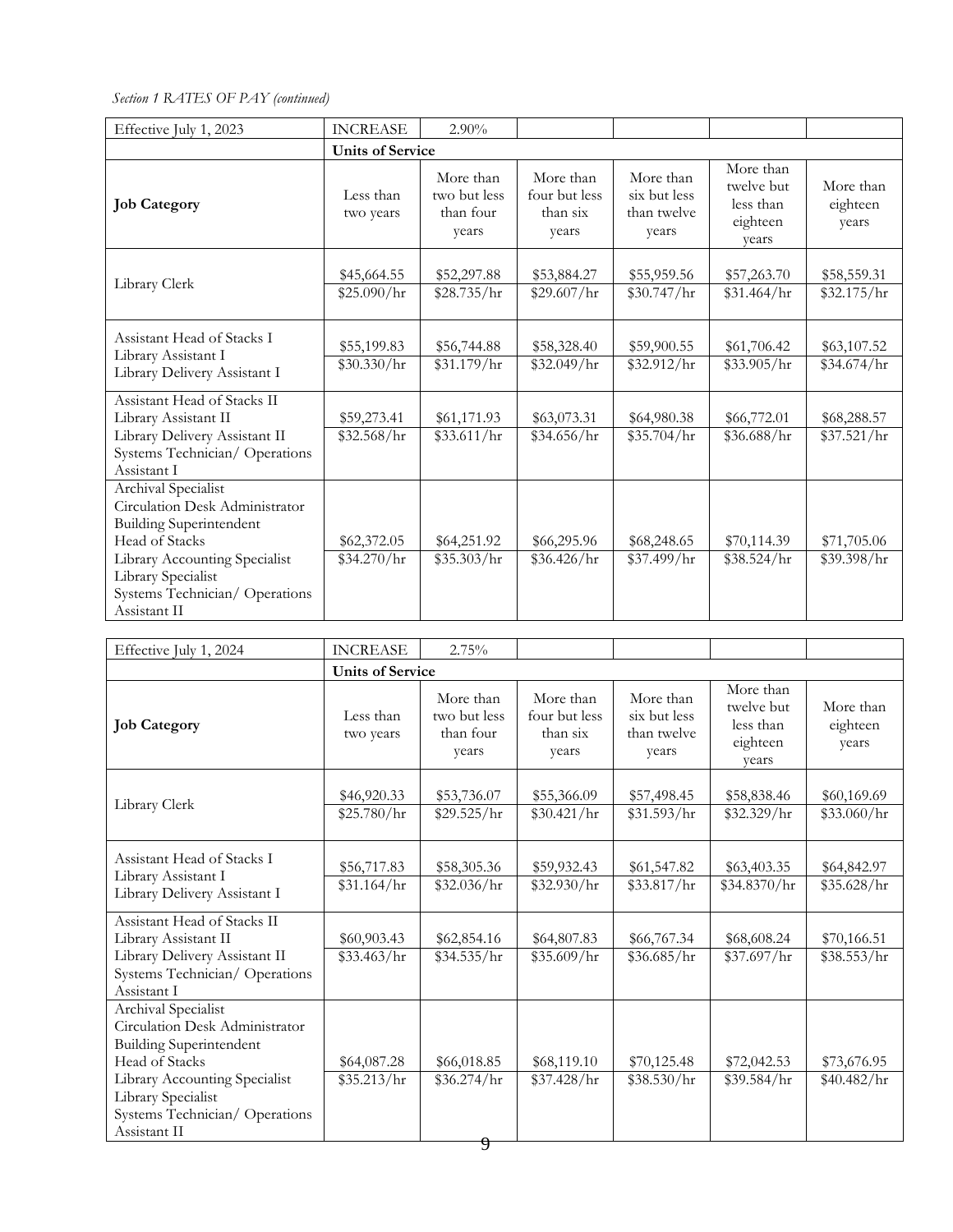*Section 1 RATES OF PAY (continued)*

| Effective July 1, 2023 | INCREASE | 2.90% | | | | |
|---|---|---|---|---|---|---|
| | **Units of Service** | | | | | |
| **Job Category** | Less than two years | More than two but less than four years | More than four but less than six years | More than six but less than twelve years | More than twelve but less than eighteen years | More than eighteen years |
| Library Clerk | $45,664.55<br>$25.090/hr | $52,297.88<br>$28.735/hr | $53,884.27<br>$29.607/hr | $55,959.56<br>$30.747/hr | $57,263.70<br>$31.464/hr | $58,559.31<br>$32.175/hr |
| Assistant Head of Stacks I<br>Library Assistant I<br>Library Delivery Assistant I | $55,199.83<br>$30.330/hr | $56,744.88<br>$31.179/hr | $58,328.40<br>$32.049/hr | $59,900.55<br>$32.912/hr | $61,706.42<br>$33.905/hr | $63,107.52<br>$34.674/hr |
| Assistant Head of Stacks II<br>Library Assistant II<br>Library Delivery Assistant II<br>Systems Technician/ Operations Assistant I | $59,273.41<br>$32.568/hr | $61,171.93<br>$33.611/hr | $63,073.31<br>$34.656/hr | $64,980.38<br>$35.704/hr | $66,772.01<br>$36.688/hr | $68,288.57<br>$37.521/hr |
| Archival Specialist<br>Circulation Desk Administrator<br>Building Superintendent<br>Head of Stacks<br>Library Accounting Specialist<br>Library Specialist<br>Systems Technician/ Operations Assistant II | $62,372.05<br>$34.270/hr | $64,251.92<br>$35.303/hr | $66,295.96<br>$36.426/hr | $68,248.65<br>$37.499/hr | $70,114.39<br>$38.524/hr | $71,705.06<br>$39.398/hr |

| Effective July 1, 2024 | INCREASE | 2.75% | | | | |
|---|---|---|---|---|---|---|
| | **Units of Service** | | | | | |
| **Job Category** | Less than two years | More than two but less than four years | More than four but less than six years | More than six but less than twelve years | More than twelve but less than eighteen years | More than eighteen years |
| Library Clerk | $46,920.33<br>$25.780/hr | $53,736.07<br>$29.525/hr | $55,366.09<br>$30.421/hr | $57,498.45<br>$31.593/hr | $58,838.46<br>$32.329/hr | $60,169.69<br>$33.060/hr |
| Assistant Head of Stacks I<br>Library Assistant I<br>Library Delivery Assistant I | $56,717.83<br>$31.164/hr | $58,305.36<br>$32.036/hr | $59,932.43<br>$32.930/hr | $61,547.82<br>$33.817/hr | $63,403.35<br>$34.8370/hr | $64,842.97<br>$35.628/hr |
| Assistant Head of Stacks II<br>Library Assistant II<br>Library Delivery Assistant II<br>Systems Technician/ Operations Assistant I | $60,903.43<br>$33.463/hr | $62,854.16<br>$34.535/hr | $64,807.83<br>$35.609/hr | $66,767.34<br>$36.685/hr | $68,608.24<br>$37.697/hr | $70,166.51<br>$38.553/hr |
| Archival Specialist<br>Circulation Desk Administrator<br>Building Superintendent<br>Head of Stacks<br>Library Accounting Specialist<br>Library Specialist<br>Systems Technician/ Operations Assistant II | $64,087.28<br>$35.213/hr | $66,018.85<br>$36.274/hr | $68,119.10<br>$37.428/hr | $70,125.48<br>$38.530/hr | $72,042.53<br>$39.584/hr | $73,676.95<br>$40.482/hr |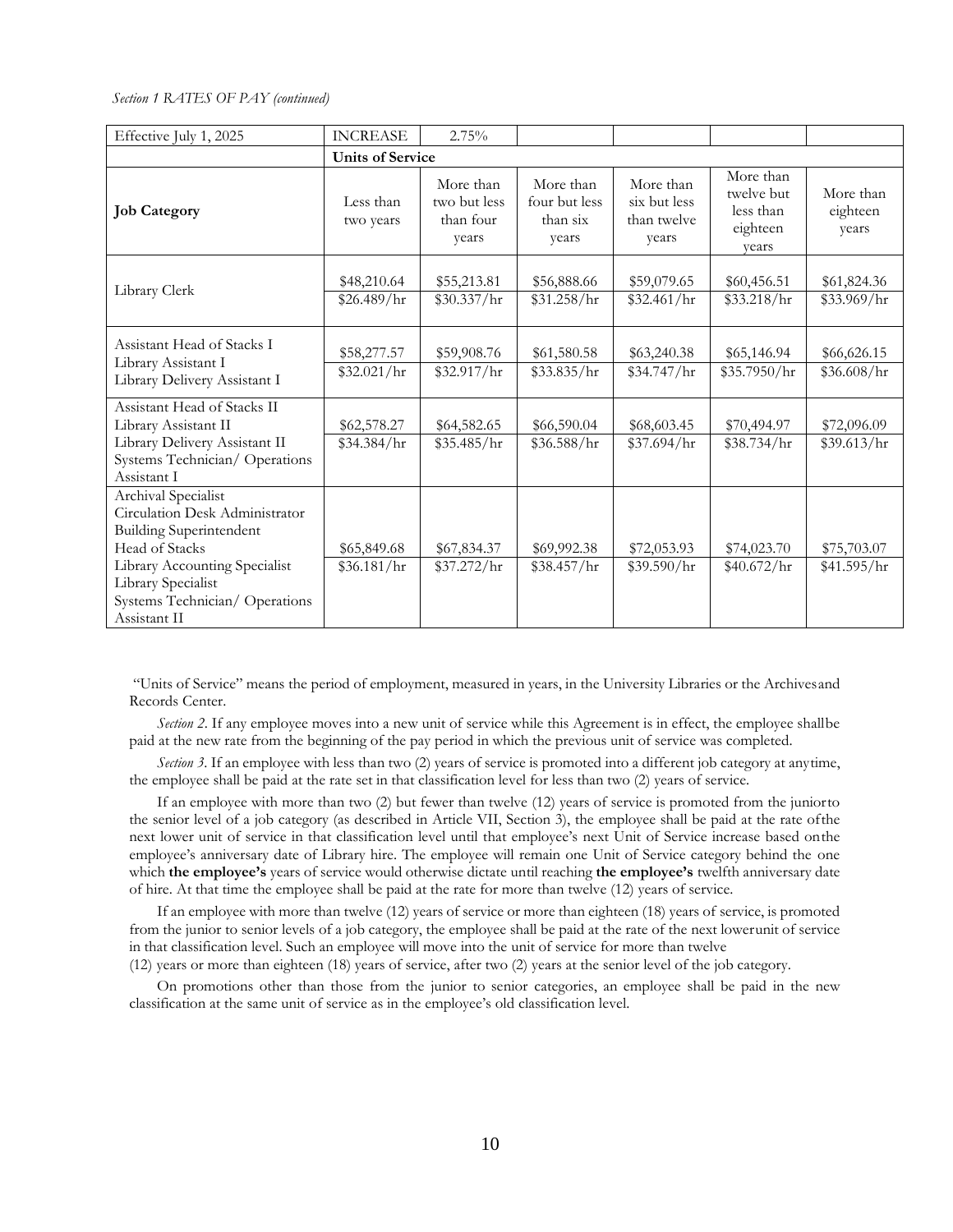*Section 1 RATES OF PAY (continued)*

| Effective July 1, 2025 | INCREASE | 2.75% | | | | |
|---|---|---|---|---|---|---|
| | **Units of Service** | | | | | |
| **Job Category** | Less than two years | More than two but less than four years | More than four but less than six years | More than six but less than twelve years | More than twelve but less than eighteen years | More than eighteen years |
| Library Clerk | $48,210.64<br>$26.489/hr | $55,213.81<br>$30.337/hr | $56,888.66<br>$31.258/hr | $59,079.65<br>$32.461/hr | $60,456.51<br>$33.218/hr | $61,824.36<br>$33.969/hr |
| Assistant Head of Stacks I<br>Library Assistant I<br>Library Delivery Assistant I | $58,277.57<br>$32.021/hr | $59,908.76<br>$32.917/hr | $61,580.58<br>$33.835/hr | $63,240.38<br>$34.747/hr | $65,146.94<br>$35.7950/hr | $66,626.15<br>$36.608/hr |
| Assistant Head of Stacks II<br>Library Assistant II<br>Library Delivery Assistant II<br>Systems Technician/ Operations Assistant I | $62,578.27<br>$34.384/hr | $64,582.65<br>$35.485/hr | $66,590.04<br>$36.588/hr | $68,603.45<br>$37.694/hr | $70,494.97<br>$38.734/hr | $72,096.09<br>$39.613/hr |
| Archival Specialist<br>Circulation Desk Administrator<br>Building Superintendent<br>Head of Stacks<br>Library Accounting Specialist<br>Library Specialist<br>Systems Technician/ Operations Assistant II | $65,849.68<br>$36.181/hr | $67,834.37<br>$37.272/hr | $69,992.38<br>$38.457/hr | $72,053.93<br>$39.590/hr | $74,023.70<br>$40.672/hr | $75,703.07<br>$41.595/hr |

"Units of Service" means the period of employment, measured in years, in the University Libraries or the Archives and Records Center.

*Section 2.* If any employee moves into a new unit of service while this Agreement is in effect, the employee shall be paid at the new rate from the beginning of the pay period in which the previous unit of service was completed.

*Section 3.* If an employee with less than two (2) years of service is promoted into a different job category at any time, the employee shall be paid at the rate set in that classification level for less than two (2) years of service.

If an employee with more than two (2) but fewer than twelve (12) years of service is promoted from the junior to the senior level of a job category (as described in Article VII, Section 3), the employee shall be paid at the rate of the next lower unit of service in that classification level until that employee's next Unit of Service increase based on the employee's anniversary date of Library hire. The employee will remain one Unit of Service category behind the one which **the employee's** years of service would otherwise dictate until reaching **the employee's** twelfth anniversary date of hire. At that time the employee shall be paid at the rate for more than twelve (12) years of service.

If an employee with more than twelve (12) years of service or more than eighteen (18) years of service, is promoted from the junior to senior levels of a job category, the employee shall be paid at the rate of the next lower unit of service in that classification level. Such an employee will move into the unit of service for more than twelve (12) years or more than eighteen (18) years of service, after two (2) years at the senior level of the job category.

On promotions other than those from the junior to senior categories, an employee shall be paid in the new classification at the same unit of service as in the employee's old classification level.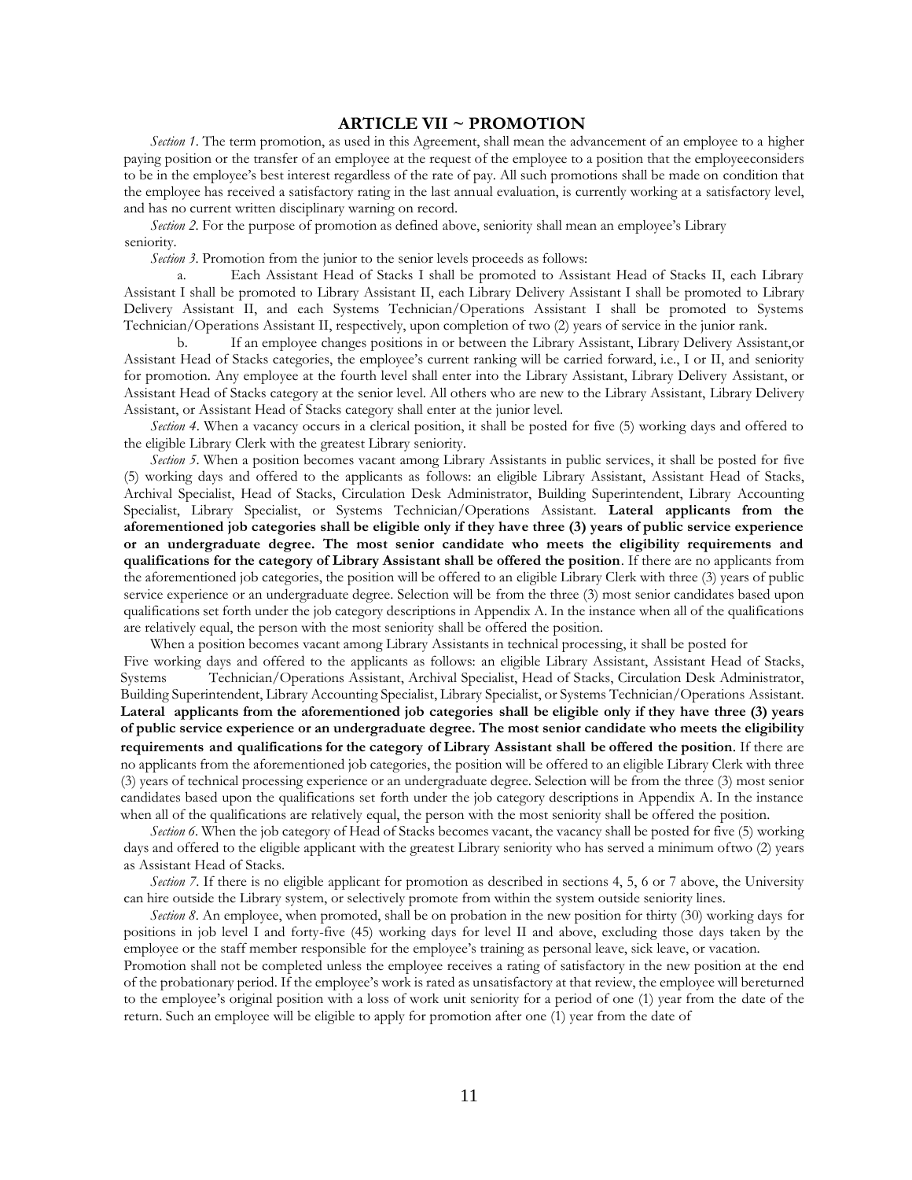## ARTICLE VII ~ PROMOTION

*Section 1*. The term promotion, as used in this Agreement, shall mean the advancement of an employee to a higher paying position or the transfer of an employee at the request of the employee to a position that the employeeconsiders to be in the employee's best interest regardless of the rate of pay. All such promotions shall be made on condition that the employee has received a satisfactory rating in the last annual evaluation, is currently working at a satisfactory level, and has no current written disciplinary warning on record.

*Section 2*. For the purpose of promotion as defined above, seniority shall mean an employee's Library seniority.

*Section 3*. Promotion from the junior to the senior levels proceeds as follows:

a. Each Assistant Head of Stacks I shall be promoted to Assistant Head of Stacks II, each Library Assistant I shall be promoted to Library Assistant II, each Library Delivery Assistant I shall be promoted to Library Delivery Assistant II, and each Systems Technician/Operations Assistant I shall be promoted to Systems Technician/Operations Assistant II, respectively, upon completion of two (2) years of service in the junior rank.

b. If an employee changes positions in or between the Library Assistant, Library Delivery Assistant,or Assistant Head of Stacks categories, the employee's current ranking will be carried forward, i.e., I or II, and seniority for promotion. Any employee at the fourth level shall enter into the Library Assistant, Library Delivery Assistant, or Assistant Head of Stacks category at the senior level. All others who are new to the Library Assistant, Library Delivery Assistant, or Assistant Head of Stacks category shall enter at the junior level.

*Section 4*. When a vacancy occurs in a clerical position, it shall be posted for five (5) working days and offered to the eligible Library Clerk with the greatest Library seniority.

*Section 5*. When a position becomes vacant among Library Assistants in public services, it shall be posted for five (5) working days and offered to the applicants as follows: an eligible Library Assistant, Assistant Head of Stacks, Archival Specialist, Head of Stacks, Circulation Desk Administrator, Building Superintendent, Library Accounting Specialist, Library Specialist, or Systems Technician/Operations Assistant. **Lateral applicants from the aforementioned job categories shall be eligible only if they have three (3) years of public service experience or an undergraduate degree. The most senior candidate who meets the eligibility requirements and qualifications for the category of Library Assistant shall be offered the position**. If there are no applicants from the aforementioned job categories, the position will be offered to an eligible Library Clerk with three (3) years of public service experience or an undergraduate degree. Selection will be from the three (3) most senior candidates based upon qualifications set forth under the job category descriptions in Appendix A. In the instance when all of the qualifications are relatively equal, the person with the most seniority shall be offered the position.

When a position becomes vacant among Library Assistants in technical processing, it shall be posted for Five working days and offered to the applicants as follows: an eligible Library Assistant, Assistant Head of Stacks, Systems Technician/Operations Assistant, Archival Specialist, Head of Stacks, Circulation Desk Administrator, Building Superintendent, Library Accounting Specialist, Library Specialist, or Systems Technician/Operations Assistant. **Lateral applicants from the aforementioned job categories shall be eligible only if they have three (3) years of public service experience or an undergraduate degree. The most senior candidate who meets the eligibility requirements and qualifications for the category of Library Assistant shall be offered the position**. If there are no applicants from the aforementioned job categories, the position will be offered to an eligible Library Clerk with three (3) years of technical processing experience or an undergraduate degree. Selection will be from the three (3) most senior candidates based upon the qualifications set forth under the job category descriptions in Appendix A. In the instance when all of the qualifications are relatively equal, the person with the most seniority shall be offered the position.

*Section 6*. When the job category of Head of Stacks becomes vacant, the vacancy shall be posted for five (5) working days and offered to the eligible applicant with the greatest Library seniority who has served a minimum oftwo (2) years as Assistant Head of Stacks.

*Section 7*. If there is no eligible applicant for promotion as described in sections 4, 5, 6 or 7 above, the University can hire outside the Library system, or selectively promote from within the system outside seniority lines.

*Section 8*. An employee, when promoted, shall be on probation in the new position for thirty (30) working days for positions in job level I and forty-five (45) working days for level II and above, excluding those days taken by the employee or the staff member responsible for the employee's training as personal leave, sick leave, or vacation.

Promotion shall not be completed unless the employee receives a rating of satisfactory in the new position at the end of the probationary period. If the employee's work is rated as unsatisfactory at that review, the employee will bereturned to the employee's original position with a loss of work unit seniority for a period of one (1) year from the date of the return. Such an employee will be eligible to apply for promotion after one (1) year from the date of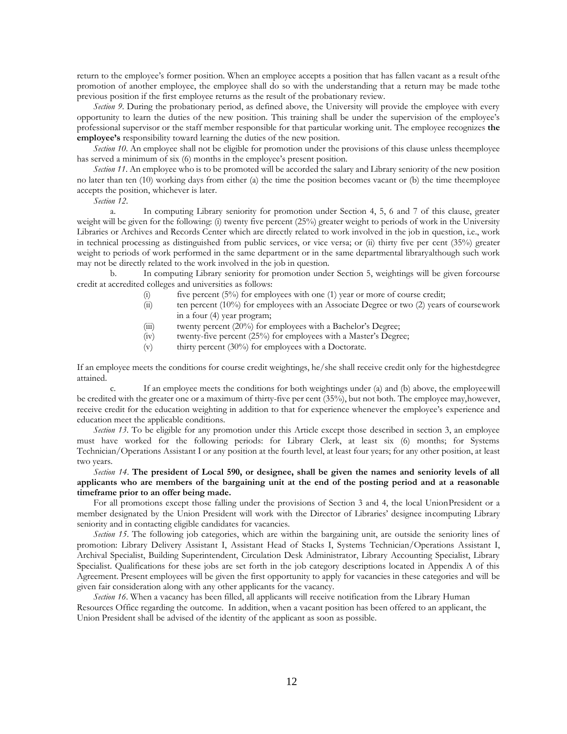return to the employee's former position. When an employee accepts a position that has fallen vacant as a result of the promotion of another employee, the employee shall do so with the understanding that a return may be made to the previous position if the first employee returns as the result of the probationary review.

*Section 9*. During the probationary period, as defined above, the University will provide the employee with every opportunity to learn the duties of the new position. This training shall be under the supervision of the employee's professional supervisor or the staff member responsible for that particular working unit. The employee recognizes **the employee's** responsibility toward learning the duties of the new position.

*Section 10*. An employee shall not be eligible for promotion under the provisions of this clause unless the employee has served a minimum of six (6) months in the employee's present position.

*Section 11*. An employee who is to be promoted will be accorded the salary and Library seniority of the new position no later than ten (10) working days from either (a) the time the position becomes vacant or (b) the time the employee accepts the position, whichever is later.

*Section 12*.

a. In computing Library seniority for promotion under Section 4, 5, 6 and 7 of this clause, greater weight will be given for the following: (i) twenty five percent (25%) greater weight to periods of work in the University Libraries or Archives and Records Center which are directly related to work involved in the job in question, i.e., work in technical processing as distinguished from public services, or vice versa; or (ii) thirty five per cent (35%) greater weight to periods of work performed in the same department or in the same departmental library although such work may not be directly related to the work involved in the job in question.

b. In computing Library seniority for promotion under Section 5, weightings will be given for course credit at accredited colleges and universities as follows:

(i) five percent (5%) for employees with one (1) year or more of course credit;
(ii) ten percent (10%) for employees with an Associate Degree or two (2) years of coursework in a four (4) year program;
(iii) twenty percent (20%) for employees with a Bachelor's Degree;
(iv) twenty-five percent (25%) for employees with a Master's Degree;
(v) thirty percent (30%) for employees with a Doctorate.

If an employee meets the conditions for course credit weightings, he/she shall receive credit only for the highest degree attained.

c. If an employee meets the conditions for both weightings under (a) and (b) above, the employee will be credited with the greater one or a maximum of thirty-five per cent (35%), but not both. The employee may, however, receive credit for the education weighting in addition to that for experience whenever the employee's experience and education meet the applicable conditions.

*Section 13*. To be eligible for any promotion under this Article except those described in section 3, an employee must have worked for the following periods: for Library Clerk, at least six (6) months; for Systems Technician/Operations Assistant I or any position at the fourth level, at least four years; for any other position, at least two years.

*Section 14*. **The president of Local 590, or designee, shall be given the names and seniority levels of all applicants who are members of the bargaining unit at the end of the posting period and at a reasonable timeframe prior to an offer being made.**

For all promotions except those falling under the provisions of Section 3 and 4, the local Union President or a member designated by the Union President will work with the Director of Libraries' designee in computing Library seniority and in contacting eligible candidates for vacancies.

*Section 15*. The following job categories, which are within the bargaining unit, are outside the seniority lines of promotion: Library Delivery Assistant I, Assistant Head of Stacks I, Systems Technician/Operations Assistant I, Archival Specialist, Building Superintendent, Circulation Desk Administrator, Library Accounting Specialist, Library Specialist. Qualifications for these jobs are set forth in the job category descriptions located in Appendix A of this Agreement. Present employees will be given the first opportunity to apply for vacancies in these categories and will be given fair consideration along with any other applicants for the vacancy.

*Section 16*. When a vacancy has been filled, all applicants will receive notification from the Library Human Resources Office regarding the outcome. In addition, when a vacant position has been offered to an applicant, the Union President shall be advised of the identity of the applicant as soon as possible.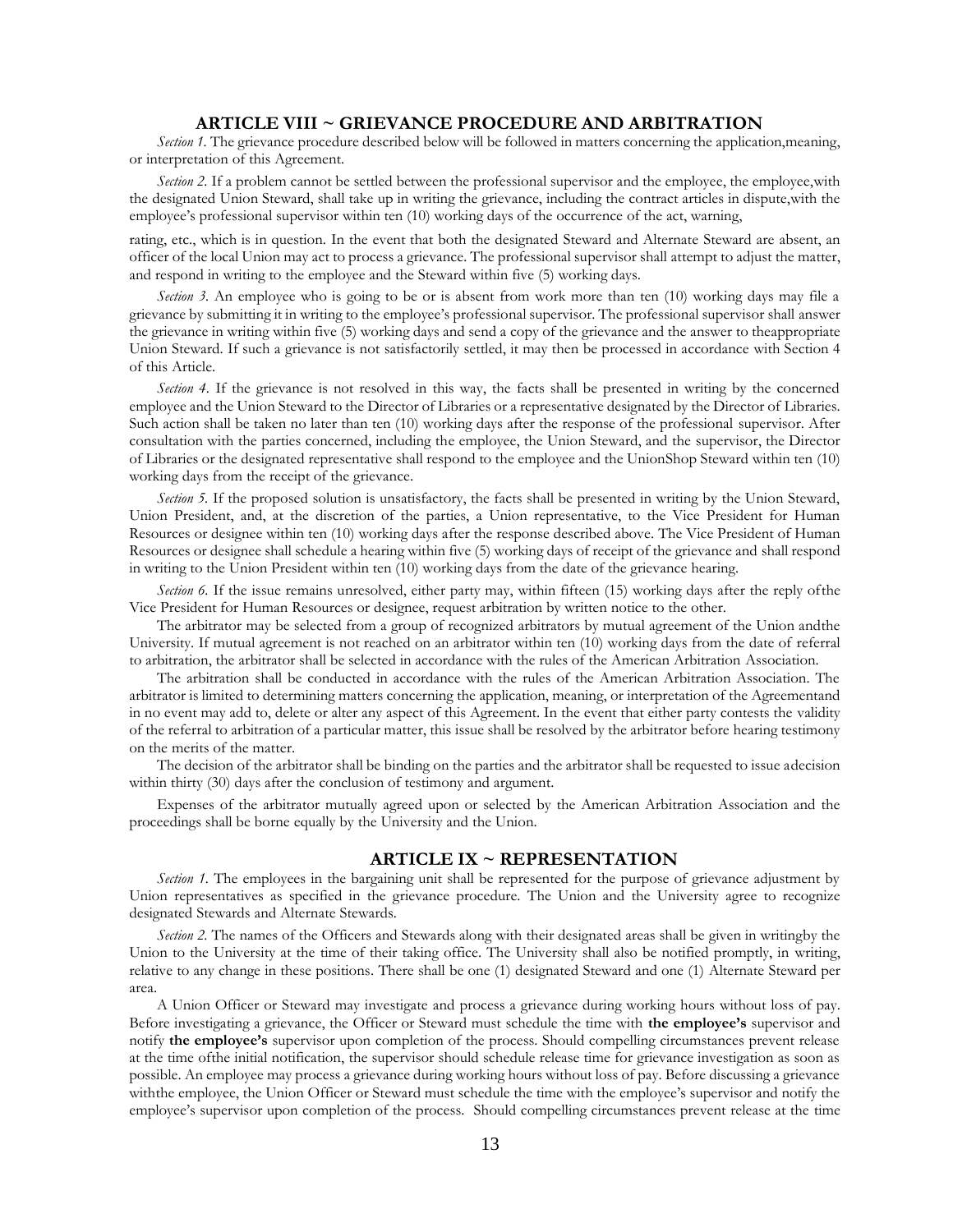## ARTICLE VIII ~ GRIEVANCE PROCEDURE AND ARBITRATION

*Section 1.* The grievance procedure described below will be followed in matters concerning the application,meaning, or interpretation of this Agreement.

*Section 2.* If a problem cannot be settled between the professional supervisor and the employee, the employee,with the designated Union Steward, shall take up in writing the grievance, including the contract articles in dispute,with the employee's professional supervisor within ten (10) working days of the occurrence of the act, warning, rating, etc., which is in question. In the event that both the designated Steward and Alternate Steward are absent, an officer of the local Union may act to process a grievance. The professional supervisor shall attempt to adjust the matter, and respond in writing to the employee and the Steward within five (5) working days.

*Section 3.* An employee who is going to be or is absent from work more than ten (10) working days may file a grievance by submitting it in writing to the employee's professional supervisor. The professional supervisor shall answer the grievance in writing within five (5) working days and send a copy of the grievance and the answer to theappropriate Union Steward. If such a grievance is not satisfactorily settled, it may then be processed in accordance with Section 4 of this Article.

*Section 4.* If the grievance is not resolved in this way, the facts shall be presented in writing by the concerned employee and the Union Steward to the Director of Libraries or a representative designated by the Director of Libraries. Such action shall be taken no later than ten (10) working days after the response of the professional supervisor. After consultation with the parties concerned, including the employee, the Union Steward, and the supervisor, the Director of Libraries or the designated representative shall respond to the employee and the UnionShop Steward within ten (10) working days from the receipt of the grievance.

*Section 5.* If the proposed solution is unsatisfactory, the facts shall be presented in writing by the Union Steward, Union President, and, at the discretion of the parties, a Union representative, to the Vice President for Human Resources or designee within ten (10) working days after the response described above. The Vice President of Human Resources or designee shall schedule a hearing within five (5) working days of receipt of the grievance and shall respond in writing to the Union President within ten (10) working days from the date of the grievance hearing.

*Section 6.* If the issue remains unresolved, either party may, within fifteen (15) working days after the reply ofthe Vice President for Human Resources or designee, request arbitration by written notice to the other.

The arbitrator may be selected from a group of recognized arbitrators by mutual agreement of the Union andthe University. If mutual agreement is not reached on an arbitrator within ten (10) working days from the date of referral to arbitration, the arbitrator shall be selected in accordance with the rules of the American Arbitration Association.

The arbitration shall be conducted in accordance with the rules of the American Arbitration Association. The arbitrator is limited to determining matters concerning the application, meaning, or interpretation of the Agreementand in no event may add to, delete or alter any aspect of this Agreement. In the event that either party contests the validity of the referral to arbitration of a particular matter, this issue shall be resolved by the arbitrator before hearing testimony on the merits of the matter.

The decision of the arbitrator shall be binding on the parties and the arbitrator shall be requested to issue adecision within thirty (30) days after the conclusion of testimony and argument.

Expenses of the arbitrator mutually agreed upon or selected by the American Arbitration Association and the proceedings shall be borne equally by the University and the Union.

## ARTICLE IX ~ REPRESENTATION

*Section 1.* The employees in the bargaining unit shall be represented for the purpose of grievance adjustment by Union representatives as specified in the grievance procedure. The Union and the University agree to recognize designated Stewards and Alternate Stewards.

*Section 2.* The names of the Officers and Stewards along with their designated areas shall be given in writingby the Union to the University at the time of their taking office. The University shall also be notified promptly, in writing, relative to any change in these positions. There shall be one (1) designated Steward and one (1) Alternate Steward per area.

A Union Officer or Steward may investigate and process a grievance during working hours without loss of pay. Before investigating a grievance, the Officer or Steward must schedule the time with **the employee's** supervisor and notify **the employee's** supervisor upon completion of the process. Should compelling circumstances prevent release at the time ofthe initial notification, the supervisor should schedule release time for grievance investigation as soon as possible. An employee may process a grievance during working hours without loss of pay. Before discussing a grievance withthe employee, the Union Officer or Steward must schedule the time with the employee's supervisor and notify the employee's supervisor upon completion of the process. Should compelling circumstances prevent release at the time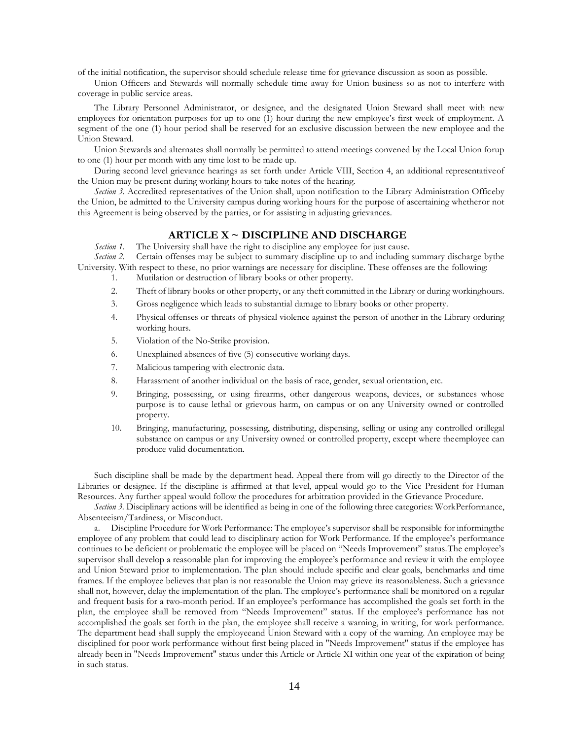of the initial notification, the supervisor should schedule release time for grievance discussion as soon as possible.

Union Officers and Stewards will normally schedule time away for Union business so as not to interfere with coverage in public service areas.

The Library Personnel Administrator, or designee, and the designated Union Steward shall meet with new employees for orientation purposes for up to one (1) hour during the new employee's first week of employment. A segment of the one (1) hour period shall be reserved for an exclusive discussion between the new employee and the Union Steward.

Union Stewards and alternates shall normally be permitted to attend meetings convened by the Local Union forup to one (1) hour per month with any time lost to be made up.

During second level grievance hearings as set forth under Article VIII, Section 4, an additional representativeof the Union may be present during working hours to take notes of the hearing.

*Section 3.* Accredited representatives of the Union shall, upon notification to the Library Administration Officeby the Union, be admitted to the University campus during working hours for the purpose of ascertaining whetheror not this Agreement is being observed by the parties, or for assisting in adjusting grievances.

## ARTICLE X ~ DISCIPLINE AND DISCHARGE

*Section 1.* The University shall have the right to discipline any employee for just cause.

*Section 2.* Certain offenses may be subject to summary discipline up to and including summary discharge bythe University. With respect to these, no prior warnings are necessary for discipline. These offenses are the following:

1. Mutilation or destruction of library books or other property.
2. Theft of library books or other property, or any theft committed in the Library or during workinghours.
3. Gross negligence which leads to substantial damage to library books or other property.
4. Physical offenses or threats of physical violence against the person of another in the Library orduring working hours.
5. Violation of the No-Strike provision.
6. Unexplained absences of five (5) consecutive working days.
7. Malicious tampering with electronic data.
8. Harassment of another individual on the basis of race, gender, sexual orientation, etc.
9. Bringing, possessing, or using firearms, other dangerous weapons, devices, or substances whose purpose is to cause lethal or grievous harm, on campus or on any University owned or controlled property.
10. Bringing, manufacturing, possessing, distributing, dispensing, selling or using any controlled orillegal substance on campus or any University owned or controlled property, except where theemployee can produce valid documentation.

Such discipline shall be made by the department head. Appeal there from will go directly to the Director of the Libraries or designee. If the discipline is affirmed at that level, appeal would go to the Vice President for Human Resources. Any further appeal would follow the procedures for arbitration provided in the Grievance Procedure.

*Section 3.* Disciplinary actions will be identified as being in one of the following three categories: WorkPerformance, Absenteeism/Tardiness, or Misconduct.

a. Discipline Procedure for Work Performance: The employee's supervisor shall be responsible for informingthe employee of any problem that could lead to disciplinary action for Work Performance. If the employee's performance continues to be deficient or problematic the employee will be placed on "Needs Improvement" status.The employee's supervisor shall develop a reasonable plan for improving the employee's performance and review it with the employee and Union Steward prior to implementation. The plan should include specific and clear goals, benchmarks and time frames. If the employee believes that plan is not reasonable the Union may grieve its reasonableness. Such a grievance shall not, however, delay the implementation of the plan. The employee's performance shall be monitored on a regular and frequent basis for a two-month period. If an employee's performance has accomplished the goals set forth in the plan, the employee shall be removed from "Needs Improvement" status. If the employee's performance has not accomplished the goals set forth in the plan, the employee shall receive a warning, in writing, for work performance. The department head shall supply the employeeand Union Steward with a copy of the warning. An employee may be disciplined for poor work performance without first being placed in "Needs Improvement" status if the employee has already been in "Needs Improvement" status under this Article or Article XI within one year of the expiration of being in such status.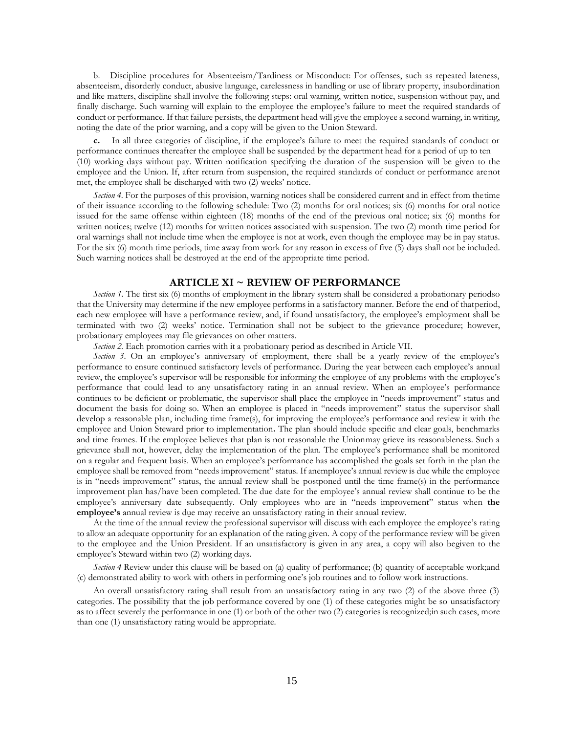b. Discipline procedures for Absenteeism/Tardiness or Misconduct: For offenses, such as repeated lateness, absenteeism, disorderly conduct, abusive language, carelessness in handling or use of library property, insubordination and like matters, discipline shall involve the following steps: oral warning, written notice, suspension without pay, and finally discharge. Such warning will explain to the employee the employee's failure to meet the required standards of conduct or performance. If that failure persists, the department head will give the employee a second warning, in writing, noting the date of the prior warning, and a copy will be given to the Union Steward.

**c.** In all three categories of discipline, if the employee's failure to meet the required standards of conduct or performance continues thereafter the employee shall be suspended by the department head for a period of up to ten (10) working days without pay. Written notification specifying the duration of the suspension will be given to the employee and the Union. If, after return from suspension, the required standards of conduct or performance arenot met, the employee shall be discharged with two (2) weeks' notice.

*Section 4*. For the purposes of this provision, warning notices shall be considered current and in effect from thetime of their issuance according to the following schedule: Two (2) months for oral notices; six (6) months for oral notice issued for the same offense within eighteen (18) months of the end of the previous oral notice; six (6) months for written notices; twelve (12) months for written notices associated with suspension. The two (2) month time period for oral warnings shall not include time when the employee is not at work, even though the employee may be in pay status. For the six (6) month time periods, time away from work for any reason in excess of five (5) days shall not be included. Such warning notices shall be destroyed at the end of the appropriate time period.

## ARTICLE XI ~ REVIEW OF PERFORMANCE

*Section 1*. The first six (6) months of employment in the library system shall be considered a probationary periodso that the University may determine if the new employee performs in a satisfactory manner. Before the end of thatperiod, each new employee will have a performance review, and, if found unsatisfactory, the employee's employment shall be terminated with two (2) weeks' notice. Termination shall not be subject to the grievance procedure; however, probationary employees may file grievances on other matters.

*Section 2*. Each promotion carries with it a probationary period as described in Article VII.

*Section 3*. On an employee's anniversary of employment, there shall be a yearly review of the employee's performance to ensure continued satisfactory levels of performance. During the year between each employee's annual review, the employee's supervisor will be responsible for informing the employee of any problems with the employee's performance that could lead to any unsatisfactory rating in an annual review. When an employee's performance continues to be deficient or problematic, the supervisor shall place the employee in "needs improvement" status and document the basis for doing so. When an employee is placed in "needs improvement" status the supervisor shall develop a reasonable plan, including time frame(s), for improving the employee's performance and review it with the employee and Union Steward prior to implementation**.** The plan should include specific and clear goals, benchmarks and time frames. If the employee believes that plan is not reasonable the Unionmay grieve its reasonableness. Such a grievance shall not, however, delay the implementation of the plan. The employee's performance shall be monitored on a regular and frequent basis. When an employee's performance has accomplished the goals set forth in the plan the employee shall be removed from "needs improvement" status. If anemployee's annual review is due while the employee is in "needs improvement" status, the annual review shall be postponed until the time frame(s) in the performance improvement plan has/have been completed. The due date for the employee's annual review shall continue to be the employee's anniversary date subsequently. Only employees who are in "needs improvement" status when **the employee's** annual review is due may receive an unsatisfactory rating in their annual review.

At the time of the annual review the professional supervisor will discuss with each employee the employee's rating to allow an adequate opportunity for an explanation of the rating given. A copy of the performance review will be given to the employee and the Union President. If an unsatisfactory is given in any area, a copy will also begiven to the employee's Steward within two (2) working days.

*Section 4* Review under this clause will be based on (a) quality of performance; (b) quantity of acceptable work;and (c) demonstrated ability to work with others in performing one's job routines and to follow work instructions.

An overall unsatisfactory rating shall result from an unsatisfactory rating in any two (2) of the above three (3) categories. The possibility that the job performance covered by one (1) of these categories might be so unsatisfactory as to affect severely the performance in one (1) or both of the other two (2) categories is recognized;in such cases, more than one (1) unsatisfactory rating would be appropriate.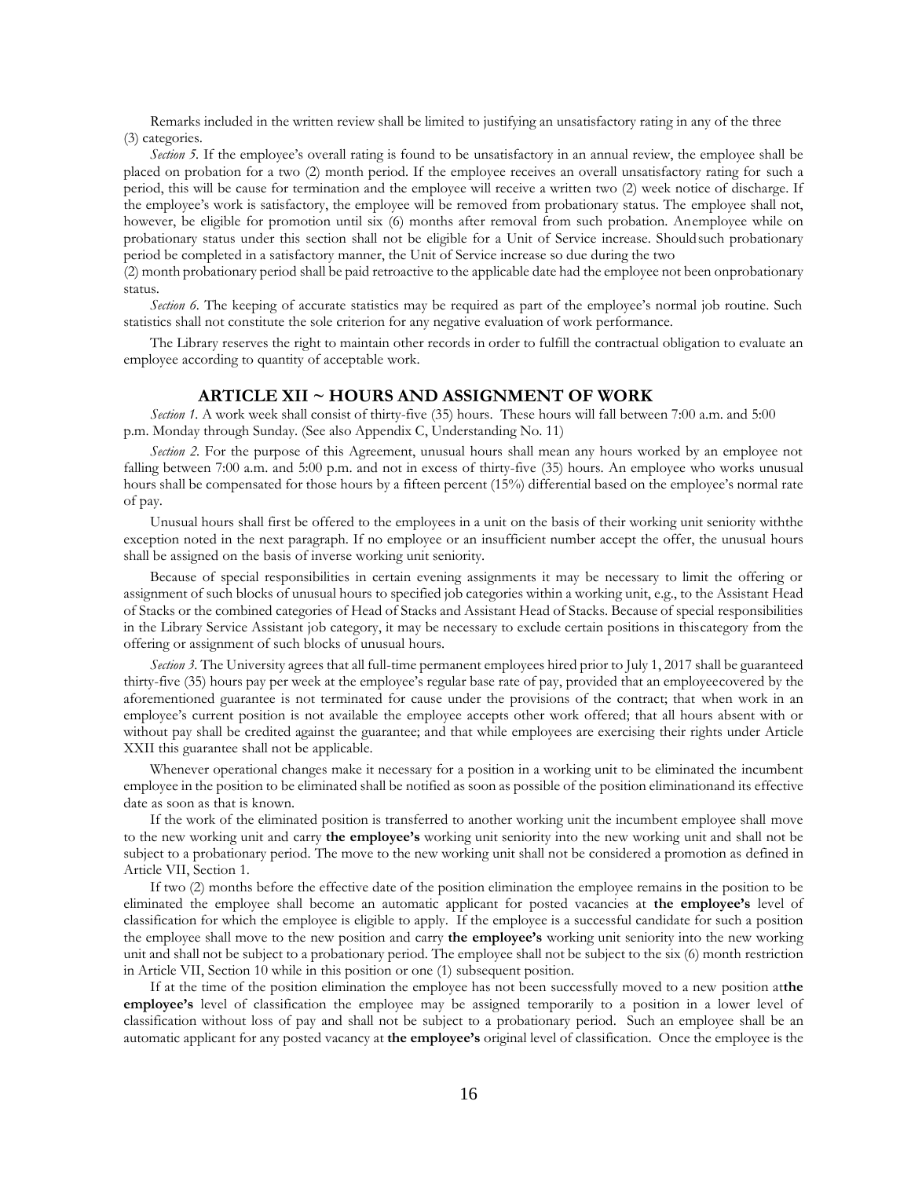Remarks included in the written review shall be limited to justifying an unsatisfactory rating in any of the three (3) categories.

*Section 5.* If the employee's overall rating is found to be unsatisfactory in an annual review, the employee shall be placed on probation for a two (2) month period. If the employee receives an overall unsatisfactory rating for such a period, this will be cause for termination and the employee will receive a written two (2) week notice of discharge. If the employee's work is satisfactory, the employee will be removed from probationary status. The employee shall not, however, be eligible for promotion until six (6) months after removal from such probation. An employee while on probationary status under this section shall not be eligible for a Unit of Service increase. Should such probationary period be completed in a satisfactory manner, the Unit of Service increase so due during the two (2) month probationary period shall be paid retroactive to the applicable date had the employee not been on probationary status.

*Section 6.* The keeping of accurate statistics may be required as part of the employee's normal job routine. Such statistics shall not constitute the sole criterion for any negative evaluation of work performance.

The Library reserves the right to maintain other records in order to fulfill the contractual obligation to evaluate an employee according to quantity of acceptable work.

## ARTICLE XII ~ HOURS AND ASSIGNMENT OF WORK

*Section 1.* A work week shall consist of thirty-five (35) hours. These hours will fall between 7:00 a.m. and 5:00 p.m. Monday through Sunday. (See also Appendix C, Understanding No. 11)

*Section 2.* For the purpose of this Agreement, unusual hours shall mean any hours worked by an employee not falling between 7:00 a.m. and 5:00 p.m. and not in excess of thirty-five (35) hours. An employee who works unusual hours shall be compensated for those hours by a fifteen percent (15%) differential based on the employee's normal rate of pay.

Unusual hours shall first be offered to the employees in a unit on the basis of their working unit seniority with the exception noted in the next paragraph. If no employee or an insufficient number accept the offer, the unusual hours shall be assigned on the basis of inverse working unit seniority.

Because of special responsibilities in certain evening assignments it may be necessary to limit the offering or assignment of such blocks of unusual hours to specified job categories within a working unit, e.g., to the Assistant Head of Stacks or the combined categories of Head of Stacks and Assistant Head of Stacks. Because of special responsibilities in the Library Service Assistant job category, it may be necessary to exclude certain positions in this category from the offering or assignment of such blocks of unusual hours.

*Section 3.* The University agrees that all full-time permanent employees hired prior to July 1, 2017 shall be guaranteed thirty-five (35) hours pay per week at the employee's regular base rate of pay, provided that an employee covered by the aforementioned guarantee is not terminated for cause under the provisions of the contract; that when work in an employee's current position is not available the employee accepts other work offered; that all hours absent with or without pay shall be credited against the guarantee; and that while employees are exercising their rights under Article XXII this guarantee shall not be applicable.

Whenever operational changes make it necessary for a position in a working unit to be eliminated the incumbent employee in the position to be eliminated shall be notified as soon as possible of the position elimination and its effective date as soon as that is known.

If the work of the eliminated position is transferred to another working unit the incumbent employee shall move to the new working unit and carry **the employee's** working unit seniority into the new working unit and shall not be subject to a probationary period. The move to the new working unit shall not be considered a promotion as defined in Article VII, Section 1.

If two (2) months before the effective date of the position elimination the employee remains in the position to be eliminated the employee shall become an automatic applicant for posted vacancies at **the employee's** level of classification for which the employee is eligible to apply. If the employee is a successful candidate for such a position the employee shall move to the new position and carry **the employee's** working unit seniority into the new working unit and shall not be subject to a probationary period. The employee shall not be subject to the six (6) month restriction in Article VII, Section 10 while in this position or one (1) subsequent position.

If at the time of the position elimination the employee has not been successfully moved to a new position at **the employee's** level of classification the employee may be assigned temporarily to a position in a lower level of classification without loss of pay and shall not be subject to a probationary period. Such an employee shall be an automatic applicant for any posted vacancy at **the employee's** original level of classification. Once the employee is the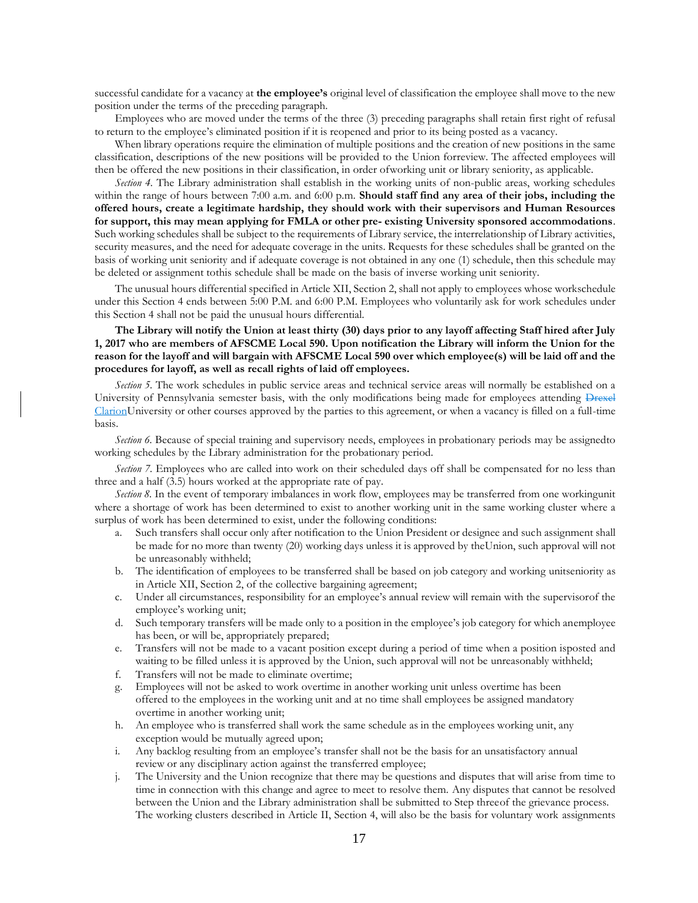successful candidate for a vacancy at **the employee's** original level of classification the employee shall move to the new position under the terms of the preceding paragraph.

Employees who are moved under the terms of the three (3) preceding paragraphs shall retain first right of refusal to return to the employee's eliminated position if it is reopened and prior to its being posted as a vacancy.

When library operations require the elimination of multiple positions and the creation of new positions in the same classification, descriptions of the new positions will be provided to the Union forreview. The affected employees will then be offered the new positions in their classification, in order ofworking unit or library seniority, as applicable.

*Section 4.* The Library administration shall establish in the working units of non-public areas, working schedules within the range of hours between 7:00 a.m. and 6:00 p.m. **Should staff find any area of their jobs, including the offered hours, create a legitimate hardship, they should work with their supervisors and Human Resources for support, this may mean applying for FMLA or other pre- existing University sponsored accommodations**. Such working schedules shall be subject to the requirements of Library service, the interrelationship of Library activities, security measures, and the need for adequate coverage in the units. Requests for these schedules shall be granted on the basis of working unit seniority and if adequate coverage is not obtained in any one (1) schedule, then this schedule may be deleted or assignment tothis schedule shall be made on the basis of inverse working unit seniority.

The unusual hours differential specified in Article XII, Section 2, shall not apply to employees whose workschedule under this Section 4 ends between 5:00 P.M. and 6:00 P.M. Employees who voluntarily ask for work schedules under this Section 4 shall not be paid the unusual hours differential.

**The Library will notify the Union at least thirty (30) days prior to any layoff affecting Staff hired after July 1, 2017 who are members of AFSCME Local 590. Upon notification the Library will inform the Union for the reason for the layoff and will bargain with AFSCME Local 590 over which employee(s) will be laid off and the procedures for layoff, as well as recall rights of laid off employees.**

*Section 5.* The work schedules in public service areas and technical service areas will normally be established on a University of Pennsylvania semester basis, with the only modifications being made for employees attending ~~Drexel~~ ClarionUniversity or other courses approved by the parties to this agreement, or when a vacancy is filled on a full-time basis.

*Section 6.* Because of special training and supervisory needs, employees in probationary periods may be assignedto working schedules by the Library administration for the probationary period.

*Section 7.* Employees who are called into work on their scheduled days off shall be compensated for no less than three and a half (3.5) hours worked at the appropriate rate of pay.

*Section 8.* In the event of temporary imbalances in work flow, employees may be transferred from one workingunit where a shortage of work has been determined to exist to another working unit in the same working cluster where a surplus of work has been determined to exist, under the following conditions:

a. Such transfers shall occur only after notification to the Union President or designee and such assignment shall be made for no more than twenty (20) working days unless it is approved by theUnion, such approval will not be unreasonably withheld;
b. The identification of employees to be transferred shall be based on job category and working unitseniority as in Article XII, Section 2, of the collective bargaining agreement;
c. Under all circumstances, responsibility for an employee's annual review will remain with the supervisorof the employee's working unit;
d. Such temporary transfers will be made only to a position in the employee's job category for which anemployee has been, or will be, appropriately prepared;
e. Transfers will not be made to a vacant position except during a period of time when a position isposted and waiting to be filled unless it is approved by the Union, such approval will not be unreasonably withheld;
f. Transfers will not be made to eliminate overtime;
g. Employees will not be asked to work overtime in another working unit unless overtime has been offered to the employees in the working unit and at no time shall employees be assigned mandatory overtime in another working unit;
h. An employee who is transferred shall work the same schedule as in the employees working unit, any exception would be mutually agreed upon;
i. Any backlog resulting from an employee's transfer shall not be the basis for an unsatisfactory annual review or any disciplinary action against the transferred employee;
j. The University and the Union recognize that there may be questions and disputes that will arise from time to time in connection with this change and agree to meet to resolve them. Any disputes that cannot be resolved between the Union and the Library administration shall be submitted to Step threeof the grievance process. The working clusters described in Article II, Section 4, will also be the basis for voluntary work assignments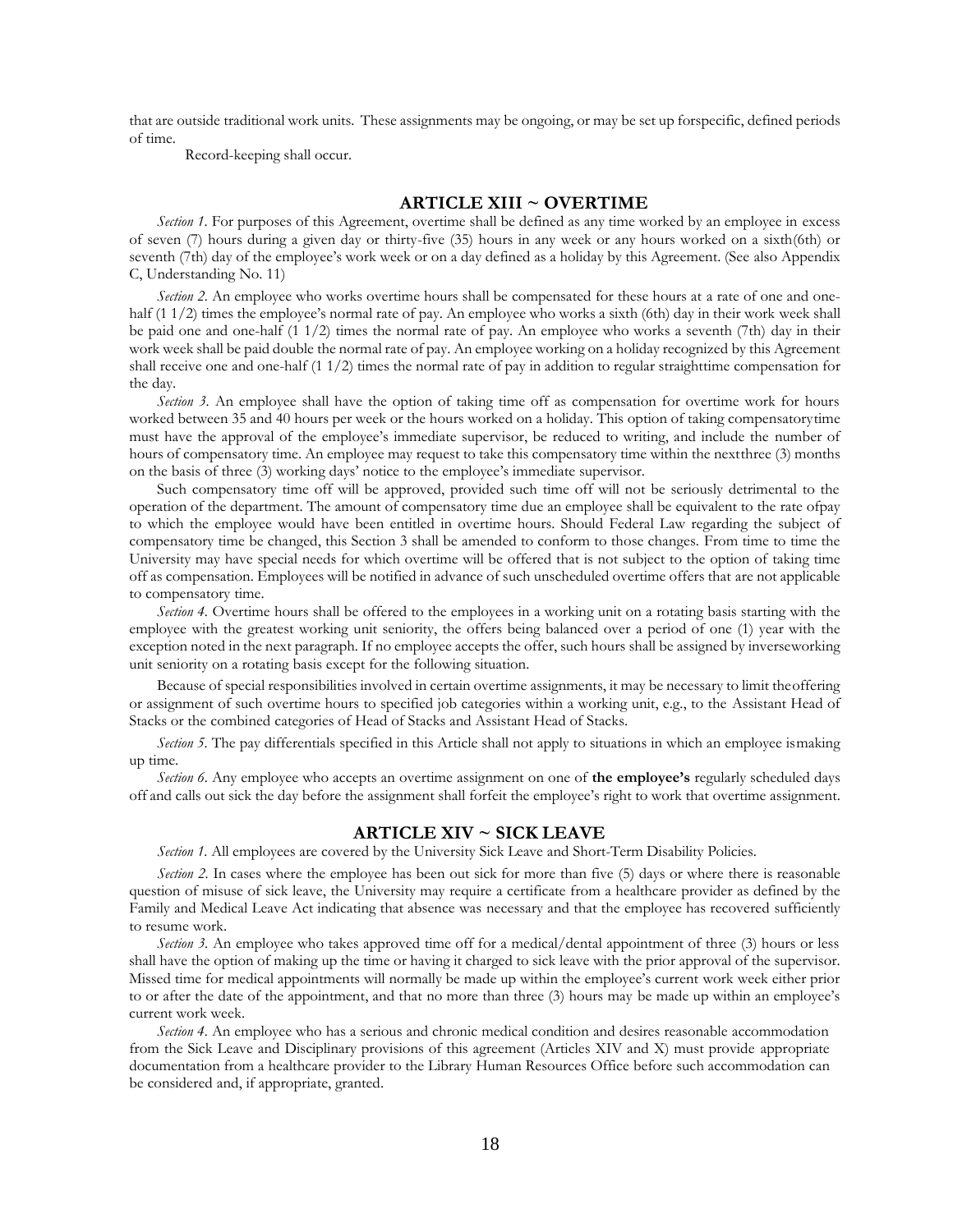that are outside traditional work units. These assignments may be ongoing, or may be set up forspecific, defined periods of time.

Record-keeping shall occur.

## ARTICLE XIII ~ OVERTIME

*Section 1.* For purposes of this Agreement, overtime shall be defined as any time worked by an employee in excess of seven (7) hours during a given day or thirty-five (35) hours in any week or any hours worked on a sixth(6th) or seventh (7th) day of the employee's work week or on a day defined as a holiday by this Agreement. (See also Appendix C, Understanding No. 11)

*Section 2.* An employee who works overtime hours shall be compensated for these hours at a rate of one and one-half (1 1/2) times the employee's normal rate of pay. An employee who works a sixth (6th) day in their work week shall be paid one and one-half (1 1/2) times the normal rate of pay. An employee who works a seventh (7th) day in their work week shall be paid double the normal rate of pay. An employee working on a holiday recognized by this Agreement shall receive one and one-half (1 1/2) times the normal rate of pay in addition to regular straighttime compensation for the day.

*Section 3.* An employee shall have the option of taking time off as compensation for overtime work for hours worked between 35 and 40 hours per week or the hours worked on a holiday. This option of taking compensatorytime must have the approval of the employee's immediate supervisor, be reduced to writing, and include the number of hours of compensatory time. An employee may request to take this compensatory time within the nextthree (3) months on the basis of three (3) working days' notice to the employee's immediate supervisor.

Such compensatory time off will be approved, provided such time off will not be seriously detrimental to the operation of the department. The amount of compensatory time due an employee shall be equivalent to the rate ofpay to which the employee would have been entitled in overtime hours. Should Federal Law regarding the subject of compensatory time be changed, this Section 3 shall be amended to conform to those changes. From time to time the University may have special needs for which overtime will be offered that is not subject to the option of taking time off as compensation. Employees will be notified in advance of such unscheduled overtime offers that are not applicable to compensatory time.

*Section 4.* Overtime hours shall be offered to the employees in a working unit on a rotating basis starting with the employee with the greatest working unit seniority, the offers being balanced over a period of one (1) year with the exception noted in the next paragraph. If no employee accepts the offer, such hours shall be assigned by inverseworking unit seniority on a rotating basis except for the following situation.

Because of special responsibilities involved in certain overtime assignments, it may be necessary to limit theoffering or assignment of such overtime hours to specified job categories within a working unit, e.g., to the Assistant Head of Stacks or the combined categories of Head of Stacks and Assistant Head of Stacks.

*Section 5.* The pay differentials specified in this Article shall not apply to situations in which an employee ismaking up time.

*Section 6.* Any employee who accepts an overtime assignment on one of **the employee's** regularly scheduled days off and calls out sick the day before the assignment shall forfeit the employee's right to work that overtime assignment.

## ARTICLE XIV ~ SICK LEAVE

*Section 1.* All employees are covered by the University Sick Leave and Short-Term Disability Policies.

*Section 2.* In cases where the employee has been out sick for more than five (5) days or where there is reasonable question of misuse of sick leave, the University may require a certificate from a healthcare provider as defined by the Family and Medical Leave Act indicating that absence was necessary and that the employee has recovered sufficiently to resume work.

*Section 3.* An employee who takes approved time off for a medical/dental appointment of three (3) hours or less shall have the option of making up the time or having it charged to sick leave with the prior approval of the supervisor. Missed time for medical appointments will normally be made up within the employee's current work week either prior to or after the date of the appointment, and that no more than three (3) hours may be made up within an employee's current work week.

*Section 4.* An employee who has a serious and chronic medical condition and desires reasonable accommodation from the Sick Leave and Disciplinary provisions of this agreement (Articles XIV and X) must provide appropriate documentation from a healthcare provider to the Library Human Resources Office before such accommodation can be considered and, if appropriate, granted.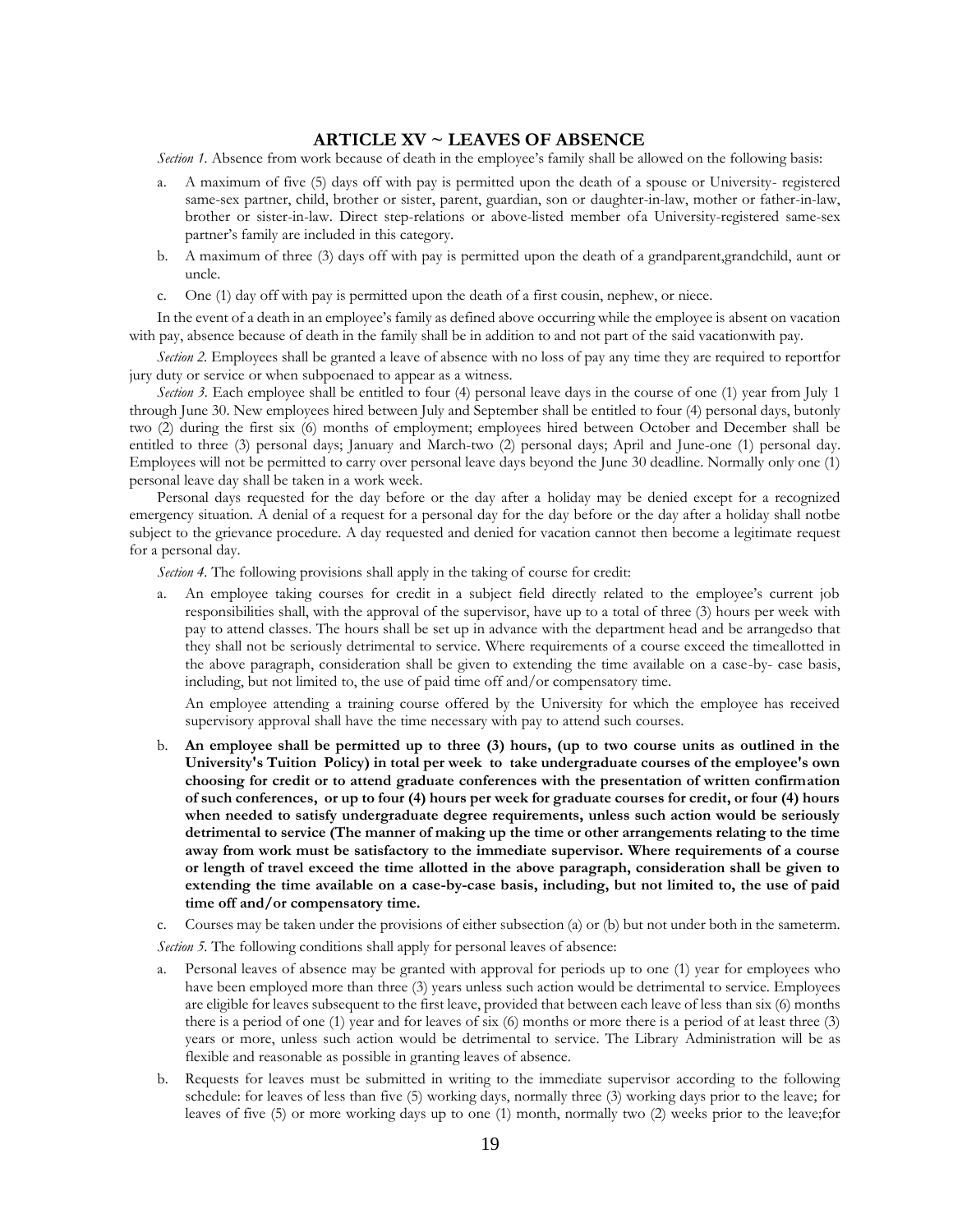## ARTICLE XV ~ LEAVES OF ABSENCE

*Section 1.* Absence from work because of death in the employee's family shall be allowed on the following basis:

a. A maximum of five (5) days off with pay is permitted upon the death of a spouse or University- registered same-sex partner, child, brother or sister, parent, guardian, son or daughter-in-law, mother or father-in-law, brother or sister-in-law. Direct step-relations or above-listed member ofa University-registered same-sex partner's family are included in this category.

b. A maximum of three (3) days off with pay is permitted upon the death of a grandparent,grandchild, aunt or uncle.

c. One (1) day off with pay is permitted upon the death of a first cousin, nephew, or niece.

In the event of a death in an employee's family as defined above occurring while the employee is absent on vacation with pay, absence because of death in the family shall be in addition to and not part of the said vacationwith pay.

*Section 2.* Employees shall be granted a leave of absence with no loss of pay any time they are required to reportfor jury duty or service or when subpoenaed to appear as a witness.

*Section 3.* Each employee shall be entitled to four (4) personal leave days in the course of one (1) year from July 1 through June 30. New employees hired between July and September shall be entitled to four (4) personal days, butonly two (2) during the first six (6) months of employment; employees hired between October and December shall be entitled to three (3) personal days; January and March-two (2) personal days; April and June-one (1) personal day. Employees will not be permitted to carry over personal leave days beyond the June 30 deadline. Normally only one (1) personal leave day shall be taken in a work week.

Personal days requested for the day before or the day after a holiday may be denied except for a recognized emergency situation. A denial of a request for a personal day for the day before or the day after a holiday shall notbe subject to the grievance procedure. A day requested and denied for vacation cannot then become a legitimate request for a personal day.

*Section 4.* The following provisions shall apply in the taking of course for credit:

a. An employee taking courses for credit in a subject field directly related to the employee's current job responsibilities shall, with the approval of the supervisor, have up to a total of three (3) hours per week with pay to attend classes. The hours shall be set up in advance with the department head and be arrangedso that they shall not be seriously detrimental to service. Where requirements of a course exceed the timeallotted in the above paragraph, consideration shall be given to extending the time available on a case-by- case basis, including, but not limited to, the use of paid time off and/or compensatory time.

   An employee attending a training course offered by the University for which the employee has received supervisory approval shall have the time necessary with pay to attend such courses.

b. **An employee shall be permitted up to three (3) hours, (up to two course units as outlined in the University's Tuition Policy) in total per week to take undergraduate courses of the employee's own choosing for credit or to attend graduate conferences with the presentation of written confirmation of such conferences, or up to four (4) hours per week for graduate courses for credit, or four (4) hours when needed to satisfy undergraduate degree requirements, unless such action would be seriously detrimental to service (The manner of making up the time or other arrangements relating to the time away from work must be satisfactory to the immediate supervisor. Where requirements of a course or length of travel exceed the time allotted in the above paragraph, consideration shall be given to extending the time available on a case-by-case basis, including, but not limited to, the use of paid time off and/or compensatory time.**

c. Courses may be taken under the provisions of either subsection (a) or (b) but not under both in the sameterm.

*Section 5.* The following conditions shall apply for personal leaves of absence:

a. Personal leaves of absence may be granted with approval for periods up to one (1) year for employees who have been employed more than three (3) years unless such action would be detrimental to service. Employees are eligible for leaves subsequent to the first leave, provided that between each leave of less than six (6) months there is a period of one (1) year and for leaves of six (6) months or more there is a period of at least three (3) years or more, unless such action would be detrimental to service. The Library Administration will be as flexible and reasonable as possible in granting leaves of absence.

b. Requests for leaves must be submitted in writing to the immediate supervisor according to the following schedule: for leaves of less than five (5) working days, normally three (3) working days prior to the leave; for leaves of five (5) or more working days up to one (1) month, normally two (2) weeks prior to the leave;for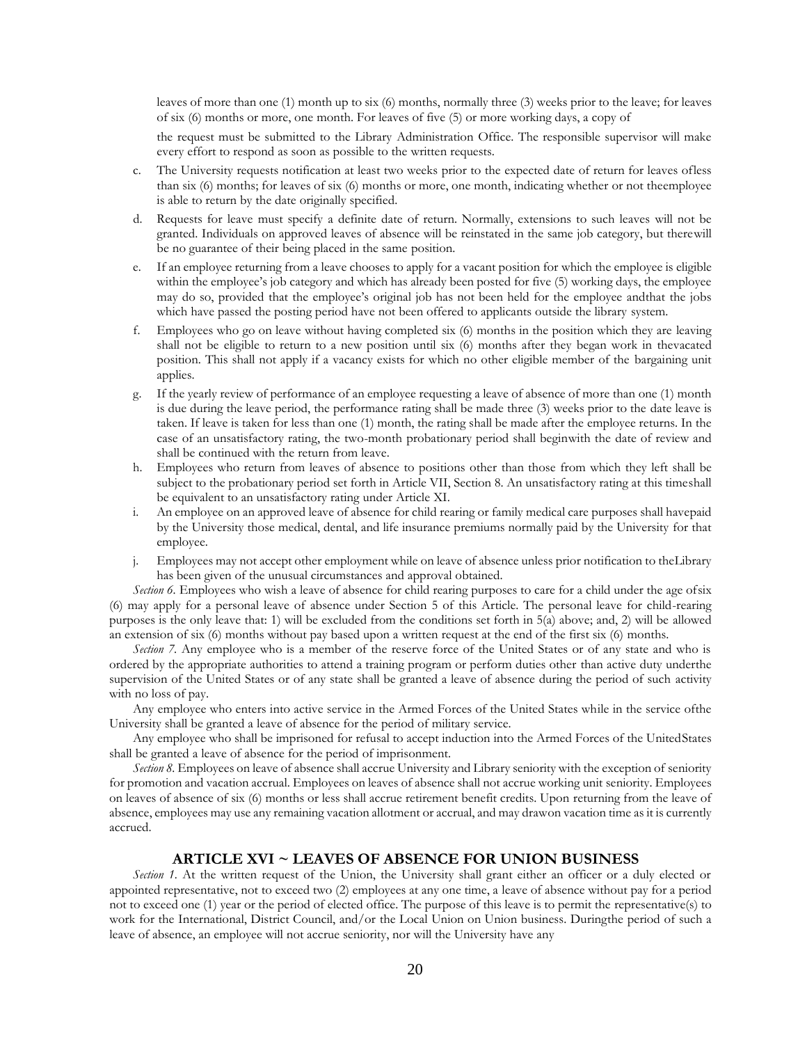leaves of more than one (1) month up to six (6) months, normally three (3) weeks prior to the leave; for leaves of six (6) months or more, one month. For leaves of five (5) or more working days, a copy of

the request must be submitted to the Library Administration Office. The responsible supervisor will make every effort to respond as soon as possible to the written requests.

c. The University requests notification at least two weeks prior to the expected date of return for leaves ofless than six (6) months; for leaves of six (6) months or more, one month, indicating whether or not theemployee is able to return by the date originally specified.

d. Requests for leave must specify a definite date of return. Normally, extensions to such leaves will not be granted. Individuals on approved leaves of absence will be reinstated in the same job category, but therewill be no guarantee of their being placed in the same position.

e. If an employee returning from a leave chooses to apply for a vacant position for which the employee is eligible within the employee's job category and which has already been posted for five (5) working days, the employee may do so, provided that the employee's original job has not been held for the employee andthat the jobs which have passed the posting period have not been offered to applicants outside the library system.

f. Employees who go on leave without having completed six (6) months in the position which they are leaving shall not be eligible to return to a new position until six (6) months after they began work in thevacated position. This shall not apply if a vacancy exists for which no other eligible member of the bargaining unit applies.

g. If the yearly review of performance of an employee requesting a leave of absence of more than one (1) month is due during the leave period, the performance rating shall be made three (3) weeks prior to the date leave is taken. If leave is taken for less than one (1) month, the rating shall be made after the employee returns. In the case of an unsatisfactory rating, the two-month probationary period shall beginwith the date of review and shall be continued with the return from leave.

h. Employees who return from leaves of absence to positions other than those from which they left shall be subject to the probationary period set forth in Article VII, Section 8. An unsatisfactory rating at this timeshall be equivalent to an unsatisfactory rating under Article XI.

i. An employee on an approved leave of absence for child rearing or family medical care purposes shall havepaid by the University those medical, dental, and life insurance premiums normally paid by the University for that employee.

j. Employees may not accept other employment while on leave of absence unless prior notification to theLibrary has been given of the unusual circumstances and approval obtained.

*Section 6*. Employees who wish a leave of absence for child rearing purposes to care for a child under the age ofsix (6) may apply for a personal leave of absence under Section 5 of this Article. The personal leave for child-rearing purposes is the only leave that: 1) will be excluded from the conditions set forth in 5(a) above; and, 2) will be allowed an extension of six (6) months without pay based upon a written request at the end of the first six (6) months.

*Section 7*. Any employee who is a member of the reserve force of the United States or of any state and who is ordered by the appropriate authorities to attend a training program or perform duties other than active duty underthe supervision of the United States or of any state shall be granted a leave of absence during the period of such activity with no loss of pay.

Any employee who enters into active service in the Armed Forces of the United States while in the service ofthe University shall be granted a leave of absence for the period of military service.

Any employee who shall be imprisoned for refusal to accept induction into the Armed Forces of the UnitedStates shall be granted a leave of absence for the period of imprisonment.

*Section 8*. Employees on leave of absence shall accrue University and Library seniority with the exception of seniority for promotion and vacation accrual. Employees on leaves of absence shall not accrue working unit seniority. Employees on leaves of absence of six (6) months or less shall accrue retirement benefit credits. Upon returning from the leave of absence, employees may use any remaining vacation allotment or accrual, and may drawon vacation time as it is currently accrued.

## ARTICLE XVI ~ LEAVES OF ABSENCE FOR UNION BUSINESS

*Section 1*. At the written request of the Union, the University shall grant either an officer or a duly elected or appointed representative, not to exceed two (2) employees at any one time, a leave of absence without pay for a period not to exceed one (1) year or the period of elected office. The purpose of this leave is to permit the representative(s) to work for the International, District Council, and/or the Local Union on Union business. Duringthe period of such a leave of absence, an employee will not accrue seniority, nor will the University have any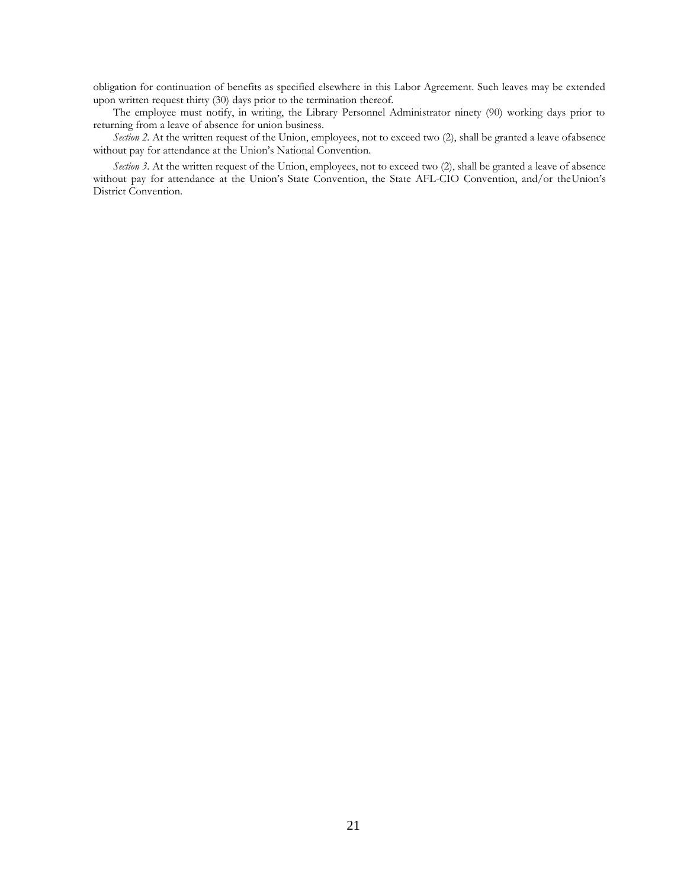obligation for continuation of benefits as specified elsewhere in this Labor Agreement. Such leaves may be extended upon written request thirty (30) days prior to the termination thereof.

The employee must notify, in writing, the Library Personnel Administrator ninety (90) working days prior to returning from a leave of absence for union business.

*Section 2.* At the written request of the Union, employees, not to exceed two (2), shall be granted a leave ofabsence without pay for attendance at the Union's National Convention.

*Section 3.* At the written request of the Union, employees, not to exceed two (2), shall be granted a leave of absence without pay for attendance at the Union's State Convention, the State AFL-CIO Convention, and/or theUnion's District Convention.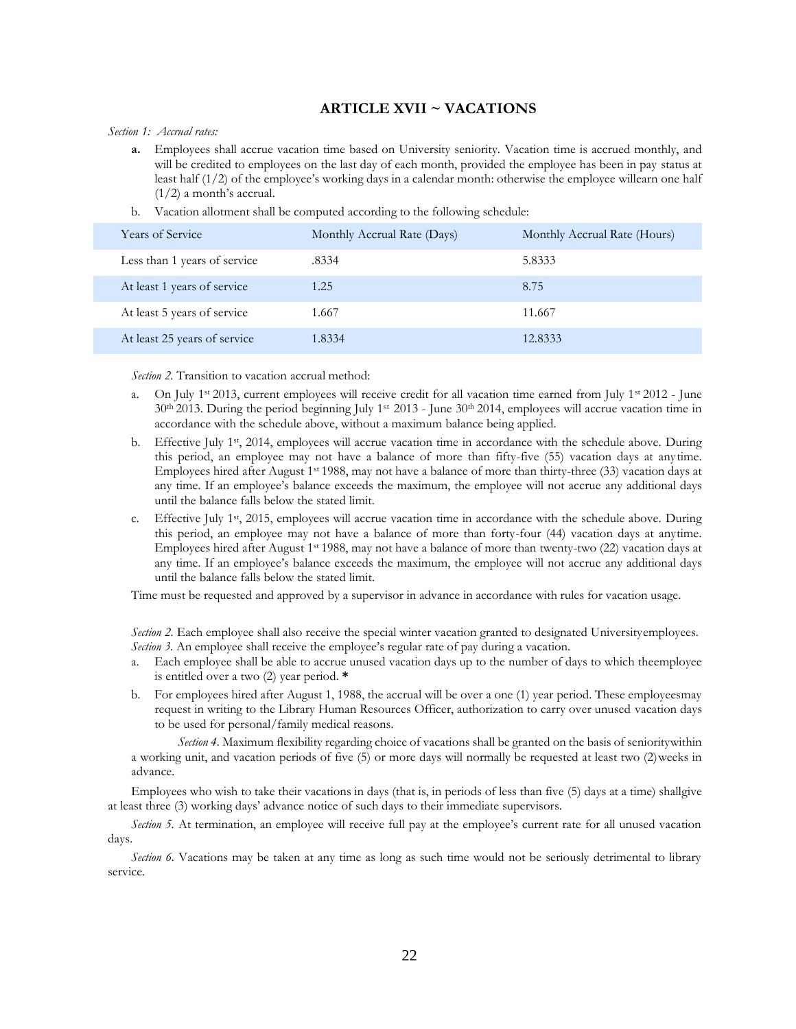## ARTICLE XVII ~ VACATIONS

*Section 1: Accrual rates:*

- **a.** Employees shall accrue vacation time based on University seniority. Vacation time is accrued monthly, and will be credited to employees on the last day of each month, provided the employee has been in pay status at least half (1/2) of the employee's working days in a calendar month: otherwise the employee willearn one half (1/2) a month's accrual.
- b. Vacation allotment shall be computed according to the following schedule:

| Years of Service | Monthly Accrual Rate (Days) | Monthly Accrual Rate (Hours) |
|---|---|---|
| Less than 1 years of service | .8334 | 5.8333 |
| At least 1 years of service | 1.25 | 8.75 |
| At least 5 years of service | 1.667 | 11.667 |
| At least 25 years of service | 1.8334 | 12.8333 |

*Section 2.* Transition to vacation accrual method:

a. On July 1st 2013, current employees will receive credit for all vacation time earned from July 1st 2012 - June 30th 2013. During the period beginning July 1st 2013 - June 30th 2014, employees will accrue vacation time in accordance with the schedule above, without a maximum balance being applied.

b. Effective July 1st, 2014, employees will accrue vacation time in accordance with the schedule above. During this period, an employee may not have a balance of more than fifty-five (55) vacation days at anytime. Employees hired after August 1st 1988, may not have a balance of more than thirty-three (33) vacation days at any time. If an employee's balance exceeds the maximum, the employee will not accrue any additional days until the balance falls below the stated limit.

c. Effective July 1st, 2015, employees will accrue vacation time in accordance with the schedule above. During this period, an employee may not have a balance of more than forty-four (44) vacation days at anytime. Employees hired after August 1st 1988, may not have a balance of more than twenty-two (22) vacation days at any time. If an employee's balance exceeds the maximum, the employee will not accrue any additional days until the balance falls below the stated limit.

Time must be requested and approved by a supervisor in advance in accordance with rules for vacation usage.

*Section 2.* Each employee shall also receive the special winter vacation granted to designated Universityemployees.
*Section 3.* An employee shall receive the employee's regular rate of pay during a vacation.

a. Each employee shall be able to accrue unused vacation days up to the number of days to which theemployee is entitled over a two (2) year period. **\***

b. For employees hired after August 1, 1988, the accrual will be over a one (1) year period. These employeesmay request in writing to the Library Human Resources Officer, authorization to carry over unused vacation days to be used for personal/family medical reasons.

*Section 4*. Maximum flexibility regarding choice of vacations shall be granted on the basis of senioritywithin a working unit, and vacation periods of five (5) or more days will normally be requested at least two (2)weeks in advance.

Employees who wish to take their vacations in days (that is, in periods of less than five (5) days at a time) shallgive at least three (3) working days' advance notice of such days to their immediate supervisors.

*Section 5.* At termination, an employee will receive full pay at the employee's current rate for all unused vacation days.

*Section 6.* Vacations may be taken at any time as long as such time would not be seriously detrimental to library service.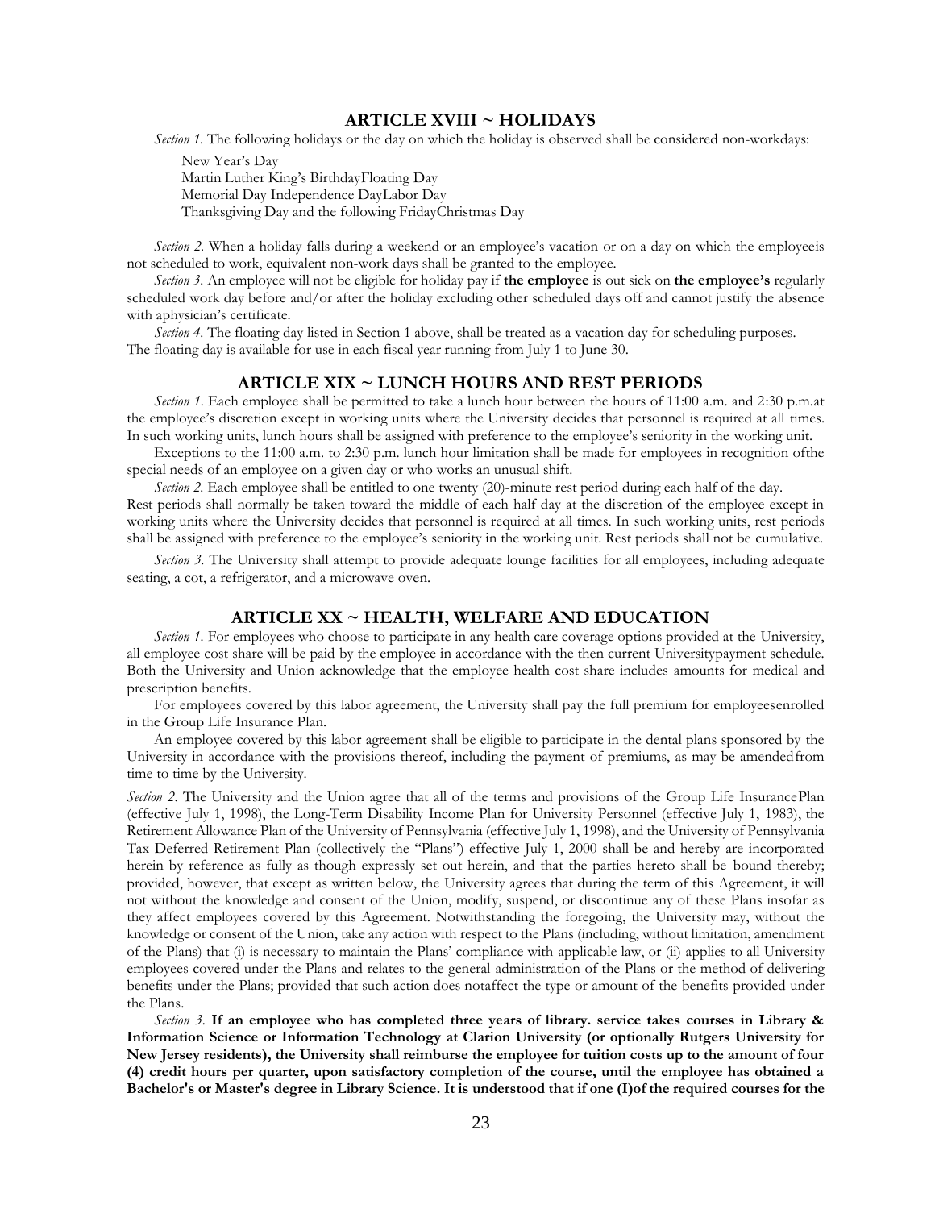## ARTICLE XVIII ~ HOLIDAYS

*Section 1.* The following holidays or the day on which the holiday is observed shall be considered non-workdays:

New Year's Day
Martin Luther King's BirthdayFloating Day
Memorial Day Independence DayLabor Day
Thanksgiving Day and the following FridayChristmas Day

*Section 2.* When a holiday falls during a weekend or an employee's vacation or on a day on which the employeeis not scheduled to work, equivalent non-work days shall be granted to the employee.

*Section 3.* An employee will not be eligible for holiday pay if **the employee** is out sick on **the employee's** regularly scheduled work day before and/or after the holiday excluding other scheduled days off and cannot justify the absence with aphysician's certificate.

*Section 4.* The floating day listed in Section 1 above, shall be treated as a vacation day for scheduling purposes. The floating day is available for use in each fiscal year running from July 1 to June 30.

## ARTICLE XIX ~ LUNCH HOURS AND REST PERIODS

*Section 1.* Each employee shall be permitted to take a lunch hour between the hours of 11:00 a.m. and 2:30 p.m.at the employee's discretion except in working units where the University decides that personnel is required at all times. In such working units, lunch hours shall be assigned with preference to the employee's seniority in the working unit.

Exceptions to the 11:00 a.m. to 2:30 p.m. lunch hour limitation shall be made for employees in recognition ofthe special needs of an employee on a given day or who works an unusual shift.

*Section 2.* Each employee shall be entitled to one twenty (20)-minute rest period during each half of the day. Rest periods shall normally be taken toward the middle of each half day at the discretion of the employee except in working units where the University decides that personnel is required at all times. In such working units, rest periods shall be assigned with preference to the employee's seniority in the working unit. Rest periods shall not be cumulative.

*Section 3.* The University shall attempt to provide adequate lounge facilities for all employees, including adequate seating, a cot, a refrigerator, and a microwave oven.

## ARTICLE XX ~ HEALTH, WELFARE AND EDUCATION

*Section 1.* For employees who choose to participate in any health care coverage options provided at the University, all employee cost share will be paid by the employee in accordance with the then current Universitypayment schedule. Both the University and Union acknowledge that the employee health cost share includes amounts for medical and prescription benefits.

For employees covered by this labor agreement, the University shall pay the full premium for employeesenrolled in the Group Life Insurance Plan.

An employee covered by this labor agreement shall be eligible to participate in the dental plans sponsored by the University in accordance with the provisions thereof, including the payment of premiums, as may be amendedfrom time to time by the University.

*Section 2.* The University and the Union agree that all of the terms and provisions of the Group Life InsurancePlan (effective July 1, 1998), the Long-Term Disability Income Plan for University Personnel (effective July 1, 1983), the Retirement Allowance Plan of the University of Pennsylvania (effective July 1, 1998), and the University of Pennsylvania Tax Deferred Retirement Plan (collectively the "Plans") effective July 1, 2000 shall be and hereby are incorporated herein by reference as fully as though expressly set out herein, and that the parties hereto shall be bound thereby; provided, however, that except as written below, the University agrees that during the term of this Agreement, it will not without the knowledge and consent of the Union, modify, suspend, or discontinue any of these Plans insofar as they affect employees covered by this Agreement. Notwithstanding the foregoing, the University may, without the knowledge or consent of the Union, take any action with respect to the Plans (including, without limitation, amendment of the Plans) that (i) is necessary to maintain the Plans' compliance with applicable law, or (ii) applies to all University employees covered under the Plans and relates to the general administration of the Plans or the method of delivering benefits under the Plans; provided that such action does notaffect the type or amount of the benefits provided under the Plans.

*Section 3.* **If an employee who has completed three years of library. service takes courses in Library & Information Science or Information Technology at Clarion University (or optionally Rutgers University for New Jersey residents), the University shall reimburse the employee for tuition costs up to the amount of four (4) credit hours per quarter, upon satisfactory completion of the course, until the employee has obtained a Bachelor's or Master's degree in Library Science. It is understood that if one (I)of the required courses for the**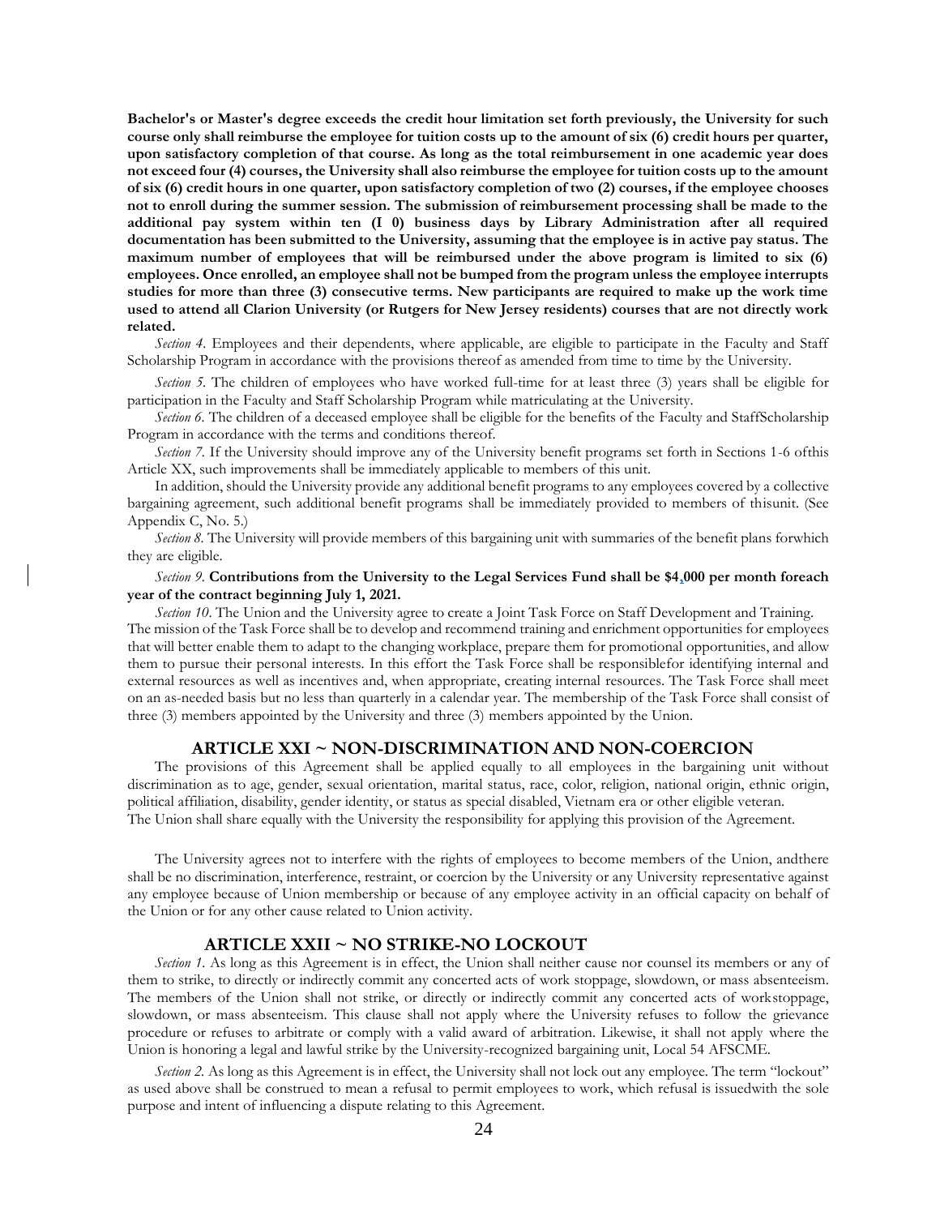**Bachelor's or Master's degree exceeds the credit hour limitation set forth previously, the University for such course only shall reimburse the employee for tuition costs up to the amount of six (6) credit hours per quarter, upon satisfactory completion of that course. As long as the total reimbursement in one academic year does not exceed four (4) courses, the University shall also reimburse the employee for tuition costs up to the amount of six (6) credit hours in one quarter, upon satisfactory completion of two (2) courses, if the employee chooses not to enroll during the summer session. The submission of reimbursement processing shall be made to the additional pay system within ten (I 0) business days by Library Administration after all required documentation has been submitted to the University, assuming that the employee is in active pay status. The maximum number of employees that will be reimbursed under the above program is limited to six (6) employees. Once enrolled, an employee shall not be bumped from the program unless the employee interrupts studies for more than three (3) consecutive terms. New participants are required to make up the work time used to attend all Clarion University (or Rutgers for New Jersey residents) courses that are not directly work related.**

*Section 4.* Employees and their dependents, where applicable, are eligible to participate in the Faculty and Staff Scholarship Program in accordance with the provisions thereof as amended from time to time by the University.

*Section 5.* The children of employees who have worked full-time for at least three (3) years shall be eligible for participation in the Faculty and Staff Scholarship Program while matriculating at the University.

*Section 6.* The children of a deceased employee shall be eligible for the benefits of the Faculty and StaffScholarship Program in accordance with the terms and conditions thereof.

*Section 7.* If the University should improve any of the University benefit programs set forth in Sections 1-6 ofthis Article XX, such improvements shall be immediately applicable to members of this unit.

In addition, should the University provide any additional benefit programs to any employees covered by a collective bargaining agreement, such additional benefit programs shall be immediately provided to members of thisunit. (See Appendix C, No. 5.)

*Section 8.* The University will provide members of this bargaining unit with summaries of the benefit plans forwhich they are eligible.

*Section 9.* **Contributions from the University to the Legal Services Fund shall be $4,000 per month foreach year of the contract beginning July 1, 2021.**

*Section 10.* The Union and the University agree to create a Joint Task Force on Staff Development and Training. The mission of the Task Force shall be to develop and recommend training and enrichment opportunities for employees that will better enable them to adapt to the changing workplace, prepare them for promotional opportunities, and allow them to pursue their personal interests. In this effort the Task Force shall be responsiblefor identifying internal and external resources as well as incentives and, when appropriate, creating internal resources. The Task Force shall meet on an as-needed basis but no less than quarterly in a calendar year. The membership of the Task Force shall consist of three (3) members appointed by the University and three (3) members appointed by the Union.

## ARTICLE XXI ~ NON-DISCRIMINATION AND NON-COERCION

The provisions of this Agreement shall be applied equally to all employees in the bargaining unit without discrimination as to age, gender, sexual orientation, marital status, race, color, religion, national origin, ethnic origin, political affiliation, disability, gender identity, or status as special disabled, Vietnam era or other eligible veteran. The Union shall share equally with the University the responsibility for applying this provision of the Agreement.

The University agrees not to interfere with the rights of employees to become members of the Union, andthere shall be no discrimination, interference, restraint, or coercion by the University or any University representative against any employee because of Union membership or because of any employee activity in an official capacity on behalf of the Union or for any other cause related to Union activity.

## ARTICLE XXII ~ NO STRIKE-NO LOCKOUT

*Section 1.* As long as this Agreement is in effect, the Union shall neither cause nor counsel its members or any of them to strike, to directly or indirectly commit any concerted acts of work stoppage, slowdown, or mass absenteeism. The members of the Union shall not strike, or directly or indirectly commit any concerted acts of workstoppage, slowdown, or mass absenteeism. This clause shall not apply where the University refuses to follow the grievance procedure or refuses to arbitrate or comply with a valid award of arbitration. Likewise, it shall not apply where the Union is honoring a legal and lawful strike by the University-recognized bargaining unit, Local 54 AFSCME.

*Section 2.* As long as this Agreement is in effect, the University shall not lock out any employee. The term "lockout" as used above shall be construed to mean a refusal to permit employees to work, which refusal is issuedwith the sole purpose and intent of influencing a dispute relating to this Agreement.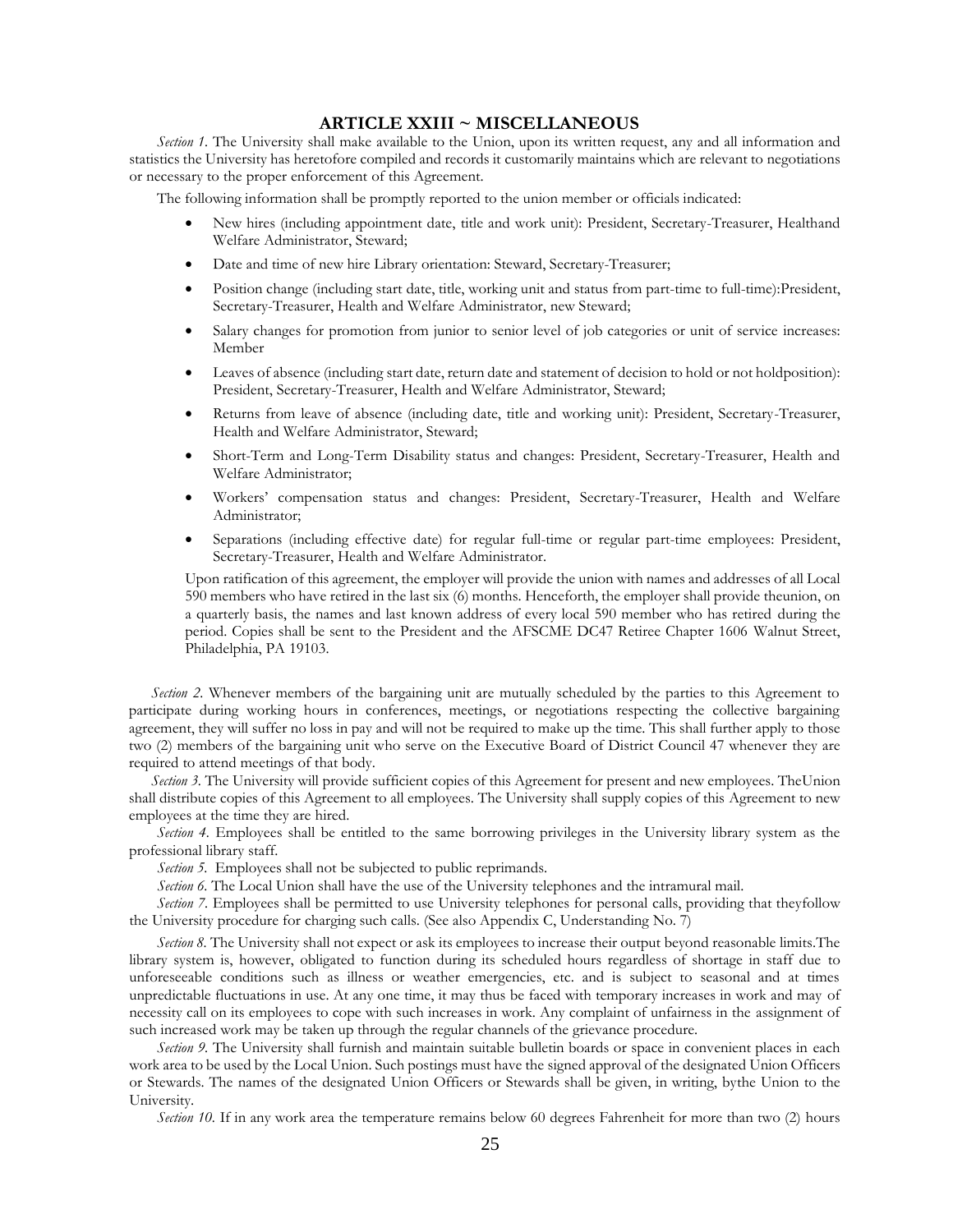## ARTICLE XXIII ~ MISCELLANEOUS

*Section 1.* The University shall make available to the Union, upon its written request, any and all information and statistics the University has heretofore compiled and records it customarily maintains which are relevant to negotiations or necessary to the proper enforcement of this Agreement.

The following information shall be promptly reported to the union member or officials indicated:

- New hires (including appointment date, title and work unit): President, Secretary-Treasurer, Healthand Welfare Administrator, Steward;
- Date and time of new hire Library orientation: Steward, Secretary-Treasurer;
- Position change (including start date, title, working unit and status from part-time to full-time):President, Secretary-Treasurer, Health and Welfare Administrator, new Steward;
- Salary changes for promotion from junior to senior level of job categories or unit of service increases: Member
- Leaves of absence (including start date, return date and statement of decision to hold or not holdposition): President, Secretary-Treasurer, Health and Welfare Administrator, Steward;
- Returns from leave of absence (including date, title and working unit): President, Secretary-Treasurer, Health and Welfare Administrator, Steward;
- Short-Term and Long-Term Disability status and changes: President, Secretary-Treasurer, Health and Welfare Administrator;
- Workers' compensation status and changes: President, Secretary-Treasurer, Health and Welfare Administrator;
- Separations (including effective date) for regular full-time or regular part-time employees: President, Secretary-Treasurer, Health and Welfare Administrator.

Upon ratification of this agreement, the employer will provide the union with names and addresses of all Local 590 members who have retired in the last six (6) months. Henceforth, the employer shall provide theunion, on a quarterly basis, the names and last known address of every local 590 member who has retired during the period. Copies shall be sent to the President and the AFSCME DC47 Retiree Chapter 1606 Walnut Street, Philadelphia, PA 19103.

*Section 2.* Whenever members of the bargaining unit are mutually scheduled by the parties to this Agreement to participate during working hours in conferences, meetings, or negotiations respecting the collective bargaining agreement, they will suffer no loss in pay and will not be required to make up the time. This shall further apply to those two (2) members of the bargaining unit who serve on the Executive Board of District Council 47 whenever they are required to attend meetings of that body.

*Section 3.* The University will provide sufficient copies of this Agreement for present and new employees. TheUnion shall distribute copies of this Agreement to all employees. The University shall supply copies of this Agreement to new employees at the time they are hired.

*Section 4.* Employees shall be entitled to the same borrowing privileges in the University library system as the professional library staff.

*Section 5.* Employees shall not be subjected to public reprimands.

*Section 6.* The Local Union shall have the use of the University telephones and the intramural mail.

*Section 7.* Employees shall be permitted to use University telephones for personal calls, providing that theyfollow the University procedure for charging such calls. (See also Appendix C, Understanding No. 7)

*Section 8.* The University shall not expect or ask its employees to increase their output beyond reasonable limits.The library system is, however, obligated to function during its scheduled hours regardless of shortage in staff due to unforeseeable conditions such as illness or weather emergencies, etc. and is subject to seasonal and at times unpredictable fluctuations in use. At any one time, it may thus be faced with temporary increases in work and may of necessity call on its employees to cope with such increases in work. Any complaint of unfairness in the assignment of such increased work may be taken up through the regular channels of the grievance procedure.

*Section 9.* The University shall furnish and maintain suitable bulletin boards or space in convenient places in each work area to be used by the Local Union. Such postings must have the signed approval of the designated Union Officers or Stewards. The names of the designated Union Officers or Stewards shall be given, in writing, bythe Union to the University.

*Section 10.* If in any work area the temperature remains below 60 degrees Fahrenheit for more than two (2) hours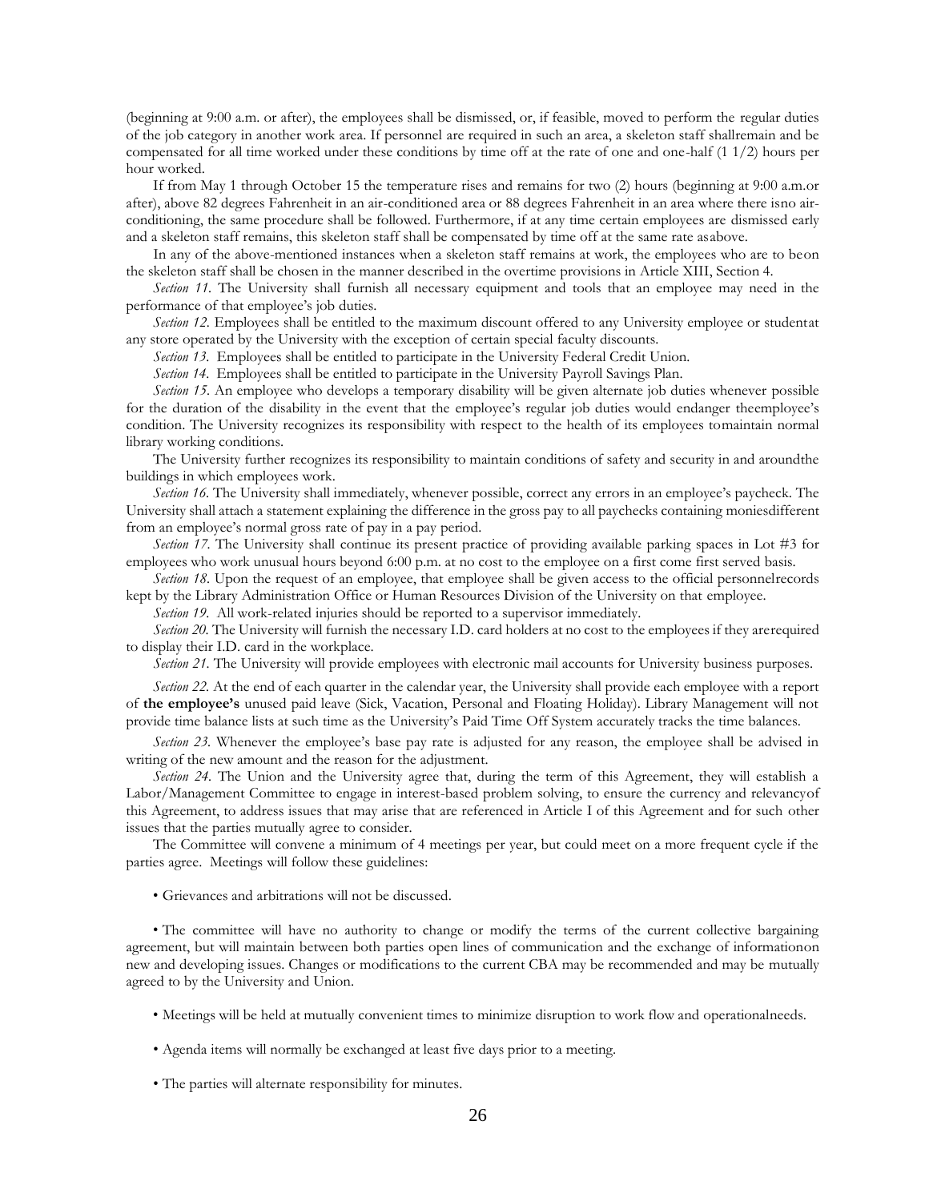(beginning at 9:00 a.m. or after), the employees shall be dismissed, or, if feasible, moved to perform the regular duties of the job category in another work area. If personnel are required in such an area, a skeleton staff shallremain and be compensated for all time worked under these conditions by time off at the rate of one and one-half (1 1/2) hours per hour worked.

If from May 1 through October 15 the temperature rises and remains for two (2) hours (beginning at 9:00 a.m.or after), above 82 degrees Fahrenheit in an air-conditioned area or 88 degrees Fahrenheit in an area where there isno air-conditioning, the same procedure shall be followed. Furthermore, if at any time certain employees are dismissed early and a skeleton staff remains, this skeleton staff shall be compensated by time off at the same rate asabove.

In any of the above-mentioned instances when a skeleton staff remains at work, the employees who are to beon the skeleton staff shall be chosen in the manner described in the overtime provisions in Article XIII, Section 4.

*Section 11.* The University shall furnish all necessary equipment and tools that an employee may need in the performance of that employee's job duties.

*Section 12.* Employees shall be entitled to the maximum discount offered to any University employee or studentat any store operated by the University with the exception of certain special faculty discounts.

*Section 13.* Employees shall be entitled to participate in the University Federal Credit Union.

*Section 14.* Employees shall be entitled to participate in the University Payroll Savings Plan.

*Section 15.* An employee who develops a temporary disability will be given alternate job duties whenever possible for the duration of the disability in the event that the employee's regular job duties would endanger theemployee's condition. The University recognizes its responsibility with respect to the health of its employees tomaintain normal library working conditions.

The University further recognizes its responsibility to maintain conditions of safety and security in and aroundthe buildings in which employees work.

*Section 16.* The University shall immediately, whenever possible, correct any errors in an employee's paycheck. The University shall attach a statement explaining the difference in the gross pay to all paychecks containing moniesdifferent from an employee's normal gross rate of pay in a pay period.

*Section 17.* The University shall continue its present practice of providing available parking spaces in Lot #3 for employees who work unusual hours beyond 6:00 p.m. at no cost to the employee on a first come first served basis.

*Section 18.* Upon the request of an employee, that employee shall be given access to the official personnelrecords kept by the Library Administration Office or Human Resources Division of the University on that employee.

*Section 19.* All work-related injuries should be reported to a supervisor immediately.

*Section 20.* The University will furnish the necessary I.D. card holders at no cost to the employees if they arerequired to display their I.D. card in the workplace.

*Section 21.* The University will provide employees with electronic mail accounts for University business purposes.

*Section 22.* At the end of each quarter in the calendar year, the University shall provide each employee with a report of **the employee's** unused paid leave (Sick, Vacation, Personal and Floating Holiday). Library Management will not provide time balance lists at such time as the University's Paid Time Off System accurately tracks the time balances.

*Section 23.* Whenever the employee's base pay rate is adjusted for any reason, the employee shall be advised in writing of the new amount and the reason for the adjustment.

*Section 24.* The Union and the University agree that, during the term of this Agreement, they will establish a Labor/Management Committee to engage in interest-based problem solving, to ensure the currency and relevancyof this Agreement, to address issues that may arise that are referenced in Article I of this Agreement and for such other issues that the parties mutually agree to consider.

The Committee will convene a minimum of 4 meetings per year, but could meet on a more frequent cycle if the parties agree. Meetings will follow these guidelines:

- Grievances and arbitrations will not be discussed.

- The committee will have no authority to change or modify the terms of the current collective bargaining agreement, but will maintain between both parties open lines of communication and the exchange of informationon new and developing issues. Changes or modifications to the current CBA may be recommended and may be mutually agreed to by the University and Union.

- Meetings will be held at mutually convenient times to minimize disruption to work flow and operationalneeds.

- Agenda items will normally be exchanged at least five days prior to a meeting.

- The parties will alternate responsibility for minutes.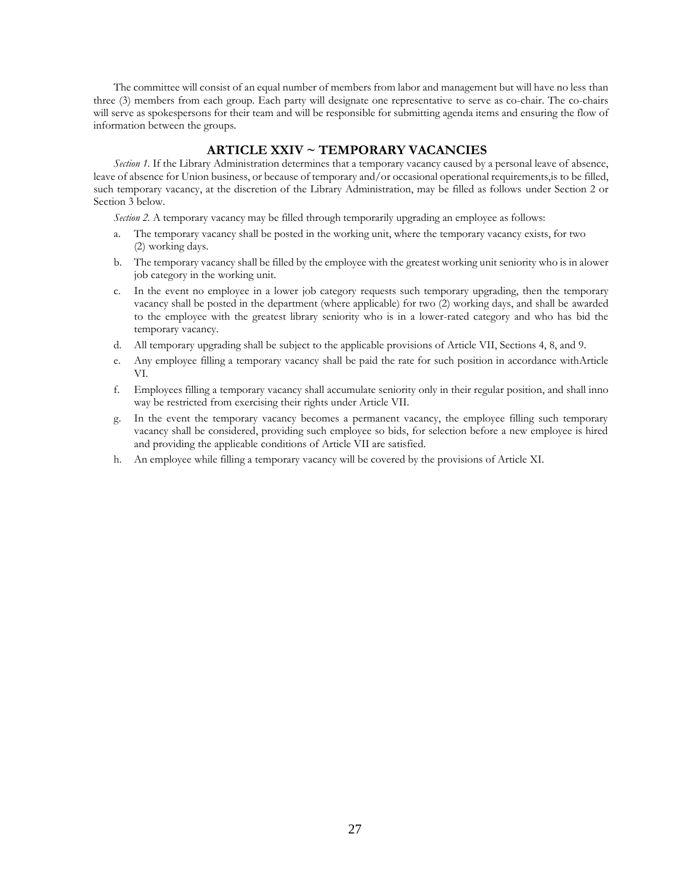The committee will consist of an equal number of members from labor and management but will have no less than three (3) members from each group. Each party will designate one representative to serve as co-chair. The co-chairs will serve as spokespersons for their team and will be responsible for submitting agenda items and ensuring the flow of information between the groups.

## ARTICLE XXIV ~ TEMPORARY VACANCIES

*Section 1.* If the Library Administration determines that a temporary vacancy caused by a personal leave of absence, leave of absence for Union business, or because of temporary and/or occasional operational requirements,is to be filled, such temporary vacancy, at the discretion of the Library Administration, may be filled as follows under Section 2 or Section 3 below.

*Section 2.* A temporary vacancy may be filled through temporarily upgrading an employee as follows:

a. The temporary vacancy shall be posted in the working unit, where the temporary vacancy exists, for two (2) working days.

b. The temporary vacancy shall be filled by the employee with the greatest working unit seniority who is in alower job category in the working unit.

c. In the event no employee in a lower job category requests such temporary upgrading, then the temporary vacancy shall be posted in the department (where applicable) for two (2) working days, and shall be awarded to the employee with the greatest library seniority who is in a lower-rated category and who has bid the temporary vacancy.

d. All temporary upgrading shall be subject to the applicable provisions of Article VII, Sections 4, 8, and 9.

e. Any employee filling a temporary vacancy shall be paid the rate for such position in accordance withArticle VI.

f. Employees filling a temporary vacancy shall accumulate seniority only in their regular position, and shall inno way be restricted from exercising their rights under Article VII.

g. In the event the temporary vacancy becomes a permanent vacancy, the employee filling such temporary vacancy shall be considered, providing such employee so bids, for selection before a new employee is hired and providing the applicable conditions of Article VII are satisfied.

h. An employee while filling a temporary vacancy will be covered by the provisions of Article XI.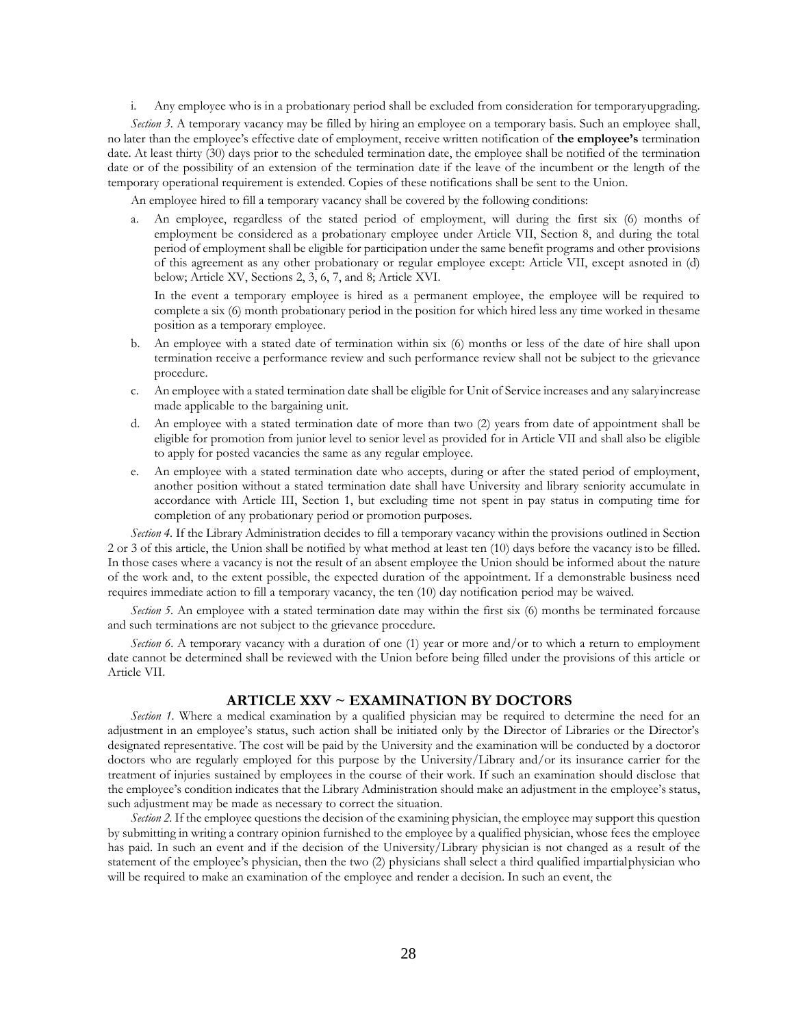i. Any employee who is in a probationary period shall be excluded from consideration for temporaryupgrading.

*Section 3.* A temporary vacancy may be filled by hiring an employee on a temporary basis. Such an employee shall, no later than the employee's effective date of employment, receive written notification of **the employee's** termination date. At least thirty (30) days prior to the scheduled termination date, the employee shall be notified of the termination date or of the possibility of an extension of the termination date if the leave of the incumbent or the length of the temporary operational requirement is extended. Copies of these notifications shall be sent to the Union.

An employee hired to fill a temporary vacancy shall be covered by the following conditions:

a. An employee, regardless of the stated period of employment, will during the first six (6) months of employment be considered as a probationary employee under Article VII, Section 8, and during the total period of employment shall be eligible for participation under the same benefit programs and other provisions of this agreement as any other probationary or regular employee except: Article VII, except asnoted in (d) below; Article XV, Sections 2, 3, 6, 7, and 8; Article XVI.

   In the event a temporary employee is hired as a permanent employee, the employee will be required to complete a six (6) month probationary period in the position for which hired less any time worked in thesame position as a temporary employee.

b. An employee with a stated date of termination within six (6) months or less of the date of hire shall upon termination receive a performance review and such performance review shall not be subject to the grievance procedure.

c. An employee with a stated termination date shall be eligible for Unit of Service increases and any salaryincrease made applicable to the bargaining unit.

d. An employee with a stated termination date of more than two (2) years from date of appointment shall be eligible for promotion from junior level to senior level as provided for in Article VII and shall also be eligible to apply for posted vacancies the same as any regular employee.

e. An employee with a stated termination date who accepts, during or after the stated period of employment, another position without a stated termination date shall have University and library seniority accumulate in accordance with Article III, Section 1, but excluding time not spent in pay status in computing time for completion of any probationary period or promotion purposes.

*Section 4.* If the Library Administration decides to fill a temporary vacancy within the provisions outlined in Section 2 or 3 of this article, the Union shall be notified by what method at least ten (10) days before the vacancy isto be filled. In those cases where a vacancy is not the result of an absent employee the Union should be informed about the nature of the work and, to the extent possible, the expected duration of the appointment. If a demonstrable business need requires immediate action to fill a temporary vacancy, the ten (10) day notification period may be waived.

*Section 5.* An employee with a stated termination date may within the first six (6) months be terminated forcause and such terminations are not subject to the grievance procedure.

*Section 6.* A temporary vacancy with a duration of one (1) year or more and/or to which a return to employment date cannot be determined shall be reviewed with the Union before being filled under the provisions of this article or Article VII.

## ARTICLE XXV ~ EXAMINATION BY DOCTORS

*Section 1.* Where a medical examination by a qualified physician may be required to determine the need for an adjustment in an employee's status, such action shall be initiated only by the Director of Libraries or the Director's designated representative. The cost will be paid by the University and the examination will be conducted by a doctoror doctors who are regularly employed for this purpose by the University/Library and/or its insurance carrier for the treatment of injuries sustained by employees in the course of their work. If such an examination should disclose that the employee's condition indicates that the Library Administration should make an adjustment in the employee's status, such adjustment may be made as necessary to correct the situation.

*Section 2.* If the employee questions the decision of the examining physician, the employee may support this question by submitting in writing a contrary opinion furnished to the employee by a qualified physician, whose fees the employee has paid. In such an event and if the decision of the University/Library physician is not changed as a result of the statement of the employee's physician, then the two (2) physicians shall select a third qualified impartialphysician who will be required to make an examination of the employee and render a decision. In such an event, the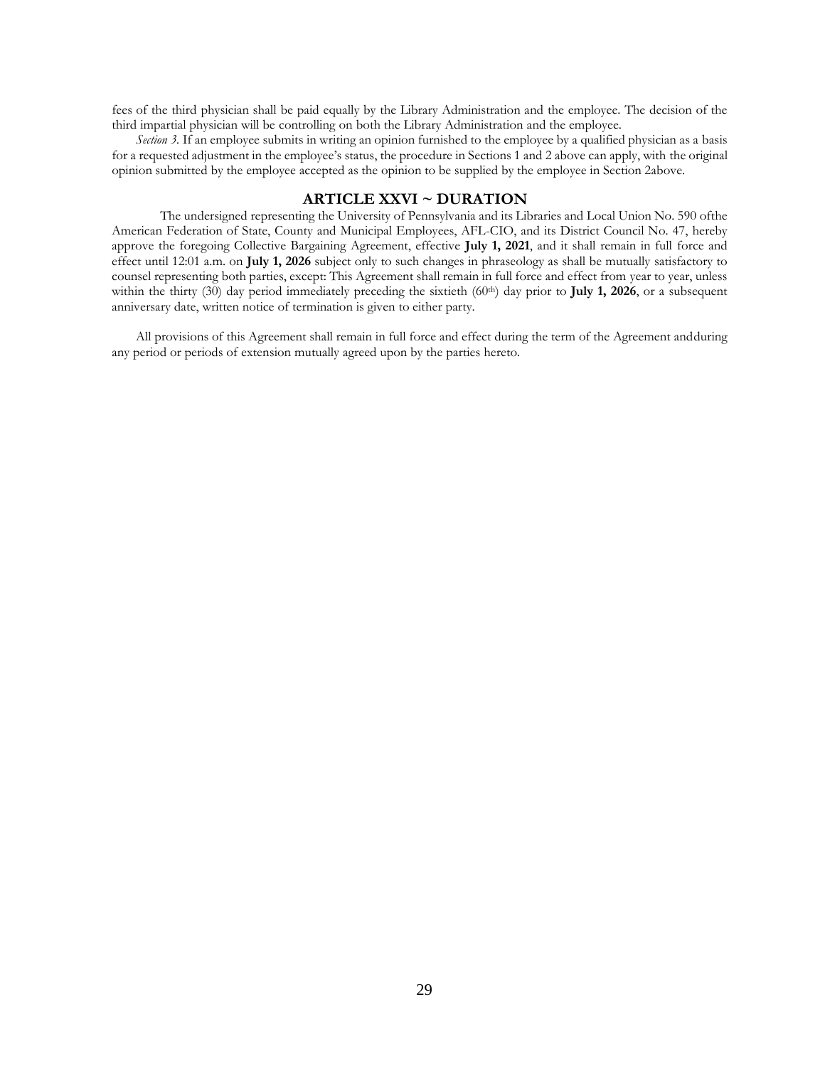fees of the third physician shall be paid equally by the Library Administration and the employee. The decision of the third impartial physician will be controlling on both the Library Administration and the employee.

*Section 3*. If an employee submits in writing an opinion furnished to the employee by a qualified physician as a basis for a requested adjustment in the employee's status, the procedure in Sections 1 and 2 above can apply, with the original opinion submitted by the employee accepted as the opinion to be supplied by the employee in Section 2above.

## ARTICLE XXVI ~ DURATION

The undersigned representing the University of Pennsylvania and its Libraries and Local Union No. 590 ofthe American Federation of State, County and Municipal Employees, AFL-CIO, and its District Council No. 47, hereby approve the foregoing Collective Bargaining Agreement, effective **July 1, 2021**, and it shall remain in full force and effect until 12:01 a.m. on **July 1, 2026** subject only to such changes in phraseology as shall be mutually satisfactory to counsel representing both parties, except: This Agreement shall remain in full force and effect from year to year, unless within the thirty (30) day period immediately preceding the sixtieth (60th) day prior to **July 1, 2026**, or a subsequent anniversary date, written notice of termination is given to either party.

All provisions of this Agreement shall remain in full force and effect during the term of the Agreement andduring any period or periods of extension mutually agreed upon by the parties hereto.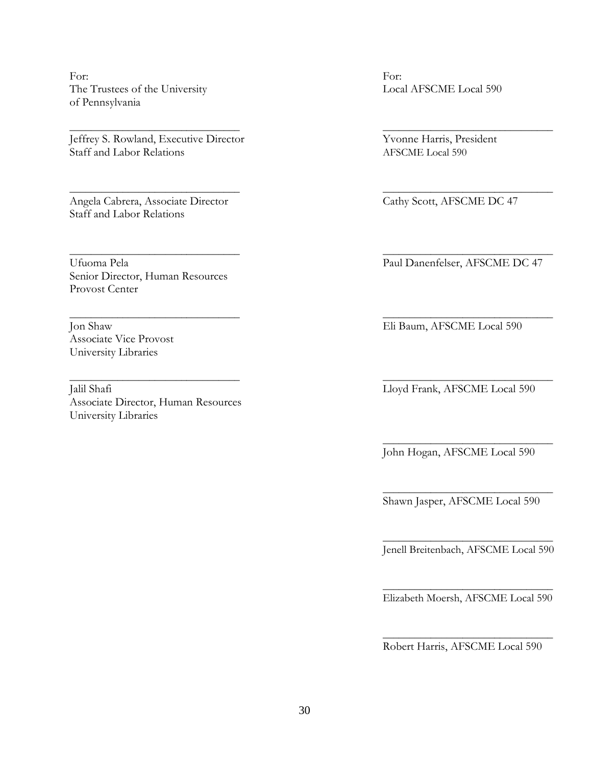| For: | For: |
|---|---|
| The Trustees of the University of Pennsylvania | Local AFSCME Local 590 |
| ______________________________ | ______________________________ |
| Jeffrey S. Rowland, Executive Director<br>Staff and Labor Relations | Yvonne Harris, President<br>AFSCME Local 590 |
| ______________________________ | ______________________________ |
| Angela Cabrera, Associate Director<br>Staff and Labor Relations | Cathy Scott, AFSCME DC 47 |
| ______________________________ | ______________________________ |
| Ufuoma Pela<br>Senior Director, Human Resources<br>Provost Center | Paul Danenfelser, AFSCME DC 47 |
| ______________________________ | ______________________________ |
| Jon Shaw<br>Associate Vice Provost<br>University Libraries | Eli Baum, AFSCME Local 590 |
| ______________________________ | ______________________________ |
| Jalil Shafi<br>Associate Director, Human Resources<br>University Libraries | Lloyd Frank, AFSCME Local 590 |
| | ______________________________ |
| | John Hogan, AFSCME Local 590 |
| | ______________________________ |
| | Shawn Jasper, AFSCME Local 590 |
| | ______________________________ |
| | Jenell Breitenbach, AFSCME Local 590 |
| | ______________________________ |
| | Elizabeth Moersh, AFSCME Local 590 |
| | ______________________________ |
| | Robert Harris, AFSCME Local 590 |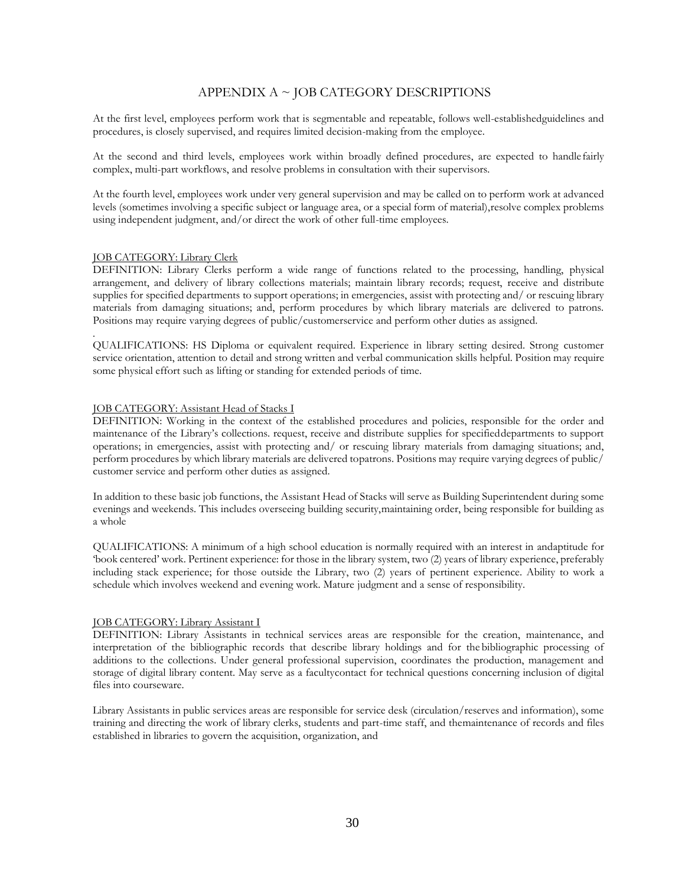## APPENDIX A ~ JOB CATEGORY DESCRIPTIONS

At the first level, employees perform work that is segmentable and repeatable, follows well-establishedguidelines and procedures, is closely supervised, and requires limited decision-making from the employee.

At the second and third levels, employees work within broadly defined procedures, are expected to handle fairly complex, multi-part workflows, and resolve problems in consultation with their supervisors.

At the fourth level, employees work under very general supervision and may be called on to perform work at advanced levels (sometimes involving a specific subject or language area, or a special form of material),resolve complex problems using independent judgment, and/or direct the work of other full-time employees.

JOB CATEGORY: Library Clerk

DEFINITION: Library Clerks perform a wide range of functions related to the processing, handling, physical arrangement, and delivery of library collections materials; maintain library records; request, receive and distribute supplies for specified departments to support operations; in emergencies, assist with protecting and/ or rescuing library materials from damaging situations; and, perform procedures by which library materials are delivered to patrons. Positions may require varying degrees of public/customerservice and perform other duties as assigned.

.

QUALIFICATIONS: HS Diploma or equivalent required. Experience in library setting desired. Strong customer service orientation, attention to detail and strong written and verbal communication skills helpful. Position may require some physical effort such as lifting or standing for extended periods of time.

JOB CATEGORY: Assistant Head of Stacks I

DEFINITION: Working in the context of the established procedures and policies, responsible for the order and maintenance of the Library's collections. request, receive and distribute supplies for specifieddepartments to support operations; in emergencies, assist with protecting and/ or rescuing library materials from damaging situations; and, perform procedures by which library materials are delivered topatrons. Positions may require varying degrees of public/ customer service and perform other duties as assigned.

In addition to these basic job functions, the Assistant Head of Stacks will serve as Building Superintendent during some evenings and weekends. This includes overseeing building security,maintaining order, being responsible for building as a whole

QUALIFICATIONS: A minimum of a high school education is normally required with an interest in andaptitude for 'book centered' work. Pertinent experience: for those in the library system, two (2) years of library experience, preferably including stack experience; for those outside the Library, two (2) years of pertinent experience. Ability to work a schedule which involves weekend and evening work. Mature judgment and a sense of responsibility.

JOB CATEGORY: Library Assistant I

DEFINITION: Library Assistants in technical services areas are responsible for the creation, maintenance, and interpretation of the bibliographic records that describe library holdings and for the bibliographic processing of additions to the collections. Under general professional supervision, coordinates the production, management and storage of digital library content. May serve as a facultycontact for technical questions concerning inclusion of digital files into courseware.

Library Assistants in public services areas are responsible for service desk (circulation/reserves and information), some training and directing the work of library clerks, students and part-time staff, and themaintenance of records and files established in libraries to govern the acquisition, organization, and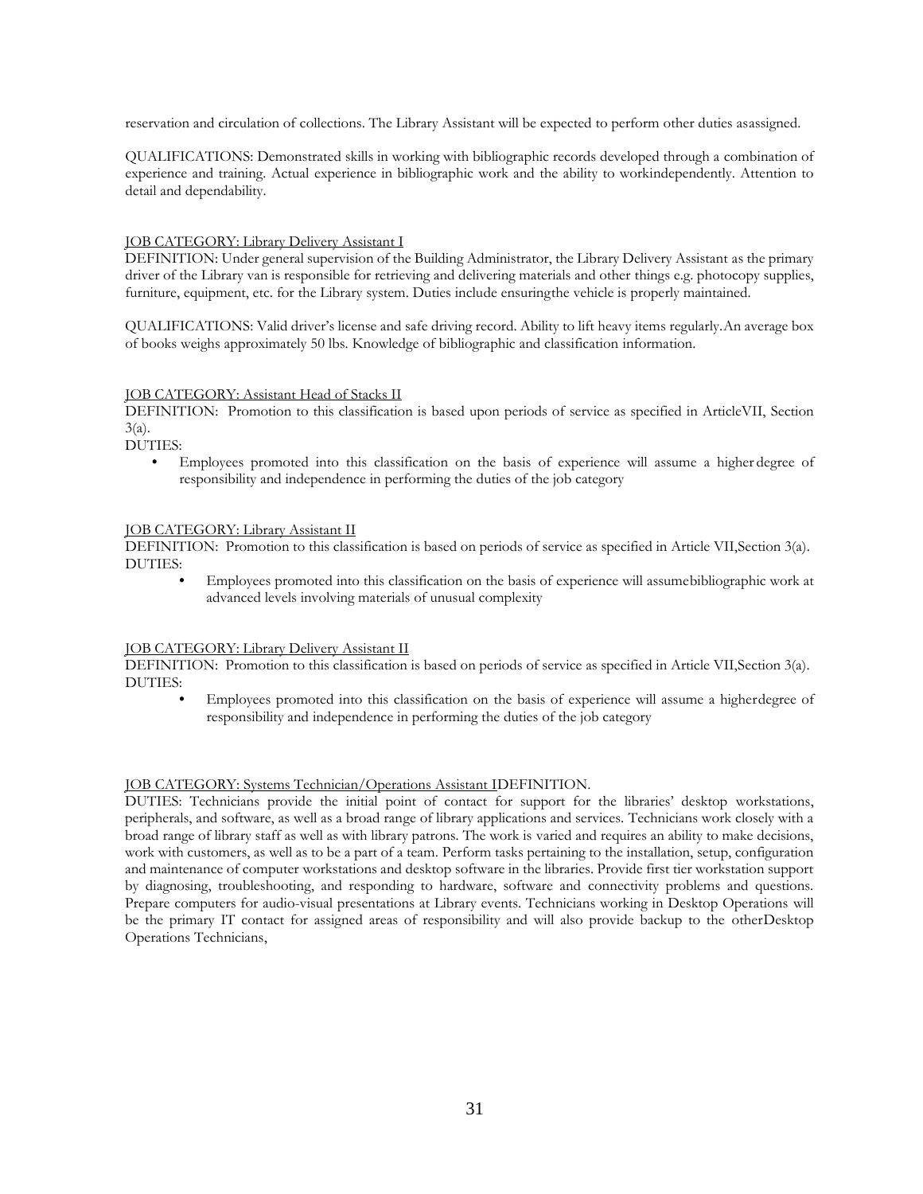reservation and circulation of collections. The Library Assistant will be expected to perform other duties asassigned.

QUALIFICATIONS: Demonstrated skills in working with bibliographic records developed through a combination of experience and training. Actual experience in bibliographic work and the ability to workindependently. Attention to detail and dependability.

JOB CATEGORY: Library Delivery Assistant I

DEFINITION: Under general supervision of the Building Administrator, the Library Delivery Assistant as the primary driver of the Library van is responsible for retrieving and delivering materials and other things e.g. photocopy supplies, furniture, equipment, etc. for the Library system. Duties include ensuringthe vehicle is properly maintained.

QUALIFICATIONS: Valid driver's license and safe driving record. Ability to lift heavy items regularly.An average box of books weighs approximately 50 lbs. Knowledge of bibliographic and classification information.

JOB CATEGORY: Assistant Head of Stacks II

DEFINITION: Promotion to this classification is based upon periods of service as specified in ArticleVII, Section 3(a).

DUTIES:

- Employees promoted into this classification on the basis of experience will assume a higher degree of responsibility and independence in performing the duties of the job category

JOB CATEGORY: Library Assistant II

DEFINITION: Promotion to this classification is based on periods of service as specified in Article VII,Section 3(a).

DUTIES:

- Employees promoted into this classification on the basis of experience will assumebibliographic work at advanced levels involving materials of unusual complexity

JOB CATEGORY: Library Delivery Assistant II

DEFINITION: Promotion to this classification is based on periods of service as specified in Article VII,Section 3(a).

DUTIES:

- Employees promoted into this classification on the basis of experience will assume a higherdegree of responsibility and independence in performing the duties of the job category

JOB CATEGORY: Systems Technician/Operations Assistant IDEFINITION.

DUTIES: Technicians provide the initial point of contact for support for the libraries' desktop workstations, peripherals, and software, as well as a broad range of library applications and services. Technicians work closely with a broad range of library staff as well as with library patrons. The work is varied and requires an ability to make decisions, work with customers, as well as to be a part of a team. Perform tasks pertaining to the installation, setup, configuration and maintenance of computer workstations and desktop software in the libraries. Provide first tier workstation support by diagnosing, troubleshooting, and responding to hardware, software and connectivity problems and questions. Prepare computers for audio-visual presentations at Library events. Technicians working in Desktop Operations will be the primary IT contact for assigned areas of responsibility and will also provide backup to the otherDesktop Operations Technicians,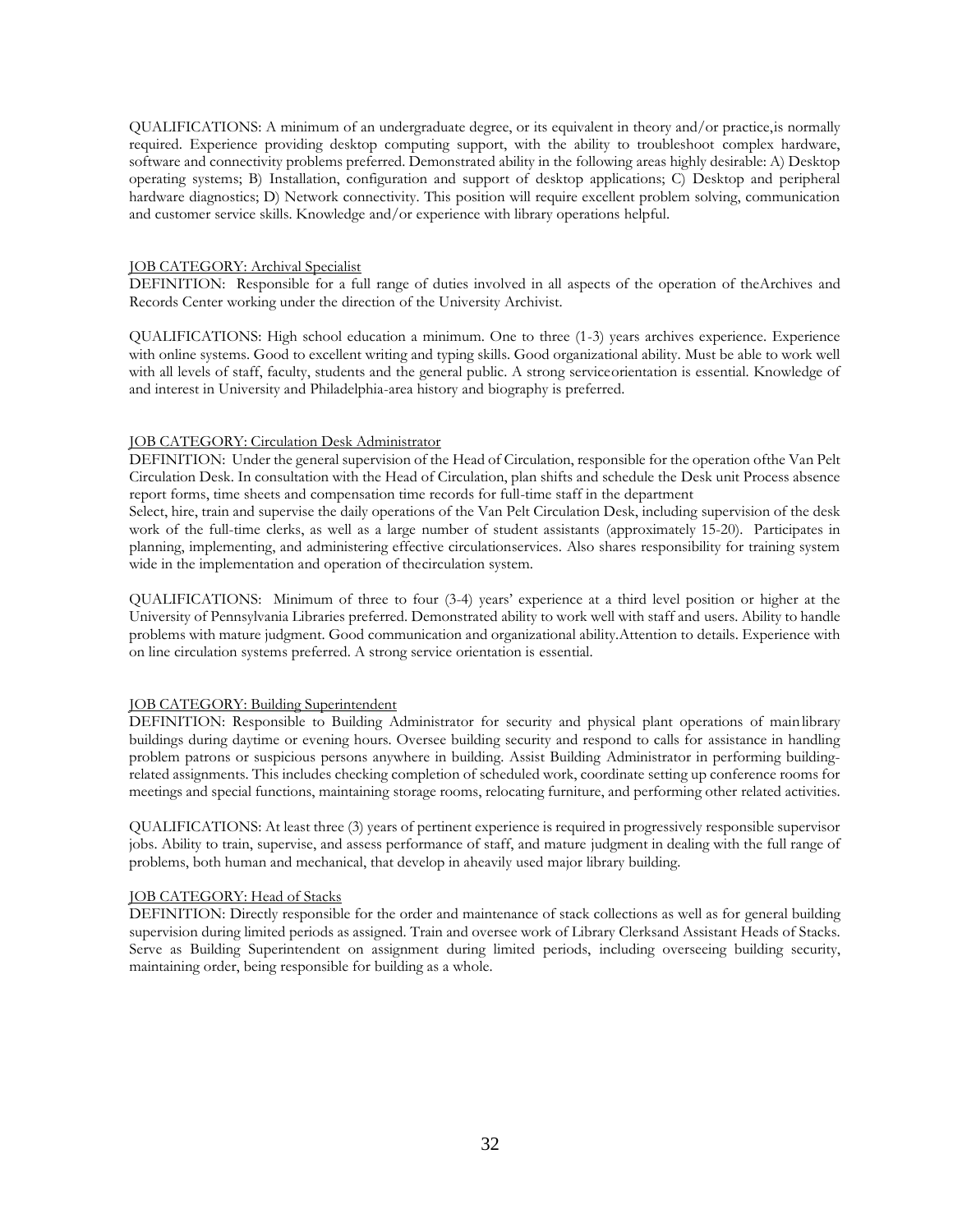QUALIFICATIONS: A minimum of an undergraduate degree, or its equivalent in theory and/or practice,is normally required. Experience providing desktop computing support, with the ability to troubleshoot complex hardware, software and connectivity problems preferred. Demonstrated ability in the following areas highly desirable: A) Desktop operating systems; B) Installation, configuration and support of desktop applications; C) Desktop and peripheral hardware diagnostics; D) Network connectivity. This position will require excellent problem solving, communication and customer service skills. Knowledge and/or experience with library operations helpful.

JOB CATEGORY: Archival Specialist

DEFINITION: Responsible for a full range of duties involved in all aspects of the operation of theArchives and Records Center working under the direction of the University Archivist.

QUALIFICATIONS: High school education a minimum. One to three (1-3) years archives experience. Experience with online systems. Good to excellent writing and typing skills. Good organizational ability. Must be able to work well with all levels of staff, faculty, students and the general public. A strong serviceorientation is essential. Knowledge of and interest in University and Philadelphia-area history and biography is preferred.

JOB CATEGORY: Circulation Desk Administrator

DEFINITION: Under the general supervision of the Head of Circulation, responsible for the operation ofthe Van Pelt Circulation Desk. In consultation with the Head of Circulation, plan shifts and schedule the Desk unit Process absence report forms, time sheets and compensation time records for full-time staff in the department

Select, hire, train and supervise the daily operations of the Van Pelt Circulation Desk, including supervision of the desk work of the full-time clerks, as well as a large number of student assistants (approximately 15-20). Participates in planning, implementing, and administering effective circulationservices. Also shares responsibility for training system wide in the implementation and operation of thecirculation system.

QUALIFICATIONS: Minimum of three to four (3-4) years' experience at a third level position or higher at the University of Pennsylvania Libraries preferred. Demonstrated ability to work well with staff and users. Ability to handle problems with mature judgment. Good communication and organizational ability.Attention to details. Experience with on line circulation systems preferred. A strong service orientation is essential.

JOB CATEGORY: Building Superintendent

DEFINITION: Responsible to Building Administrator for security and physical plant operations of mainlibrary buildings during daytime or evening hours. Oversee building security and respond to calls for assistance in handling problem patrons or suspicious persons anywhere in building. Assist Building Administrator in performing building-related assignments. This includes checking completion of scheduled work, coordinate setting up conference rooms for meetings and special functions, maintaining storage rooms, relocating furniture, and performing other related activities.

QUALIFICATIONS: At least three (3) years of pertinent experience is required in progressively responsible supervisor jobs. Ability to train, supervise, and assess performance of staff, and mature judgment in dealing with the full range of problems, both human and mechanical, that develop in aheavily used major library building.

JOB CATEGORY: Head of Stacks

DEFINITION: Directly responsible for the order and maintenance of stack collections as well as for general building supervision during limited periods as assigned. Train and oversee work of Library Clerksand Assistant Heads of Stacks. Serve as Building Superintendent on assignment during limited periods, including overseeing building security, maintaining order, being responsible for building as a whole.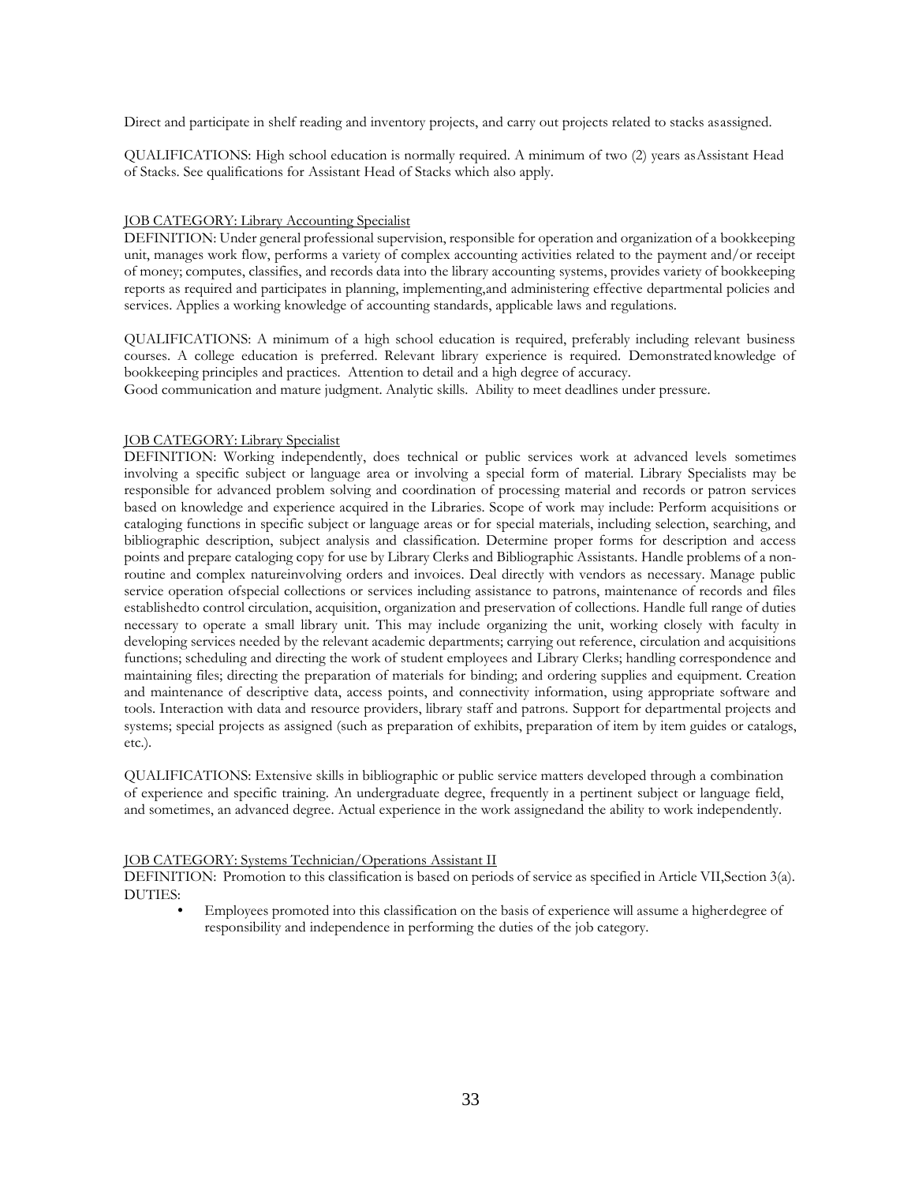Direct and participate in shelf reading and inventory projects, and carry out projects related to stacks asassigned.

QUALIFICATIONS: High school education is normally required. A minimum of two (2) years asAssistant Head of Stacks. See qualifications for Assistant Head of Stacks which also apply.

JOB CATEGORY: Library Accounting Specialist
DEFINITION: Under general professional supervision, responsible for operation and organization of a bookkeeping unit, manages work flow, performs a variety of complex accounting activities related to the payment and/or receipt of money; computes, classifies, and records data into the library accounting systems, provides variety of bookkeeping reports as required and participates in planning, implementing,and administering effective departmental policies and services. Applies a working knowledge of accounting standards, applicable laws and regulations.

QUALIFICATIONS: A minimum of a high school education is required, preferably including relevant business courses. A college education is preferred. Relevant library experience is required. Demonstratedknowledge of bookkeeping principles and practices. Attention to detail and a high degree of accuracy.
Good communication and mature judgment. Analytic skills. Ability to meet deadlines under pressure.

JOB CATEGORY: Library Specialist
DEFINITION: Working independently, does technical or public services work at advanced levels sometimes involving a specific subject or language area or involving a special form of material. Library Specialists may be responsible for advanced problem solving and coordination of processing material and records or patron services based on knowledge and experience acquired in the Libraries. Scope of work may include: Perform acquisitions or cataloging functions in specific subject or language areas or for special materials, including selection, searching, and bibliographic description, subject analysis and classification. Determine proper forms for description and access points and prepare cataloging copy for use by Library Clerks and Bibliographic Assistants. Handle problems of a non-routine and complex natureinvolving orders and invoices. Deal directly with vendors as necessary. Manage public service operation ofspecial collections or services including assistance to patrons, maintenance of records and files establishedto control circulation, acquisition, organization and preservation of collections. Handle full range of duties necessary to operate a small library unit. This may include organizing the unit, working closely with faculty in developing services needed by the relevant academic departments; carrying out reference, circulation and acquisitions functions; scheduling and directing the work of student employees and Library Clerks; handling correspondence and maintaining files; directing the preparation of materials for binding; and ordering supplies and equipment. Creation and maintenance of descriptive data, access points, and connectivity information, using appropriate software and tools. Interaction with data and resource providers, library staff and patrons. Support for departmental projects and systems; special projects as assigned (such as preparation of exhibits, preparation of item by item guides or catalogs, etc.).

QUALIFICATIONS: Extensive skills in bibliographic or public service matters developed through a combination of experience and specific training. An undergraduate degree, frequently in a pertinent subject or language field, and sometimes, an advanced degree. Actual experience in the work assignedand the ability to work independently.

JOB CATEGORY: Systems Technician/Operations Assistant II
DEFINITION: Promotion to this classification is based on periods of service as specified in Article VII,Section 3(a).
DUTIES:

- Employees promoted into this classification on the basis of experience will assume a higherdegree of responsibility and independence in performing the duties of the job category.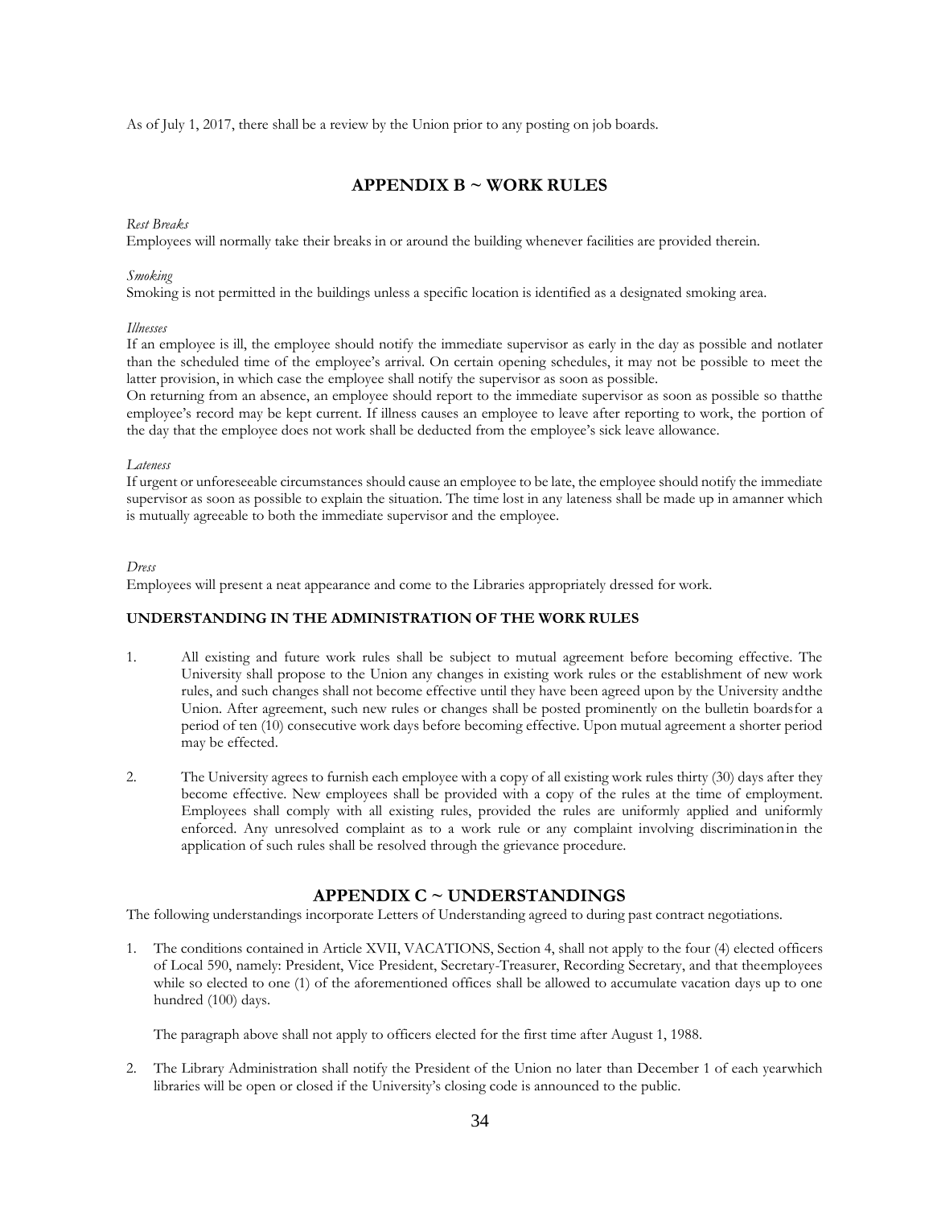As of July 1, 2017, there shall be a review by the Union prior to any posting on job boards.

## APPENDIX B ~ WORK RULES

*Rest Breaks*
Employees will normally take their breaks in or around the building whenever facilities are provided therein.

*Smoking*
Smoking is not permitted in the buildings unless a specific location is identified as a designated smoking area.

*Illnesses*
If an employee is ill, the employee should notify the immediate supervisor as early in the day as possible and notlater than the scheduled time of the employee's arrival. On certain opening schedules, it may not be possible to meet the latter provision, in which case the employee shall notify the supervisor as soon as possible.
On returning from an absence, an employee should report to the immediate supervisor as soon as possible so thatthe employee's record may be kept current. If illness causes an employee to leave after reporting to work, the portion of the day that the employee does not work shall be deducted from the employee's sick leave allowance.

*Lateness*
If urgent or unforeseeable circumstances should cause an employee to be late, the employee should notify the immediate supervisor as soon as possible to explain the situation. The time lost in any lateness shall be made up in amanner which is mutually agreeable to both the immediate supervisor and the employee.

*Dress*
Employees will present a neat appearance and come to the Libraries appropriately dressed for work.

**UNDERSTANDING IN THE ADMINISTRATION OF THE WORK RULES**

1. All existing and future work rules shall be subject to mutual agreement before becoming effective. The University shall propose to the Union any changes in existing work rules or the establishment of new work rules, and such changes shall not become effective until they have been agreed upon by the University andthe Union. After agreement, such new rules or changes shall be posted prominently on the bulletin boardsfor a period of ten (10) consecutive work days before becoming effective. Upon mutual agreement a shorter period may be effected.

2. The University agrees to furnish each employee with a copy of all existing work rules thirty (30) days after they become effective. New employees shall be provided with a copy of the rules at the time of employment. Employees shall comply with all existing rules, provided the rules are uniformly applied and uniformly enforced. Any unresolved complaint as to a work rule or any complaint involving discriminationin the application of such rules shall be resolved through the grievance procedure.

## APPENDIX C ~ UNDERSTANDINGS

The following understandings incorporate Letters of Understanding agreed to during past contract negotiations.

1. The conditions contained in Article XVII, VACATIONS, Section 4, shall not apply to the four (4) elected officers of Local 590, namely: President, Vice President, Secretary-Treasurer, Recording Secretary, and that theemployees while so elected to one (1) of the aforementioned offices shall be allowed to accumulate vacation days up to one hundred (100) days.

   The paragraph above shall not apply to officers elected for the first time after August 1, 1988.

2. The Library Administration shall notify the President of the Union no later than December 1 of each yearwhich libraries will be open or closed if the University's closing code is announced to the public.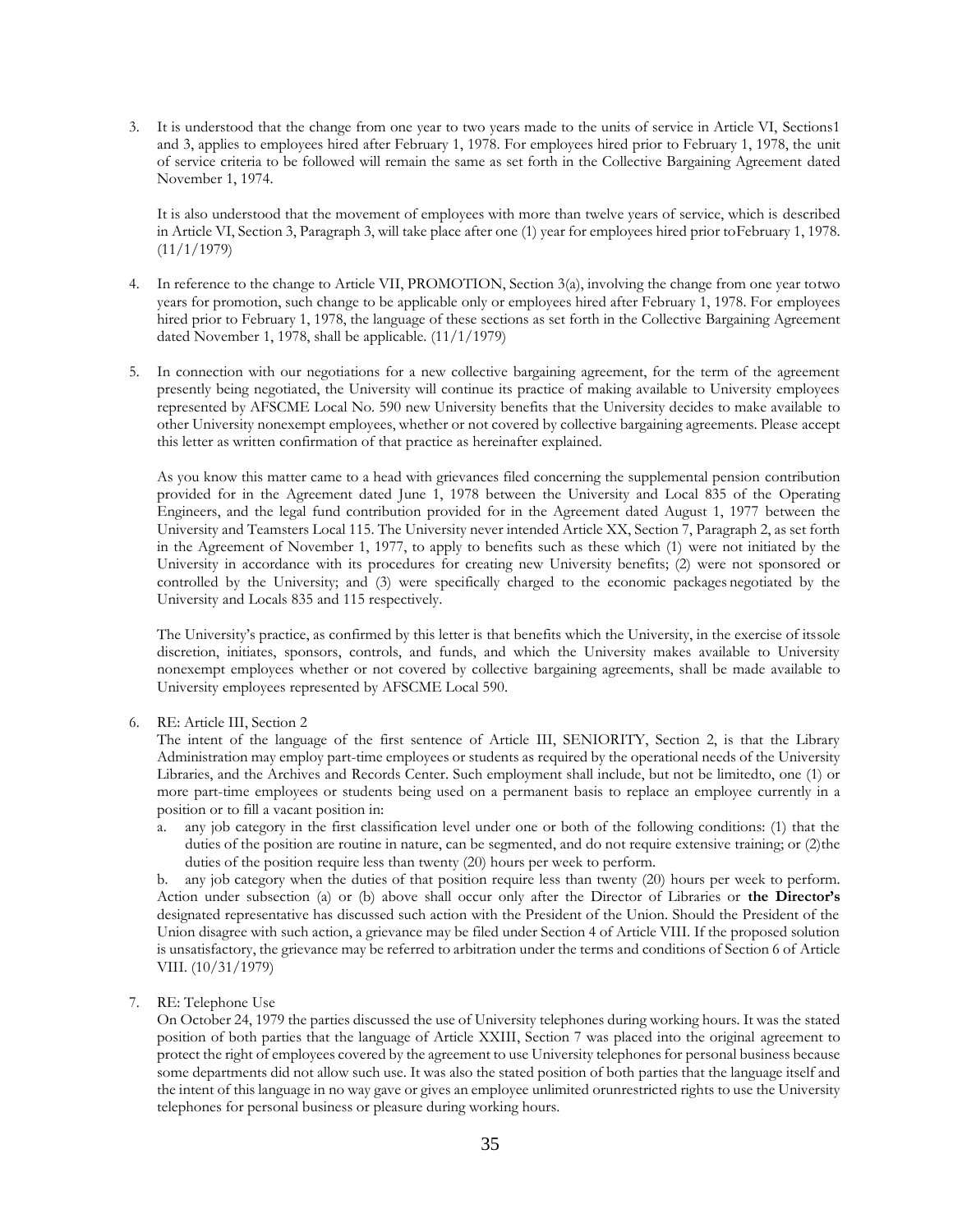3. It is understood that the change from one year to two years made to the units of service in Article VI, Sections1 and 3, applies to employees hired after February 1, 1978. For employees hired prior to February 1, 1978, the unit of service criteria to be followed will remain the same as set forth in the Collective Bargaining Agreement dated November 1, 1974.

   It is also understood that the movement of employees with more than twelve years of service, which is described in Article VI, Section 3, Paragraph 3, will take place after one (1) year for employees hired prior toFebruary 1, 1978. (11/1/1979)

4. In reference to the change to Article VII, PROMOTION, Section 3(a), involving the change from one year totwo years for promotion, such change to be applicable only or employees hired after February 1, 1978. For employees hired prior to February 1, 1978, the language of these sections as set forth in the Collective Bargaining Agreement dated November 1, 1978, shall be applicable. (11/1/1979)

5. In connection with our negotiations for a new collective bargaining agreement, for the term of the agreement presently being negotiated, the University will continue its practice of making available to University employees represented by AFSCME Local No. 590 new University benefits that the University decides to make available to other University nonexempt employees, whether or not covered by collective bargaining agreements. Please accept this letter as written confirmation of that practice as hereinafter explained.

   As you know this matter came to a head with grievances filed concerning the supplemental pension contribution provided for in the Agreement dated June 1, 1978 between the University and Local 835 of the Operating Engineers, and the legal fund contribution provided for in the Agreement dated August 1, 1977 between the University and Teamsters Local 115. The University never intended Article XX, Section 7, Paragraph 2, as set forth in the Agreement of November 1, 1977, to apply to benefits such as these which (1) were not initiated by the University in accordance with its procedures for creating new University benefits; (2) were not sponsored or controlled by the University; and (3) were specifically charged to the economic packages negotiated by the University and Locals 835 and 115 respectively.

   The University's practice, as confirmed by this letter is that benefits which the University, in the exercise of itssole discretion, initiates, sponsors, controls, and funds, and which the University makes available to University nonexempt employees whether or not covered by collective bargaining agreements, shall be made available to University employees represented by AFSCME Local 590.

6. RE: Article III, Section 2

   The intent of the language of the first sentence of Article III, SENIORITY, Section 2, is that the Library Administration may employ part-time employees or students as required by the operational needs of the University Libraries, and the Archives and Records Center. Such employment shall include, but not be limitedto, one (1) or more part-time employees or students being used on a permanent basis to replace an employee currently in a position or to fill a vacant position in:

   a. any job category in the first classification level under one or both of the following conditions: (1) that the duties of the position are routine in nature, can be segmented, and do not require extensive training; or (2)the duties of the position require less than twenty (20) hours per week to perform.

   b. any job category when the duties of that position require less than twenty (20) hours per week to perform.

   Action under subsection (a) or (b) above shall occur only after the Director of Libraries or **the Director's** designated representative has discussed such action with the President of the Union. Should the President of the Union disagree with such action, a grievance may be filed under Section 4 of Article VIII. If the proposed solution is unsatisfactory, the grievance may be referred to arbitration under the terms and conditions of Section 6 of Article VIII. (10/31/1979)

7. RE: Telephone Use

   On October 24, 1979 the parties discussed the use of University telephones during working hours. It was the stated position of both parties that the language of Article XXIII, Section 7 was placed into the original agreement to protect the right of employees covered by the agreement to use University telephones for personal business because some departments did not allow such use. It was also the stated position of both parties that the language itself and the intent of this language in no way gave or gives an employee unlimited orunrestricted rights to use the University telephones for personal business or pleasure during working hours.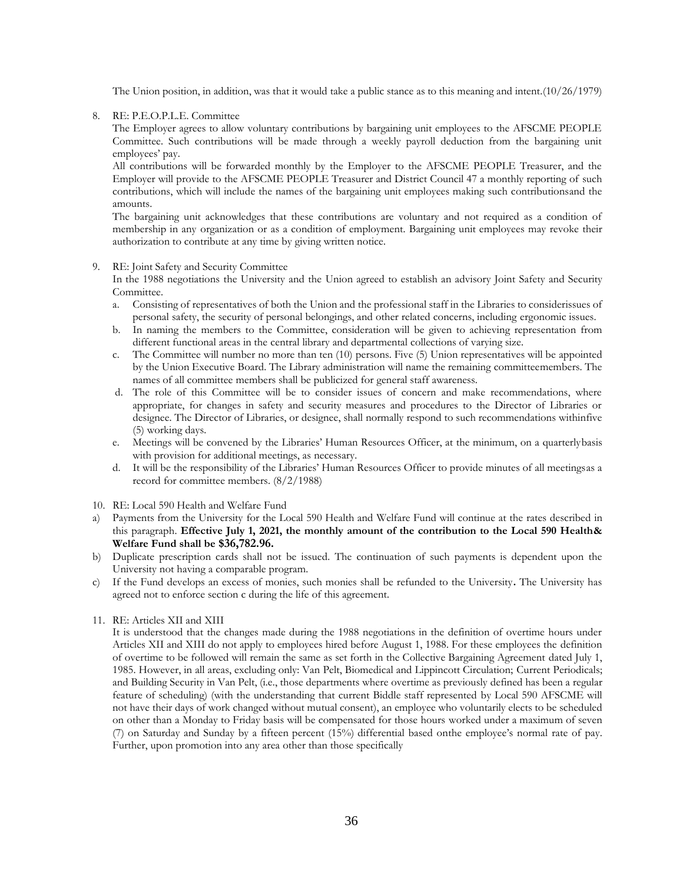The Union position, in addition, was that it would take a public stance as to this meaning and intent.(10/26/1979)

8. RE: P.E.O.P.L.E. Committee

   The Employer agrees to allow voluntary contributions by bargaining unit employees to the AFSCME PEOPLE Committee. Such contributions will be made through a weekly payroll deduction from the bargaining unit employees' pay.

   All contributions will be forwarded monthly by the Employer to the AFSCME PEOPLE Treasurer, and the Employer will provide to the AFSCME PEOPLE Treasurer and District Council 47 a monthly reporting of such contributions, which will include the names of the bargaining unit employees making such contributionsand the amounts.

   The bargaining unit acknowledges that these contributions are voluntary and not required as a condition of membership in any organization or as a condition of employment. Bargaining unit employees may revoke their authorization to contribute at any time by giving written notice.

9. RE: Joint Safety and Security Committee

   In the 1988 negotiations the University and the Union agreed to establish an advisory Joint Safety and Security Committee.

   a. Consisting of representatives of both the Union and the professional staff in the Libraries to considerissues of personal safety, the security of personal belongings, and other related concerns, including ergonomic issues.
   b. In naming the members to the Committee, consideration will be given to achieving representation from different functional areas in the central library and departmental collections of varying size.
   c. The Committee will number no more than ten (10) persons. Five (5) Union representatives will be appointed by the Union Executive Board. The Library administration will name the remaining committeemembers. The names of all committee members shall be publicized for general staff awareness.
   d. The role of this Committee will be to consider issues of concern and make recommendations, where appropriate, for changes in safety and security measures and procedures to the Director of Libraries or designee. The Director of Libraries, or designee, shall normally respond to such recommendations withinfive (5) working days.
   e. Meetings will be convened by the Libraries' Human Resources Officer, at the minimum, on a quarterlybasis with provision for additional meetings, as necessary.
   d. It will be the responsibility of the Libraries' Human Resources Officer to provide minutes of all meetingsas a record for committee members. (8/2/1988)

10. RE: Local 590 Health and Welfare Fund

a) Payments from the University for the Local 590 Health and Welfare Fund will continue at the rates described in this paragraph. **Effective July 1, 2021, the monthly amount of the contribution to the Local 590 Health& Welfare Fund shall be $36,782.96.**

b) Duplicate prescription cards shall not be issued. The continuation of such payments is dependent upon the University not having a comparable program.

c) If the Fund develops an excess of monies, such monies shall be refunded to the University**.** The University has agreed not to enforce section c during the life of this agreement.

11. RE: Articles XII and XIII

    It is understood that the changes made during the 1988 negotiations in the definition of overtime hours under Articles XII and XIII do not apply to employees hired before August 1, 1988. For these employees the definition of overtime to be followed will remain the same as set forth in the Collective Bargaining Agreement dated July 1, 1985. However, in all areas, excluding only: Van Pelt, Biomedical and Lippincott Circulation; Current Periodicals; and Building Security in Van Pelt, (i.e., those departments where overtime as previously defined has been a regular feature of scheduling) (with the understanding that current Biddle staff represented by Local 590 AFSCME will not have their days of work changed without mutual consent), an employee who voluntarily elects to be scheduled on other than a Monday to Friday basis will be compensated for those hours worked under a maximum of seven (7) on Saturday and Sunday by a fifteen percent (15%) differential based onthe employee's normal rate of pay. Further, upon promotion into any area other than those specifically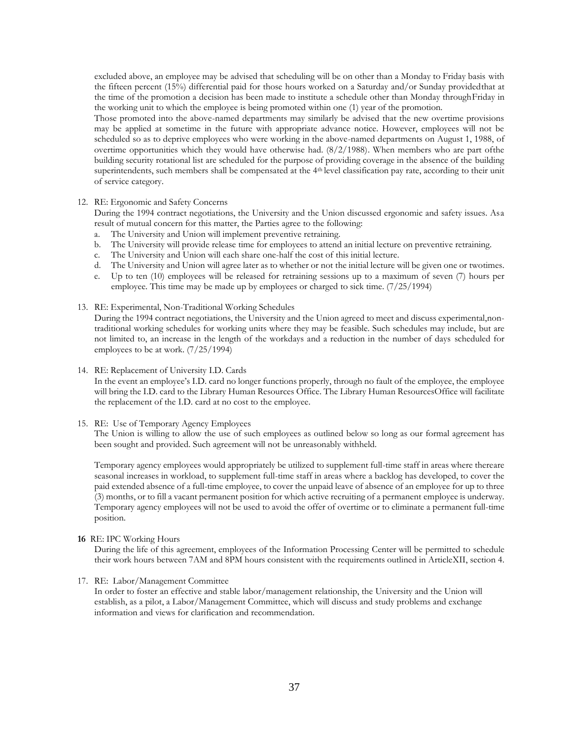excluded above, an employee may be advised that scheduling will be on other than a Monday to Friday basis with the fifteen percent (15%) differential paid for those hours worked on a Saturday and/or Sunday provided that at the time of the promotion a decision has been made to institute a schedule other than Monday through Friday in the working unit to which the employee is being promoted within one (1) year of the promotion.

Those promoted into the above-named departments may similarly be advised that the new overtime provisions may be applied at sometime in the future with appropriate advance notice. However, employees will not be scheduled so as to deprive employees who were working in the above-named departments on August 1, 1988, of overtime opportunities which they would have otherwise had. (8/2/1988). When members who are part of the building security rotational list are scheduled for the purpose of providing coverage in the absence of the building superintendents, such members shall be compensated at the 4th level classification pay rate, according to their unit of service category.

12. RE: Ergonomic and Safety Concerns

    During the 1994 contract negotiations, the University and the Union discussed ergonomic and safety issues. As a result of mutual concern for this matter, the Parties agree to the following:

    a. The University and Union will implement preventive retraining.
    b. The University will provide release time for employees to attend an initial lecture on preventive retraining.
    c. The University and Union will each share one-half the cost of this initial lecture.
    d. The University and Union will agree later as to whether or not the initial lecture will be given one or two times.
    e. Up to ten (10) employees will be released for retraining sessions up to a maximum of seven (7) hours per employee. This time may be made up by employees or charged to sick time. (7/25/1994)

13. RE: Experimental, Non-Traditional Working Schedules

    During the 1994 contract negotiations, the University and the Union agreed to meet and discuss experimental, non-traditional working schedules for working units where they may be feasible. Such schedules may include, but are not limited to, an increase in the length of the workdays and a reduction in the number of days scheduled for employees to be at work. (7/25/1994)

14. RE: Replacement of University I.D. Cards

    In the event an employee's I.D. card no longer functions properly, through no fault of the employee, the employee will bring the I.D. card to the Library Human Resources Office. The Library Human Resources Office will facilitate the replacement of the I.D. card at no cost to the employee.

15. RE: Use of Temporary Agency Employees

    The Union is willing to allow the use of such employees as outlined below so long as our formal agreement has been sought and provided. Such agreement will not be unreasonably withheld.

    Temporary agency employees would appropriately be utilized to supplement full-time staff in areas where there are seasonal increases in workload, to supplement full-time staff in areas where a backlog has developed, to cover the paid extended absence of a full-time employee, to cover the unpaid leave of absence of an employee for up to three (3) months, or to fill a vacant permanent position for which active recruiting of a permanent employee is underway. Temporary agency employees will not be used to avoid the offer of overtime or to eliminate a permanent full-time position.

**16** RE: IPC Working Hours

During the life of this agreement, employees of the Information Processing Center will be permitted to schedule their work hours between 7AM and 8PM hours consistent with the requirements outlined in Article XII, section 4.

17. RE: Labor/Management Committee

    In order to foster an effective and stable labor/management relationship, the University and the Union will establish, as a pilot, a Labor/Management Committee, which will discuss and study problems and exchange information and views for clarification and recommendation.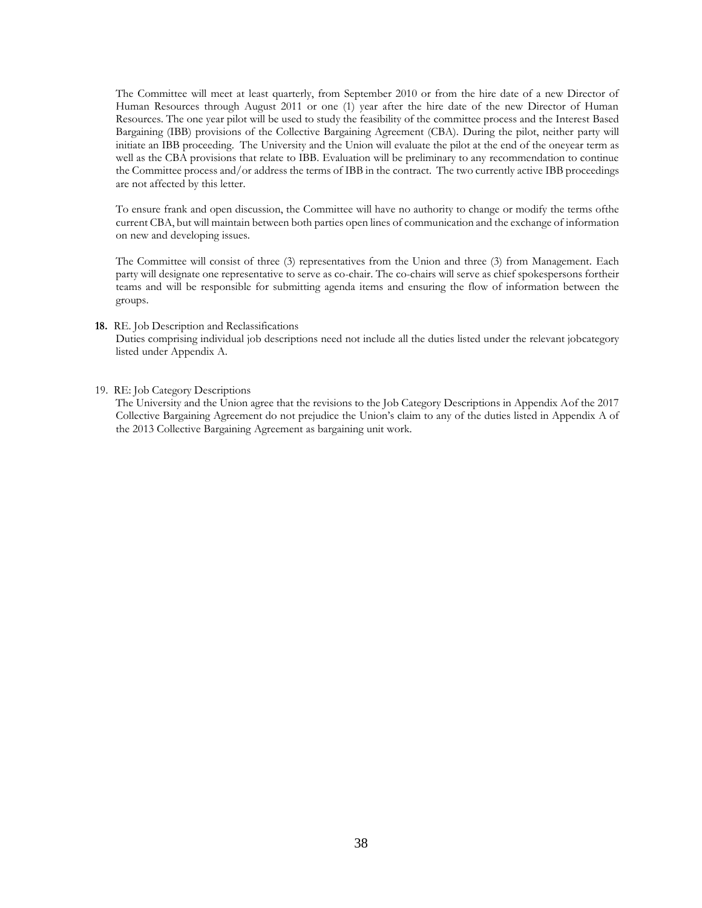The Committee will meet at least quarterly, from September 2010 or from the hire date of a new Director of Human Resources through August 2011 or one (1) year after the hire date of the new Director of Human Resources. The one year pilot will be used to study the feasibility of the committee process and the Interest Based Bargaining (IBB) provisions of the Collective Bargaining Agreement (CBA). During the pilot, neither party will initiate an IBB proceeding. The University and the Union will evaluate the pilot at the end of the oneyear term as well as the CBA provisions that relate to IBB. Evaluation will be preliminary to any recommendation to continue the Committee process and/or address the terms of IBB in the contract. The two currently active IBB proceedings are not affected by this letter.

To ensure frank and open discussion, the Committee will have no authority to change or modify the terms ofthe current CBA, but will maintain between both parties open lines of communication and the exchange of information on new and developing issues.

The Committee will consist of three (3) representatives from the Union and three (3) from Management. Each party will designate one representative to serve as co-chair. The co-chairs will serve as chief spokespersons fortheir teams and will be responsible for submitting agenda items and ensuring the flow of information between the groups.

**18.** RE. Job Description and Reclassifications

Duties comprising individual job descriptions need not include all the duties listed under the relevant jobcategory listed under Appendix A.

19. RE: Job Category Descriptions

The University and the Union agree that the revisions to the Job Category Descriptions in Appendix Aof the 2017 Collective Bargaining Agreement do not prejudice the Union's claim to any of the duties listed in Appendix A of the 2013 Collective Bargaining Agreement as bargaining unit work.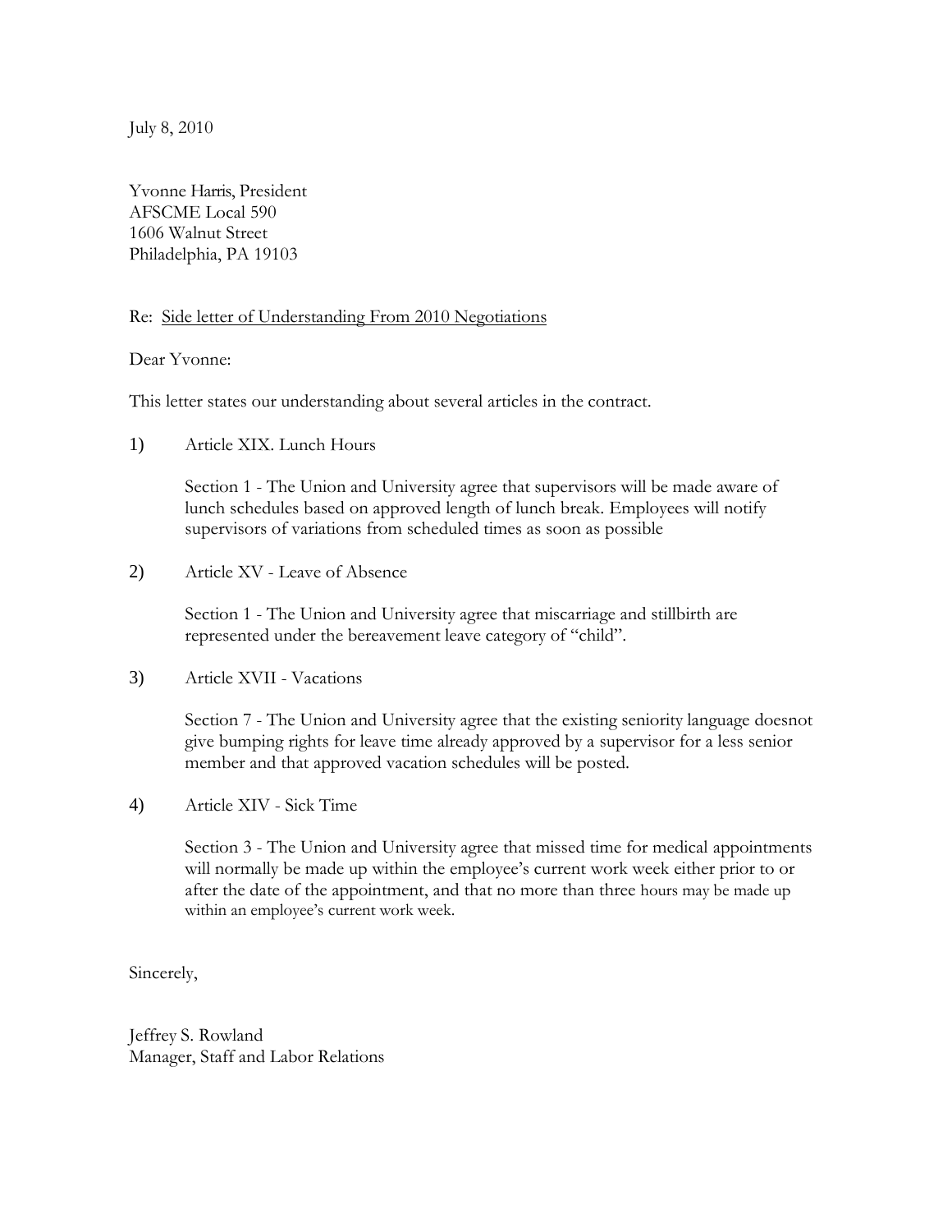July 8, 2010

Yvonne Harris, President
AFSCME Local 590
1606 Walnut Street
Philadelphia, PA 19103

Re: Side letter of Understanding From 2010 Negotiations

Dear Yvonne:

This letter states our understanding about several articles in the contract.

1) Article XIX. Lunch Hours

   Section 1 - The Union and University agree that supervisors will be made aware of lunch schedules based on approved length of lunch break. Employees will notify supervisors of variations from scheduled times as soon as possible

2) Article XV - Leave of Absence

   Section 1 - The Union and University agree that miscarriage and stillbirth are represented under the bereavement leave category of "child".

3) Article XVII - Vacations

   Section 7 - The Union and University agree that the existing seniority language doesnot give bumping rights for leave time already approved by a supervisor for a less senior member and that approved vacation schedules will be posted.

4) Article XIV - Sick Time

   Section 3 - The Union and University agree that missed time for medical appointments will normally be made up within the employee's current work week either prior to or after the date of the appointment, and that no more than three hours may be made up within an employee's current work week.

Sincerely,

Jeffrey S. Rowland
Manager, Staff and Labor Relations